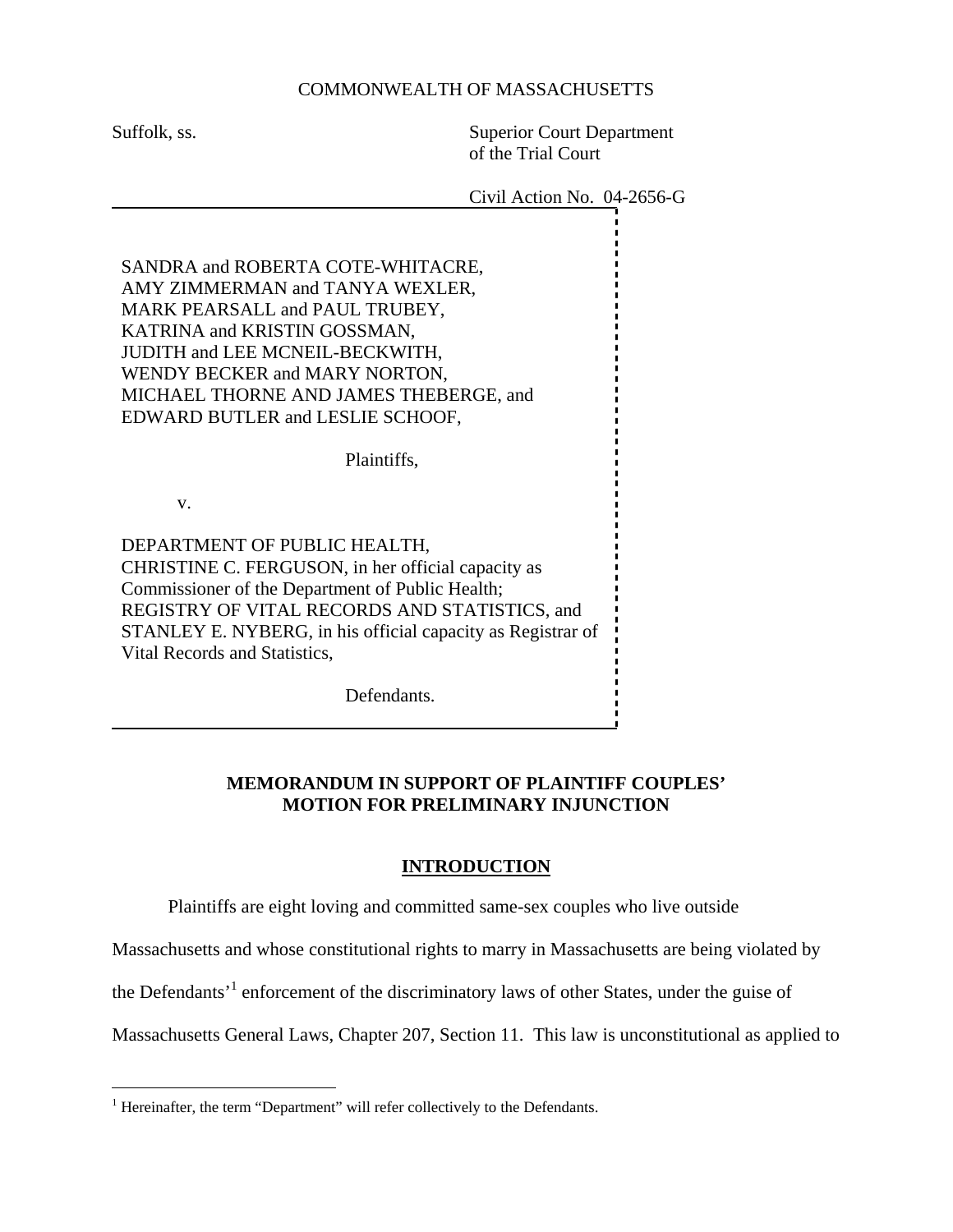COMMONWEALTH OF MASSACHUSETTS

Suffolk, ss. Superior Court Department of the Trial Court

Civil Action No. 04-2656-G

SANDRA and ROBERTA COTE-WHITACRE,
AMY ZIMMERMAN and TANYA WEXLER,
MARK PEARSALL and PAUL TRUBEY,
KATRINA and KRISTIN GOSSMAN,
JUDITH and LEE MCNEIL-BECKWITH,
WENDY BECKER and MARY NORTON,
MICHAEL THORNE AND JAMES THEBERGE, and
EDWARD BUTLER and LESLIE SCHOOF,

Plaintiffs,

v.

DEPARTMENT OF PUBLIC HEALTH,
CHRISTINE C. FERGUSON, in her official capacity as Commissioner of the Department of Public Health;
REGISTRY OF VITAL RECORDS AND STATISTICS, and
STANLEY E. NYBERG, in his official capacity as Registrar of Vital Records and Statistics,

Defendants.

**MEMORANDUM IN SUPPORT OF PLAINTIFF COUPLES' MOTION FOR PRELIMINARY INJUNCTION**

## INTRODUCTION

Plaintiffs are eight loving and committed same-sex couples who live outside Massachusetts and whose constitutional rights to marry in Massachusetts are being violated by the Defendants'[1] enforcement of the discriminatory laws of other States, under the guise of Massachusetts General Laws, Chapter 207, Section 11. This law is unconstitutional as applied to

[1] Hereinafter, the term "Department" will refer collectively to the Defendants.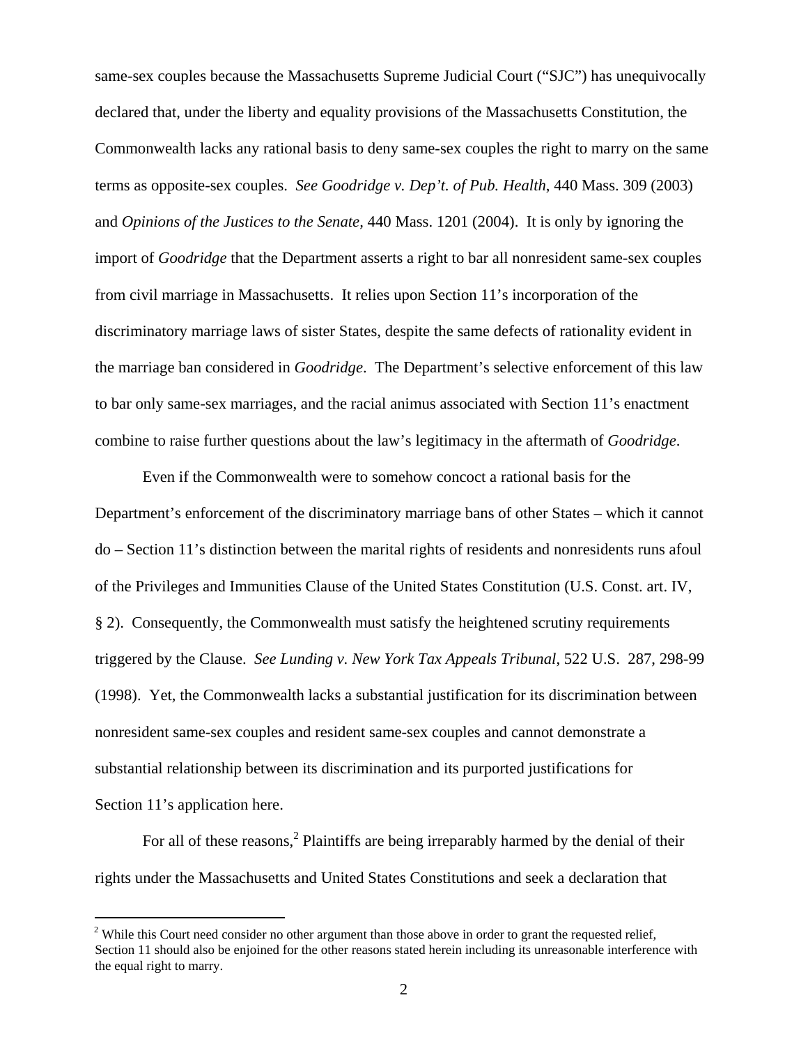same-sex couples because the Massachusetts Supreme Judicial Court ("SJC") has unequivocally declared that, under the liberty and equality provisions of the Massachusetts Constitution, the Commonwealth lacks any rational basis to deny same-sex couples the right to marry on the same terms as opposite-sex couples. *See Goodridge v. Dep't. of Pub. Health*, 440 Mass. 309 (2003) and *Opinions of the Justices to the Senate*, 440 Mass. 1201 (2004). It is only by ignoring the import of *Goodridge* that the Department asserts a right to bar all nonresident same-sex couples from civil marriage in Massachusetts. It relies upon Section 11's incorporation of the discriminatory marriage laws of sister States, despite the same defects of rationality evident in the marriage ban considered in *Goodridge*. The Department's selective enforcement of this law to bar only same-sex marriages, and the racial animus associated with Section 11's enactment combine to raise further questions about the law's legitimacy in the aftermath of *Goodridge*.

Even if the Commonwealth were to somehow concoct a rational basis for the Department's enforcement of the discriminatory marriage bans of other States – which it cannot do – Section 11's distinction between the marital rights of residents and nonresidents runs afoul of the Privileges and Immunities Clause of the United States Constitution (U.S. Const. art. IV, § 2). Consequently, the Commonwealth must satisfy the heightened scrutiny requirements triggered by the Clause. *See Lunding v. New York Tax Appeals Tribunal*, 522 U.S. 287, 298-99 (1998). Yet, the Commonwealth lacks a substantial justification for its discrimination between nonresident same-sex couples and resident same-sex couples and cannot demonstrate a substantial relationship between its discrimination and its purported justifications for Section 11's application here.

For all of these reasons,[2] Plaintiffs are being irreparably harmed by the denial of their rights under the Massachusetts and United States Constitutions and seek a declaration that

---

[2] While this Court need consider no other argument than those above in order to grant the requested relief, Section 11 should also be enjoined for the other reasons stated herein including its unreasonable interference with the equal right to marry.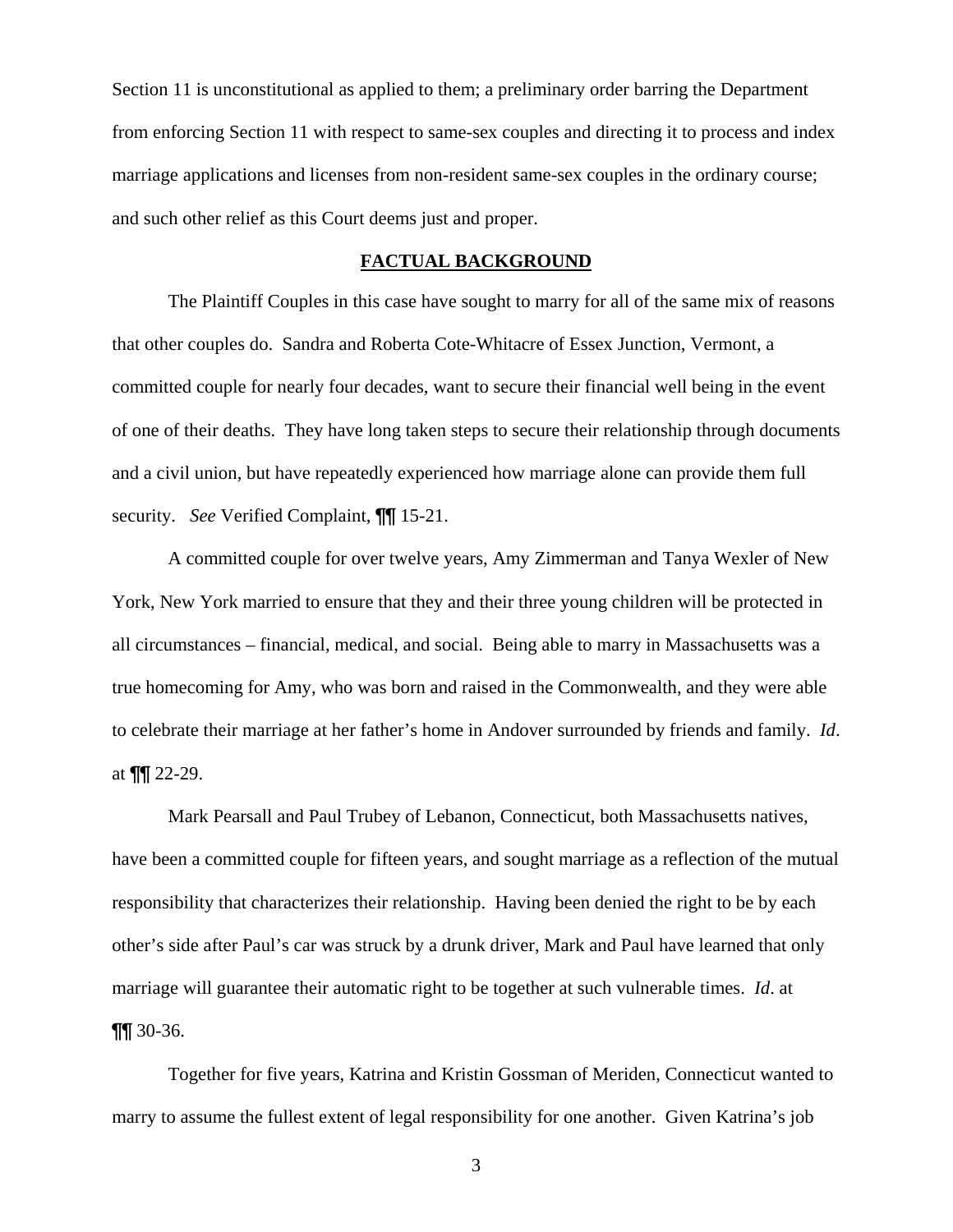Section 11 is unconstitutional as applied to them; a preliminary order barring the Department from enforcing Section 11 with respect to same-sex couples and directing it to process and index marriage applications and licenses from non-resident same-sex couples in the ordinary course; and such other relief as this Court deems just and proper.

## FACTUAL BACKGROUND

The Plaintiff Couples in this case have sought to marry for all of the same mix of reasons that other couples do. Sandra and Roberta Cote-Whitacre of Essex Junction, Vermont, a committed couple for nearly four decades, want to secure their financial well being in the event of one of their deaths. They have long taken steps to secure their relationship through documents and a civil union, but have repeatedly experienced how marriage alone can provide them full security. *See* Verified Complaint, ¶¶ 15-21.

A committed couple for over twelve years, Amy Zimmerman and Tanya Wexler of New York, New York married to ensure that they and their three young children will be protected in all circumstances – financial, medical, and social. Being able to marry in Massachusetts was a true homecoming for Amy, who was born and raised in the Commonwealth, and they were able to celebrate their marriage at her father's home in Andover surrounded by friends and family. *Id*. at ¶¶ 22-29.

Mark Pearsall and Paul Trubey of Lebanon, Connecticut, both Massachusetts natives, have been a committed couple for fifteen years, and sought marriage as a reflection of the mutual responsibility that characterizes their relationship. Having been denied the right to be by each other's side after Paul's car was struck by a drunk driver, Mark and Paul have learned that only marriage will guarantee their automatic right to be together at such vulnerable times. *Id*. at ¶¶ 30-36.

Together for five years, Katrina and Kristin Gossman of Meriden, Connecticut wanted to marry to assume the fullest extent of legal responsibility for one another. Given Katrina's job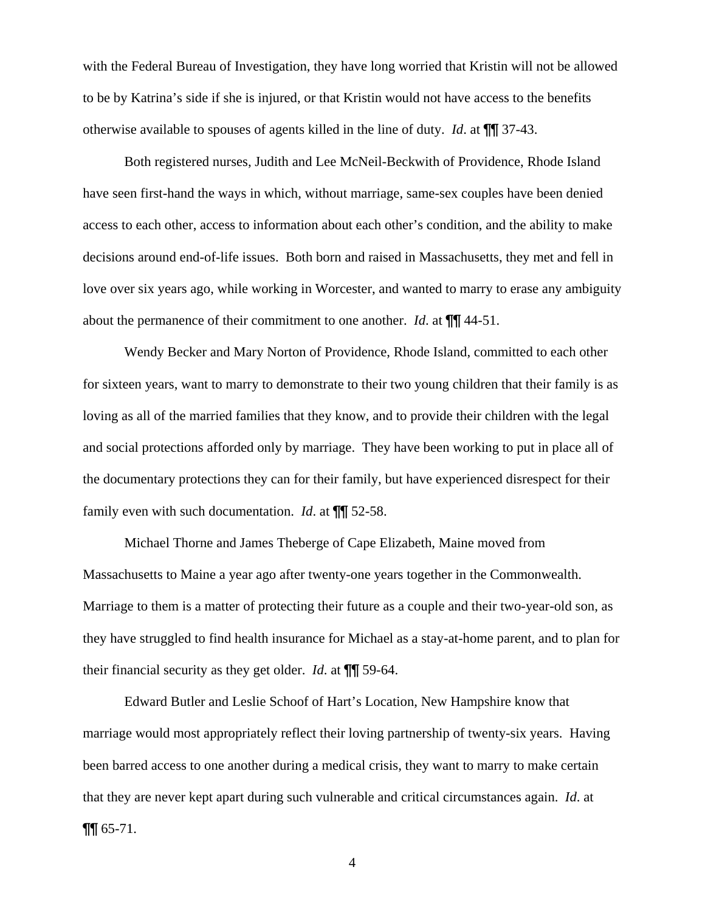with the Federal Bureau of Investigation, they have long worried that Kristin will not be allowed to be by Katrina's side if she is injured, or that Kristin would not have access to the benefits otherwise available to spouses of agents killed in the line of duty. *Id*. at ¶¶ 37-43.

Both registered nurses, Judith and Lee McNeil-Beckwith of Providence, Rhode Island have seen first-hand the ways in which, without marriage, same-sex couples have been denied access to each other, access to information about each other's condition, and the ability to make decisions around end-of-life issues. Both born and raised in Massachusetts, they met and fell in love over six years ago, while working in Worcester, and wanted to marry to erase any ambiguity about the permanence of their commitment to one another. *Id*. at ¶¶ 44-51.

Wendy Becker and Mary Norton of Providence, Rhode Island, committed to each other for sixteen years, want to marry to demonstrate to their two young children that their family is as loving as all of the married families that they know, and to provide their children with the legal and social protections afforded only by marriage. They have been working to put in place all of the documentary protections they can for their family, but have experienced disrespect for their family even with such documentation. *Id*. at ¶¶ 52-58.

Michael Thorne and James Theberge of Cape Elizabeth, Maine moved from Massachusetts to Maine a year ago after twenty-one years together in the Commonwealth. Marriage to them is a matter of protecting their future as a couple and their two-year-old son, as they have struggled to find health insurance for Michael as a stay-at-home parent, and to plan for their financial security as they get older. *Id*. at ¶¶ 59-64.

Edward Butler and Leslie Schoof of Hart's Location, New Hampshire know that marriage would most appropriately reflect their loving partnership of twenty-six years. Having been barred access to one another during a medical crisis, they want to marry to make certain that they are never kept apart during such vulnerable and critical circumstances again. *Id*. at ¶¶ 65-71.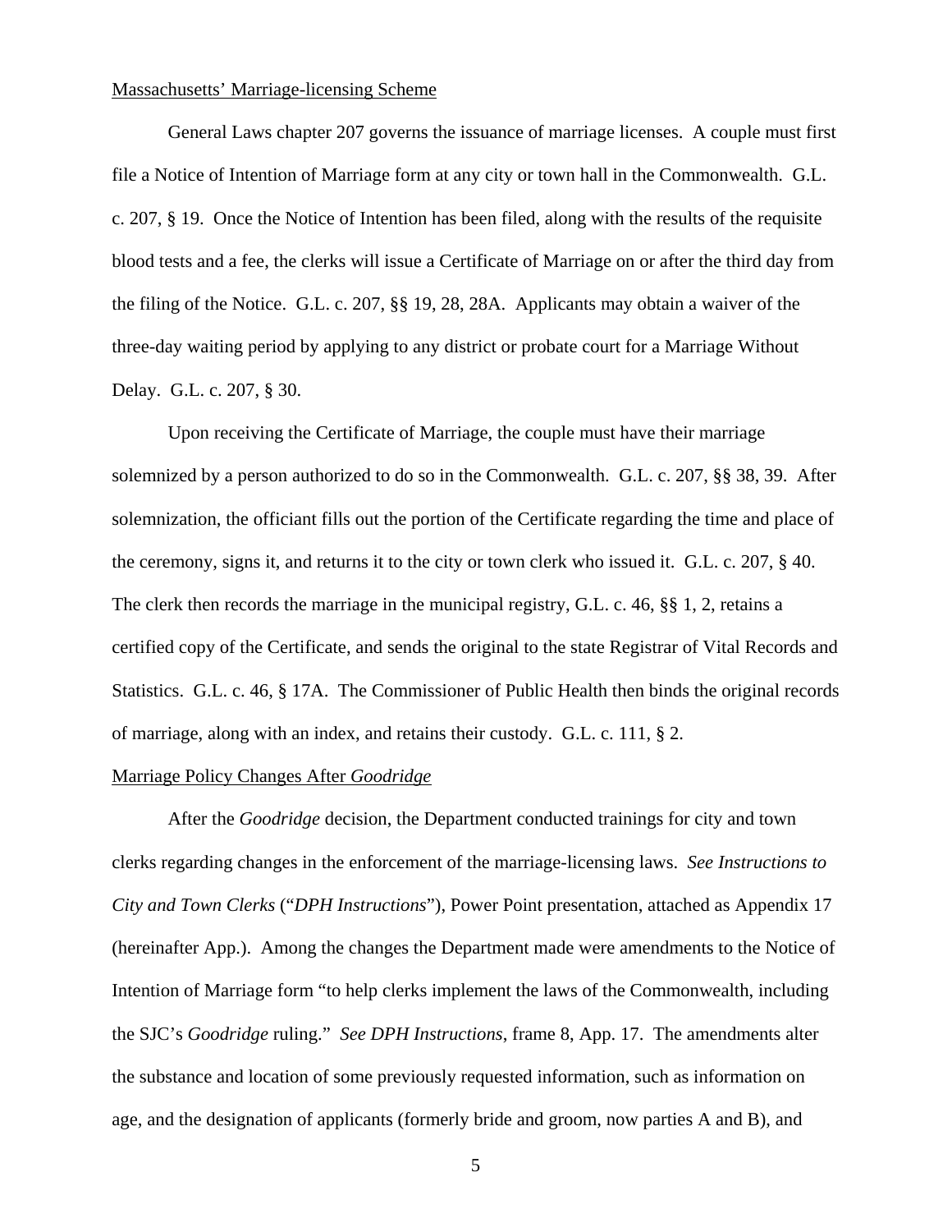<u>Massachusetts' Marriage-licensing Scheme</u>

General Laws chapter 207 governs the issuance of marriage licenses. A couple must first file a Notice of Intention of Marriage form at any city or town hall in the Commonwealth. G.L. c. 207, § 19. Once the Notice of Intention has been filed, along with the results of the requisite blood tests and a fee, the clerks will issue a Certificate of Marriage on or after the third day from the filing of the Notice. G.L. c. 207, §§ 19, 28, 28A. Applicants may obtain a waiver of the three-day waiting period by applying to any district or probate court for a Marriage Without Delay. G.L. c. 207, § 30.

Upon receiving the Certificate of Marriage, the couple must have their marriage solemnized by a person authorized to do so in the Commonwealth. G.L. c. 207, §§ 38, 39. After solemnization, the officiant fills out the portion of the Certificate regarding the time and place of the ceremony, signs it, and returns it to the city or town clerk who issued it. G.L. c. 207, § 40. The clerk then records the marriage in the municipal registry, G.L. c. 46, §§ 1, 2, retains a certified copy of the Certificate, and sends the original to the state Registrar of Vital Records and Statistics. G.L. c. 46, § 17A. The Commissioner of Public Health then binds the original records of marriage, along with an index, and retains their custody. G.L. c. 111, § 2.

<u>Marriage Policy Changes After *Goodridge*</u>

After the *Goodridge* decision, the Department conducted trainings for city and town clerks regarding changes in the enforcement of the marriage-licensing laws. *See Instructions to City and Town Clerks* ("*DPH Instructions*"), Power Point presentation, attached as Appendix 17 (hereinafter App.). Among the changes the Department made were amendments to the Notice of Intention of Marriage form "to help clerks implement the laws of the Commonwealth, including the SJC's *Goodridge* ruling." *See DPH Instructions*, frame 8, App. 17. The amendments alter the substance and location of some previously requested information, such as information on age, and the designation of applicants (formerly bride and groom, now parties A and B), and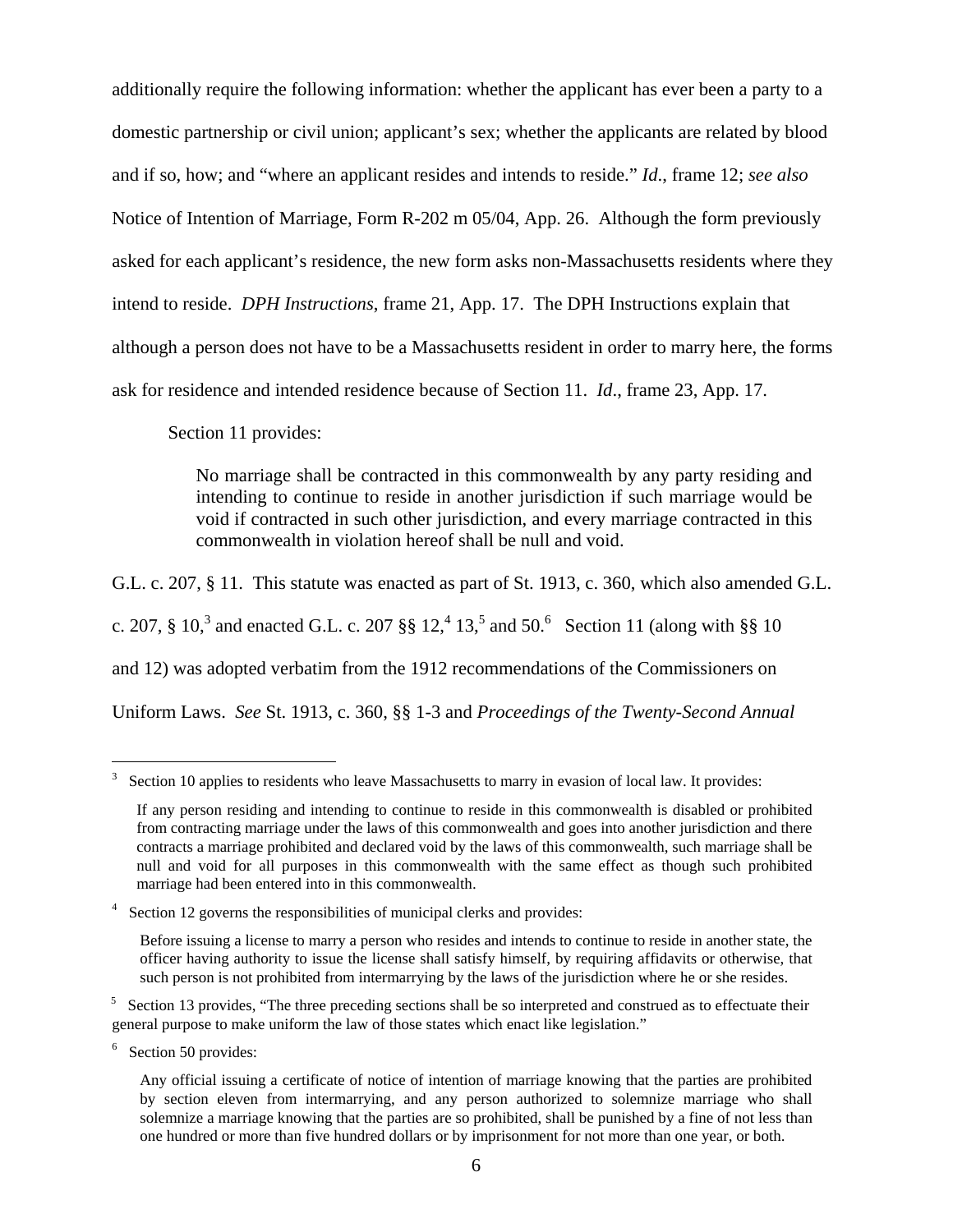additionally require the following information: whether the applicant has ever been a party to a domestic partnership or civil union; applicant's sex; whether the applicants are related by blood and if so, how; and "where an applicant resides and intends to reside." *Id*., frame 12; *see also* Notice of Intention of Marriage, Form R-202 m 05/04, App. 26. Although the form previously asked for each applicant's residence, the new form asks non-Massachusetts residents where they intend to reside. *DPH Instructions*, frame 21, App. 17. The DPH Instructions explain that although a person does not have to be a Massachusetts resident in order to marry here, the forms ask for residence and intended residence because of Section 11. *Id*., frame 23, App. 17.

Section 11 provides:

> No marriage shall be contracted in this commonwealth by any party residing and intending to continue to reside in another jurisdiction if such marriage would be void if contracted in such other jurisdiction, and every marriage contracted in this commonwealth in violation hereof shall be null and void.

G.L. c. 207, § 11. This statute was enacted as part of St. 1913, c. 360, which also amended G.L. c. 207, § 10,[3] and enacted G.L. c. 207 §§ 12,[4] 13,[5] and 50.[6] Section 11 (along with §§ 10 and 12) was adopted verbatim from the 1912 recommendations of the Commissioners on Uniform Laws. *See* St. 1913, c. 360, §§ 1-3 and *Proceedings of the Twenty-Second Annual*

---

[3] Section 10 applies to residents who leave Massachusetts to marry in evasion of local law. It provides:

> If any person residing and intending to continue to reside in this commonwealth is disabled or prohibited from contracting marriage under the laws of this commonwealth and goes into another jurisdiction and there contracts a marriage prohibited and declared void by the laws of this commonwealth, such marriage shall be null and void for all purposes in this commonwealth with the same effect as though such prohibited marriage had been entered into in this commonwealth.

[4] Section 12 governs the responsibilities of municipal clerks and provides:

> Before issuing a license to marry a person who resides and intends to continue to reside in another state, the officer having authority to issue the license shall satisfy himself, by requiring affidavits or otherwise, that such person is not prohibited from intermarrying by the laws of the jurisdiction where he or she resides.

[5] Section 13 provides, "The three preceding sections shall be so interpreted and construed as to effectuate their general purpose to make uniform the law of those states which enact like legislation."

[6] Section 50 provides:

> Any official issuing a certificate of notice of intention of marriage knowing that the parties are prohibited by section eleven from intermarrying, and any person authorized to solemnize marriage who shall solemnize a marriage knowing that the parties are so prohibited, shall be punished by a fine of not less than one hundred or more than five hundred dollars or by imprisonment for not more than one year, or both.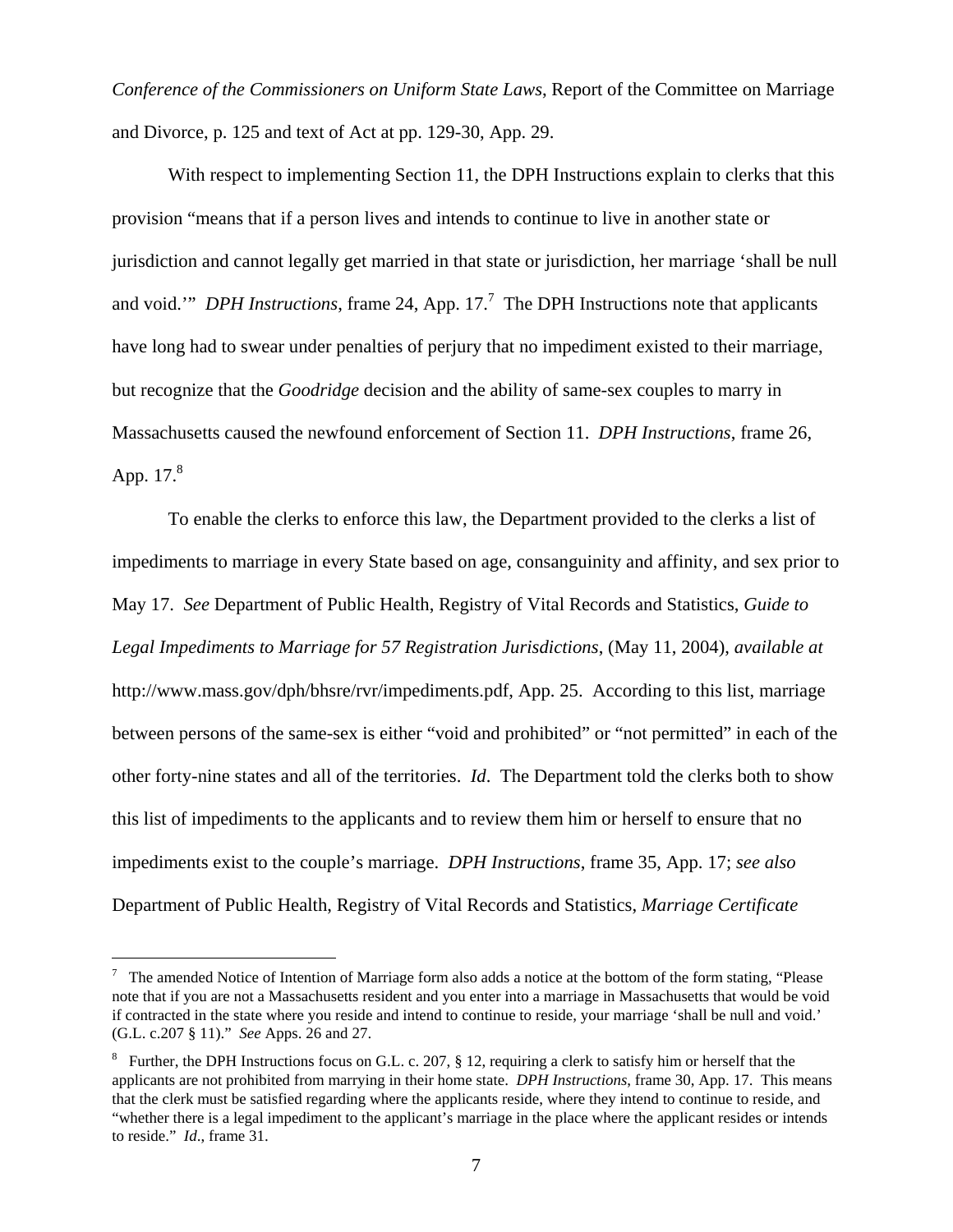*Conference of the Commissioners on Uniform State Laws*, Report of the Committee on Marriage and Divorce, p. 125 and text of Act at pp. 129-30, App. 29.

With respect to implementing Section 11, the DPH Instructions explain to clerks that this provision "means that if a person lives and intends to continue to live in another state or jurisdiction and cannot legally get married in that state or jurisdiction, her marriage 'shall be null and void.'" *DPH Instructions*, frame 24, App. 17.[7] The DPH Instructions note that applicants have long had to swear under penalties of perjury that no impediment existed to their marriage, but recognize that the *Goodridge* decision and the ability of same-sex couples to marry in Massachusetts caused the newfound enforcement of Section 11. *DPH Instructions*, frame 26, App. 17.[8]

To enable the clerks to enforce this law, the Department provided to the clerks a list of impediments to marriage in every State based on age, consanguinity and affinity, and sex prior to May 17. *See* Department of Public Health, Registry of Vital Records and Statistics, *Guide to Legal Impediments to Marriage for 57 Registration Jurisdictions*, (May 11, 2004), *available at* http://www.mass.gov/dph/bhsre/rvr/impediments.pdf, App. 25. According to this list, marriage between persons of the same-sex is either "void and prohibited" or "not permitted" in each of the other forty-nine states and all of the territories. *Id*. The Department told the clerks both to show this list of impediments to the applicants and to review them him or herself to ensure that no impediments exist to the couple's marriage. *DPH Instructions*, frame 35, App. 17; *see also* Department of Public Health, Registry of Vital Records and Statistics, *Marriage Certificate*

---

[7] The amended Notice of Intention of Marriage form also adds a notice at the bottom of the form stating, "Please note that if you are not a Massachusetts resident and you enter into a marriage in Massachusetts that would be void if contracted in the state where you reside and intend to continue to reside, your marriage 'shall be null and void.' (G.L. c.207 § 11)." *See* Apps. 26 and 27.

[8] Further, the DPH Instructions focus on G.L. c. 207, § 12, requiring a clerk to satisfy him or herself that the applicants are not prohibited from marrying in their home state. *DPH Instructions*, frame 30, App. 17. This means that the clerk must be satisfied regarding where the applicants reside, where they intend to continue to reside, and "whether there is a legal impediment to the applicant's marriage in the place where the applicant resides or intends to reside." *Id*., frame 31.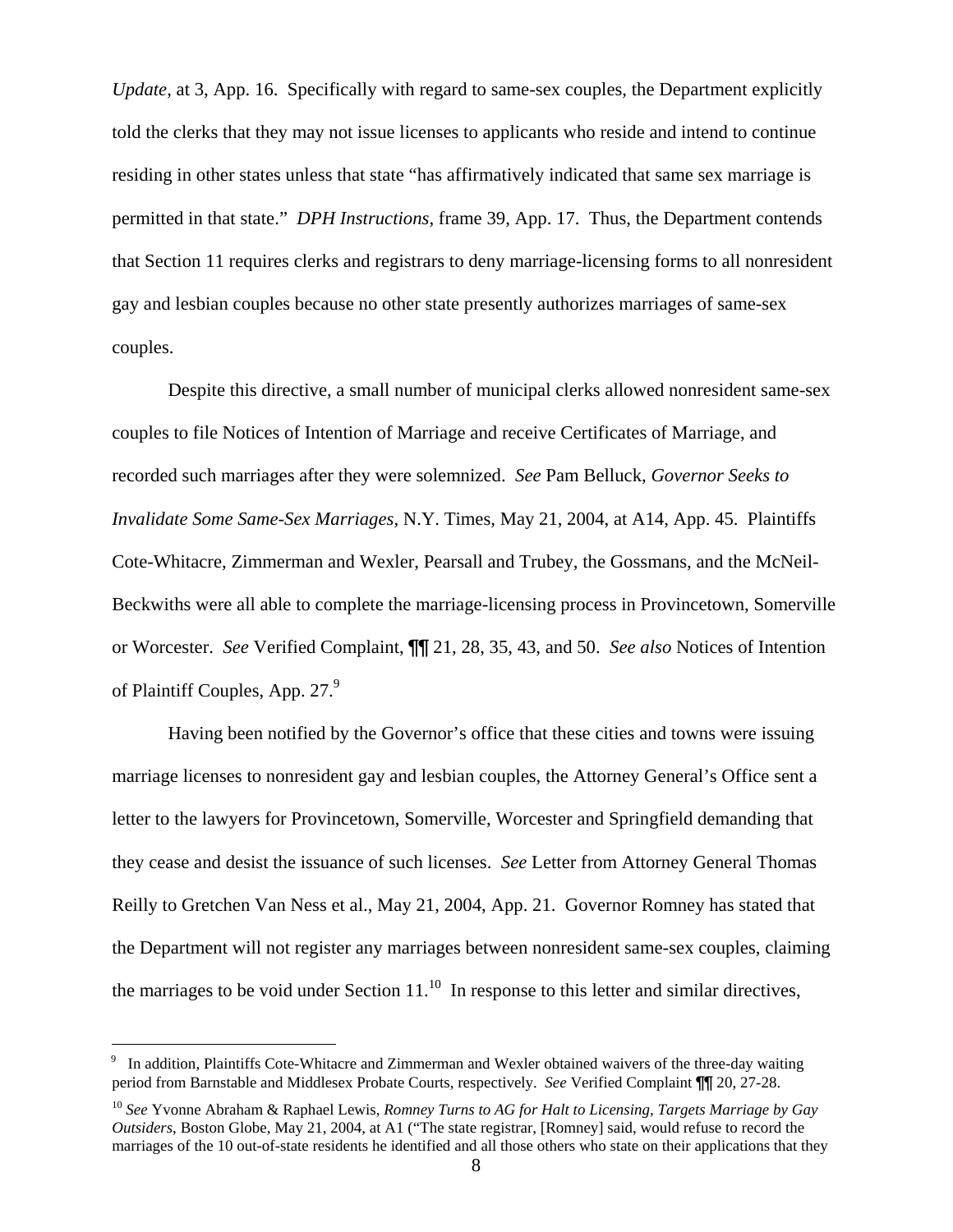*Update*, at 3, App. 16. Specifically with regard to same-sex couples, the Department explicitly told the clerks that they may not issue licenses to applicants who reside and intend to continue residing in other states unless that state "has affirmatively indicated that same sex marriage is permitted in that state." *DPH Instructions*, frame 39, App. 17. Thus, the Department contends that Section 11 requires clerks and registrars to deny marriage-licensing forms to all nonresident gay and lesbian couples because no other state presently authorizes marriages of same-sex couples.

Despite this directive, a small number of municipal clerks allowed nonresident same-sex couples to file Notices of Intention of Marriage and receive Certificates of Marriage, and recorded such marriages after they were solemnized. *See* Pam Belluck, *Governor Seeks to Invalidate Some Same-Sex Marriages*, N.Y. Times, May 21, 2004, at A14, App. 45. Plaintiffs Cote-Whitacre, Zimmerman and Wexler, Pearsall and Trubey, the Gossmans, and the McNeil-Beckwiths were all able to complete the marriage-licensing process in Provincetown, Somerville or Worcester. *See* Verified Complaint, ¶¶ 21, 28, 35, 43, and 50. *See also* Notices of Intention of Plaintiff Couples, App. 27.[9]

Having been notified by the Governor's office that these cities and towns were issuing marriage licenses to nonresident gay and lesbian couples, the Attorney General's Office sent a letter to the lawyers for Provincetown, Somerville, Worcester and Springfield demanding that they cease and desist the issuance of such licenses. *See* Letter from Attorney General Thomas Reilly to Gretchen Van Ness et al., May 21, 2004, App. 21. Governor Romney has stated that the Department will not register any marriages between nonresident same-sex couples, claiming the marriages to be void under Section 11.[10] In response to this letter and similar directives,

---

[9] In addition, Plaintiffs Cote-Whitacre and Zimmerman and Wexler obtained waivers of the three-day waiting period from Barnstable and Middlesex Probate Courts, respectively. *See* Verified Complaint ¶¶ 20, 27-28.

[10] *See* Yvonne Abraham & Raphael Lewis, *Romney Turns to AG for Halt to Licensing, Targets Marriage by Gay Outsiders*, Boston Globe, May 21, 2004, at A1 ("The state registrar, [Romney] said, would refuse to record the marriages of the 10 out-of-state residents he identified and all those others who state on their applications that they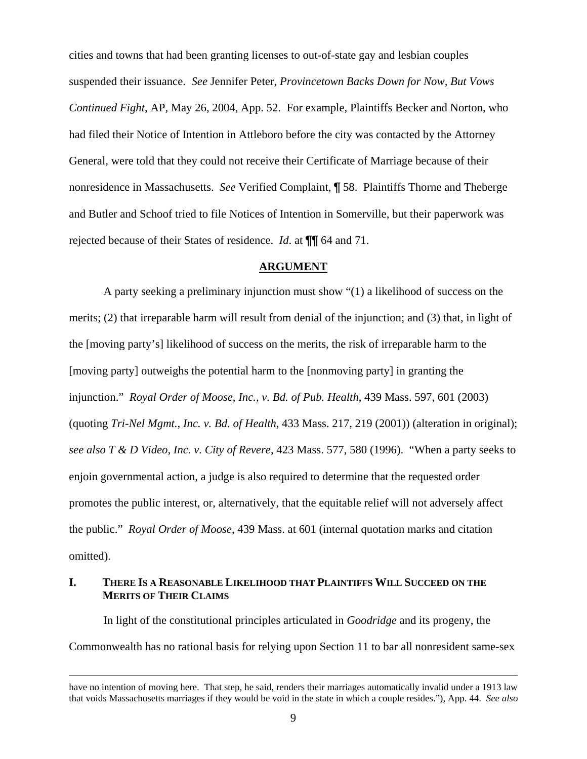cities and towns that had been granting licenses to out-of-state gay and lesbian couples suspended their issuance. *See* Jennifer Peter, *Provincetown Backs Down for Now, But Vows Continued Fight*, AP, May 26, 2004, App. 52. For example, Plaintiffs Becker and Norton, who had filed their Notice of Intention in Attleboro before the city was contacted by the Attorney General, were told that they could not receive their Certificate of Marriage because of their nonresidence in Massachusetts. *See* Verified Complaint, ¶ 58. Plaintiffs Thorne and Theberge and Butler and Schoof tried to file Notices of Intention in Somerville, but their paperwork was rejected because of their States of residence. *Id*. at ¶¶ 64 and 71.

## ARGUMENT

A party seeking a preliminary injunction must show "(1) a likelihood of success on the merits; (2) that irreparable harm will result from denial of the injunction; and (3) that, in light of the [moving party's] likelihood of success on the merits, the risk of irreparable harm to the [moving party] outweighs the potential harm to the [nonmoving party] in granting the injunction." *Royal Order of Moose, Inc., v. Bd. of Pub. Health*, 439 Mass. 597, 601 (2003) (quoting *Tri-Nel Mgmt., Inc. v. Bd. of Health*, 433 Mass. 217, 219 (2001)) (alteration in original); *see also T & D Video, Inc. v. City of Revere*, 423 Mass. 577, 580 (1996). "When a party seeks to enjoin governmental action, a judge is also required to determine that the requested order promotes the public interest, or, alternatively, that the equitable relief will not adversely affect the public." *Royal Order of Moose*, 439 Mass. at 601 (internal quotation marks and citation omitted).

### I. THERE IS A REASONABLE LIKELIHOOD THAT PLAINTIFFS WILL SUCCEED ON THE MERITS OF THEIR CLAIMS

In light of the constitutional principles articulated in *Goodridge* and its progeny, the Commonwealth has no rational basis for relying upon Section 11 to bar all nonresident same-sex

---

have no intention of moving here. That step, he said, renders their marriages automatically invalid under a 1913 law that voids Massachusetts marriages if they would be void in the state in which a couple resides."), App. 44. *See also*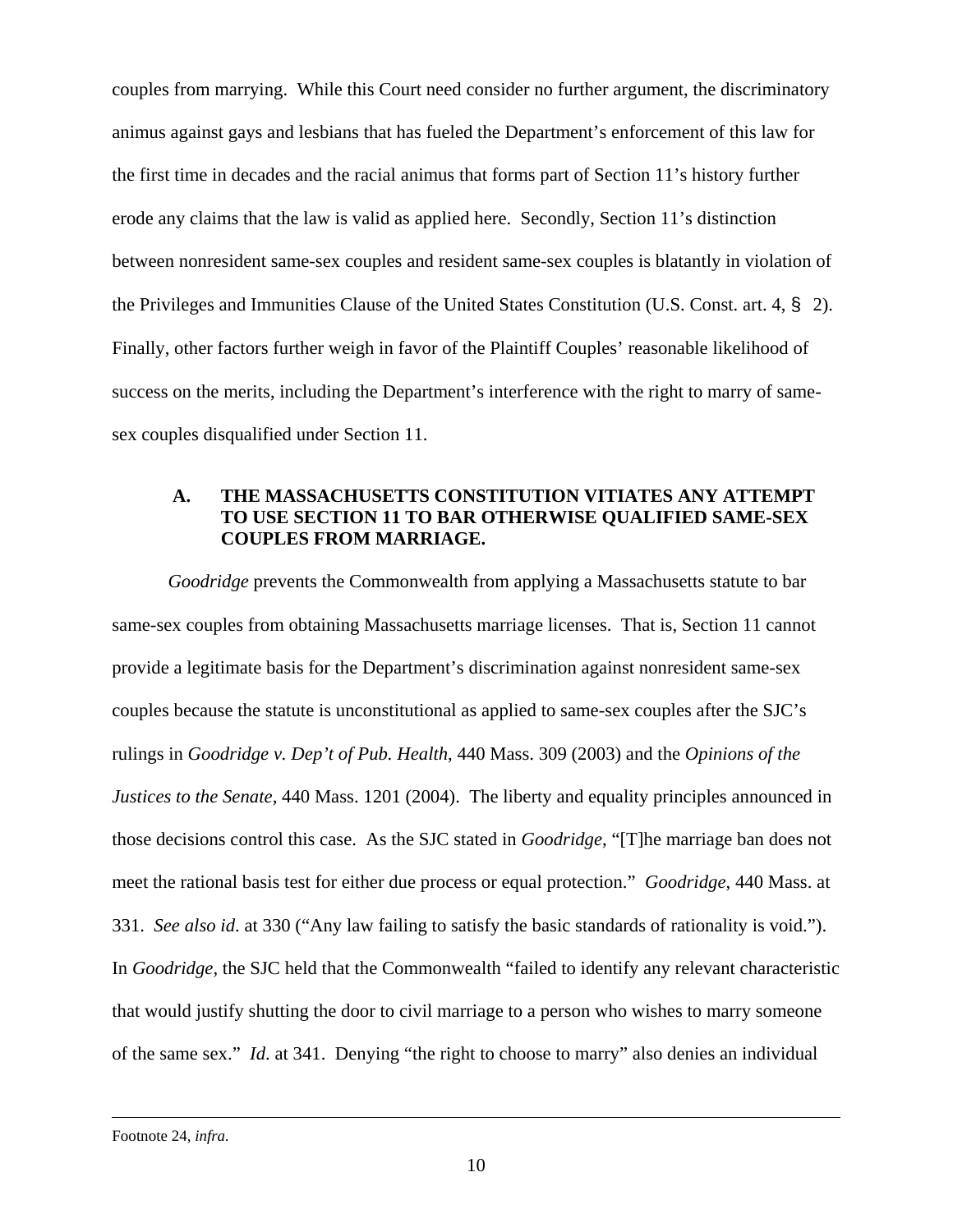couples from marrying. While this Court need consider no further argument, the discriminatory animus against gays and lesbians that has fueled the Department's enforcement of this law for the first time in decades and the racial animus that forms part of Section 11's history further erode any claims that the law is valid as applied here. Secondly, Section 11's distinction between nonresident same-sex couples and resident same-sex couples is blatantly in violation of the Privileges and Immunities Clause of the United States Constitution (U.S. Const. art. 4, § 2). Finally, other factors further weigh in favor of the Plaintiff Couples' reasonable likelihood of success on the merits, including the Department's interference with the right to marry of same-sex couples disqualified under Section 11.

### A. THE MASSACHUSETTS CONSTITUTION VITIATES ANY ATTEMPT TO USE SECTION 11 TO BAR OTHERWISE QUALIFIED SAME-SEX COUPLES FROM MARRIAGE.

*Goodridge* prevents the Commonwealth from applying a Massachusetts statute to bar same-sex couples from obtaining Massachusetts marriage licenses. That is, Section 11 cannot provide a legitimate basis for the Department's discrimination against nonresident same-sex couples because the statute is unconstitutional as applied to same-sex couples after the SJC's rulings in *Goodridge v. Dep't of Pub. Health*, 440 Mass. 309 (2003) and the *Opinions of the Justices to the Senate*, 440 Mass. 1201 (2004). The liberty and equality principles announced in those decisions control this case. As the SJC stated in *Goodridge*, "[T]he marriage ban does not meet the rational basis test for either due process or equal protection." *Goodridge*, 440 Mass. at 331. *See also id*. at 330 ("Any law failing to satisfy the basic standards of rationality is void."). In *Goodridge*, the SJC held that the Commonwealth "failed to identify any relevant characteristic that would justify shutting the door to civil marriage to a person who wishes to marry someone of the same sex." *Id*. at 341. Denying "the right to choose to marry" also denies an individual

---

Footnote 24, *infra*.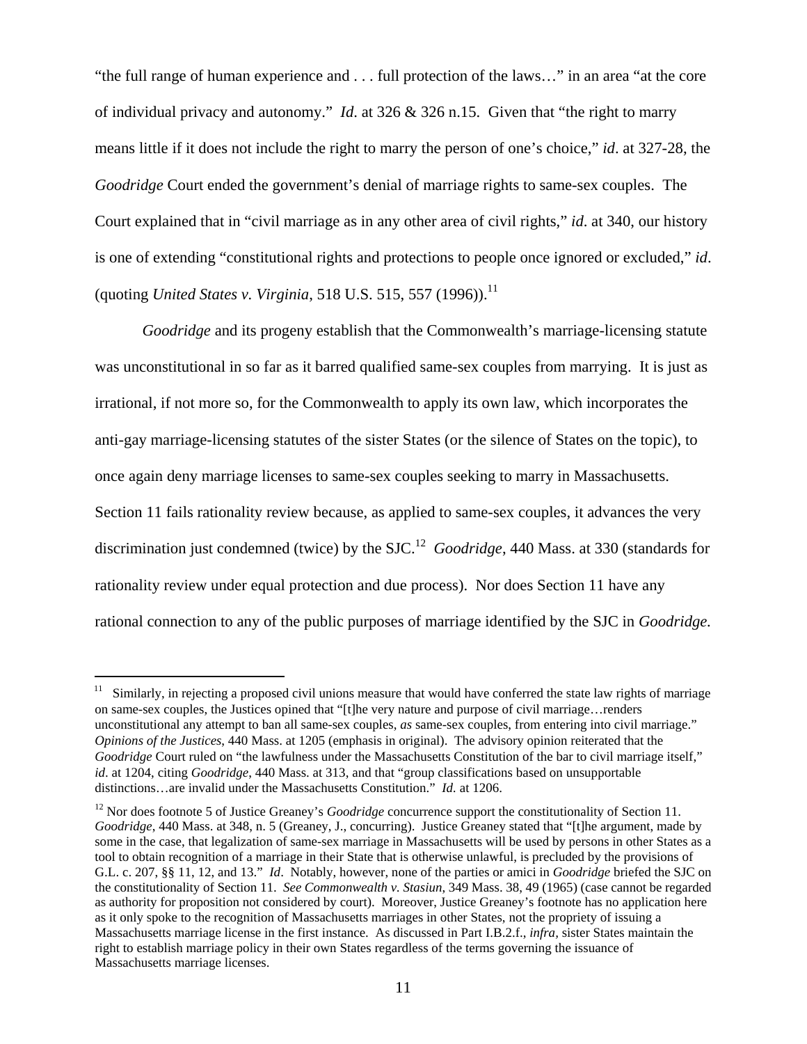"the full range of human experience and . . . full protection of the laws…" in an area "at the core of individual privacy and autonomy." *Id*. at 326 & 326 n.15. Given that "the right to marry means little if it does not include the right to marry the person of one's choice," *id*. at 327-28, the *Goodridge* Court ended the government's denial of marriage rights to same-sex couples. The Court explained that in "civil marriage as in any other area of civil rights," *id*. at 340, our history is one of extending "constitutional rights and protections to people once ignored or excluded," *id*. (quoting *United States v. Virginia*, 518 U.S. 515, 557 (1996)).[11]

*Goodridge* and its progeny establish that the Commonwealth's marriage-licensing statute was unconstitutional in so far as it barred qualified same-sex couples from marrying. It is just as irrational, if not more so, for the Commonwealth to apply its own law, which incorporates the anti-gay marriage-licensing statutes of the sister States (or the silence of States on the topic), to once again deny marriage licenses to same-sex couples seeking to marry in Massachusetts. Section 11 fails rationality review because, as applied to same-sex couples, it advances the very discrimination just condemned (twice) by the SJC.[12] *Goodridge*, 440 Mass. at 330 (standards for rationality review under equal protection and due process). Nor does Section 11 have any rational connection to any of the public purposes of marriage identified by the SJC in *Goodridge*.

---

[11] Similarly, in rejecting a proposed civil unions measure that would have conferred the state law rights of marriage on same-sex couples, the Justices opined that "[t]he very nature and purpose of civil marriage…renders unconstitutional any attempt to ban all same-sex couples, *as* same-sex couples, from entering into civil marriage." *Opinions of the Justices*, 440 Mass. at 1205 (emphasis in original). The advisory opinion reiterated that the *Goodridge* Court ruled on "the lawfulness under the Massachusetts Constitution of the bar to civil marriage itself," *id*. at 1204, citing *Goodridge*, 440 Mass. at 313, and that "group classifications based on unsupportable distinctions…are invalid under the Massachusetts Constitution." *Id.* at 1206.

[12] Nor does footnote 5 of Justice Greaney's *Goodridge* concurrence support the constitutionality of Section 11. *Goodridge*, 440 Mass. at 348, n. 5 (Greaney, J., concurring). Justice Greaney stated that "[t]he argument, made by some in the case, that legalization of same-sex marriage in Massachusetts will be used by persons in other States as a tool to obtain recognition of a marriage in their State that is otherwise unlawful, is precluded by the provisions of G.L. c. 207, §§ 11, 12, and 13." *Id*. Notably, however, none of the parties or amici in *Goodridge* briefed the SJC on the constitutionality of Section 11. *See Commonwealth v. Stasiun*, 349 Mass. 38, 49 (1965) (case cannot be regarded as authority for proposition not considered by court). Moreover, Justice Greaney's footnote has no application here as it only spoke to the recognition of Massachusetts marriages in other States, not the propriety of issuing a Massachusetts marriage license in the first instance. As discussed in Part I.B.2.f., *infra*, sister States maintain the right to establish marriage policy in their own States regardless of the terms governing the issuance of Massachusetts marriage licenses.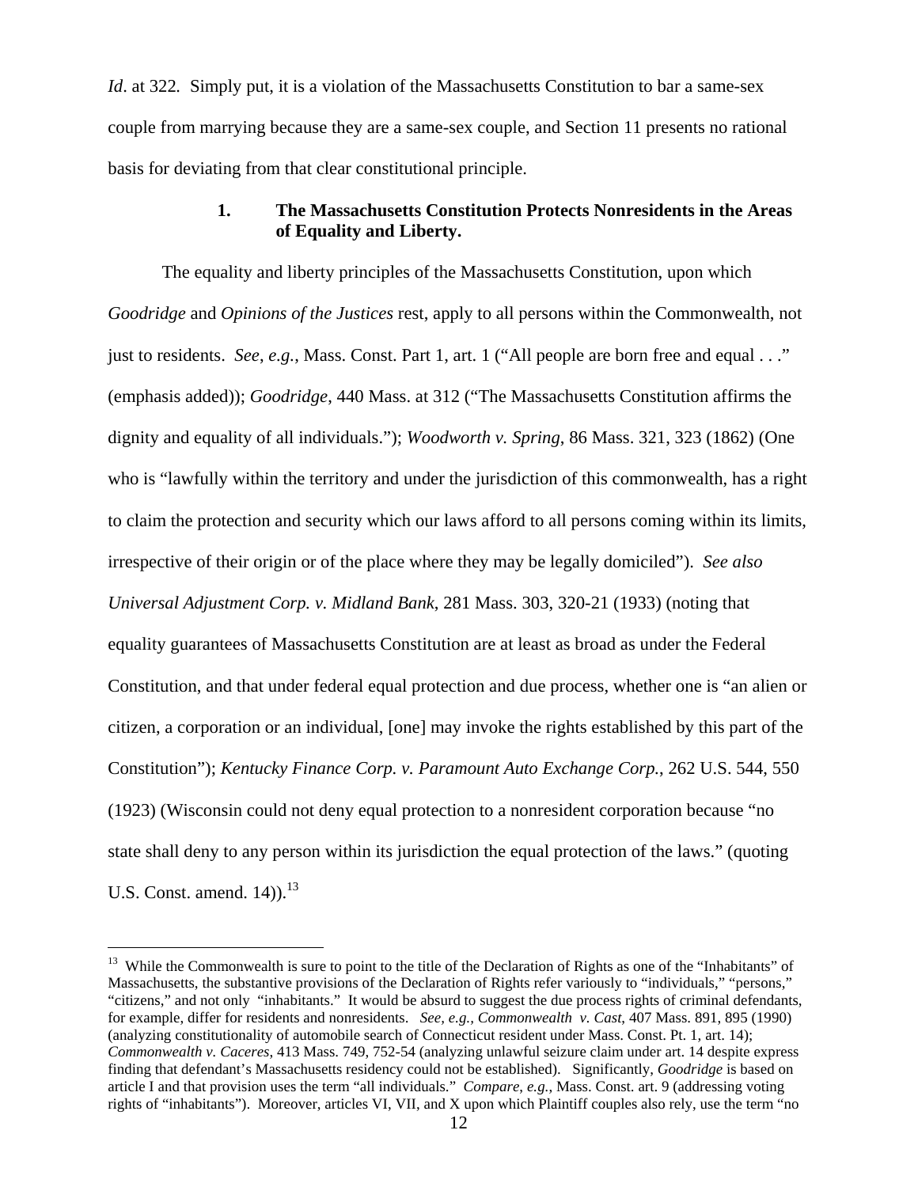*Id*. at 322. Simply put, it is a violation of the Massachusetts Constitution to bar a same-sex couple from marrying because they are a same-sex couple, and Section 11 presents no rational basis for deviating from that clear constitutional principle.

### 1. The Massachusetts Constitution Protects Nonresidents in the Areas of Equality and Liberty.

The equality and liberty principles of the Massachusetts Constitution, upon which *Goodridge* and *Opinions of the Justices* rest, apply to all persons within the Commonwealth, not just to residents. *See*, *e.g.*, Mass. Const. Part 1, art. 1 ("All people are born free and equal . . ." (emphasis added)); *Goodridge*, 440 Mass. at 312 ("The Massachusetts Constitution affirms the dignity and equality of all individuals."); *Woodworth v. Spring*, 86 Mass. 321, 323 (1862) (One who is "lawfully within the territory and under the jurisdiction of this commonwealth, has a right to claim the protection and security which our laws afford to all persons coming within its limits, irrespective of their origin or of the place where they may be legally domiciled"). *See also Universal Adjustment Corp. v. Midland Bank*, 281 Mass. 303, 320-21 (1933) (noting that equality guarantees of Massachusetts Constitution are at least as broad as under the Federal Constitution, and that under federal equal protection and due process, whether one is "an alien or citizen, a corporation or an individual, [one] may invoke the rights established by this part of the Constitution"); *Kentucky Finance Corp. v. Paramount Auto Exchange Corp.*, 262 U.S. 544, 550 (1923) (Wisconsin could not deny equal protection to a nonresident corporation because "no state shall deny to any person within its jurisdiction the equal protection of the laws." (quoting U.S. Const. amend. 14)).[13]

---

[13] While the Commonwealth is sure to point to the title of the Declaration of Rights as one of the "Inhabitants" of Massachusetts, the substantive provisions of the Declaration of Rights refer variously to "individuals," "persons," "citizens," and not only "inhabitants." It would be absurd to suggest the due process rights of criminal defendants, for example, differ for residents and nonresidents. *See, e.g., Commonwealth v. Cast*, 407 Mass. 891, 895 (1990) (analyzing constitutionality of automobile search of Connecticut resident under Mass. Const. Pt. 1, art. 14); *Commonwealth v. Caceres*, 413 Mass. 749, 752-54 (analyzing unlawful seizure claim under art. 14 despite express finding that defendant's Massachusetts residency could not be established). Significantly, *Goodridge* is based on article I and that provision uses the term "all individuals." *Compare, e.g.,* Mass. Const. art. 9 (addressing voting rights of "inhabitants"). Moreover, articles VI, VII, and X upon which Plaintiff couples also rely, use the term "no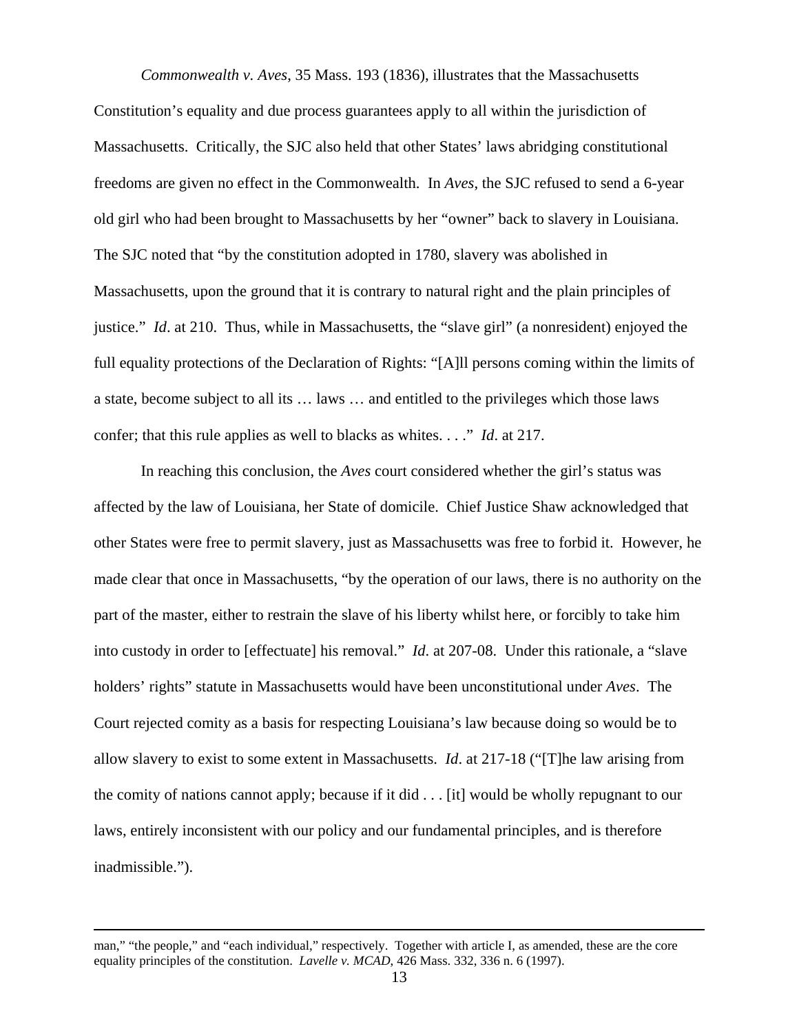*Commonwealth v. Aves*, 35 Mass. 193 (1836), illustrates that the Massachusetts Constitution's equality and due process guarantees apply to all within the jurisdiction of Massachusetts. Critically, the SJC also held that other States' laws abridging constitutional freedoms are given no effect in the Commonwealth. In *Aves*, the SJC refused to send a 6-year old girl who had been brought to Massachusetts by her "owner" back to slavery in Louisiana. The SJC noted that "by the constitution adopted in 1780, slavery was abolished in Massachusetts, upon the ground that it is contrary to natural right and the plain principles of justice." *Id*. at 210. Thus, while in Massachusetts, the "slave girl" (a nonresident) enjoyed the full equality protections of the Declaration of Rights: "[A]ll persons coming within the limits of a state, become subject to all its … laws … and entitled to the privileges which those laws confer; that this rule applies as well to blacks as whites. . . ." *Id*. at 217.

In reaching this conclusion, the *Aves* court considered whether the girl's status was affected by the law of Louisiana, her State of domicile. Chief Justice Shaw acknowledged that other States were free to permit slavery, just as Massachusetts was free to forbid it. However, he made clear that once in Massachusetts, "by the operation of our laws, there is no authority on the part of the master, either to restrain the slave of his liberty whilst here, or forcibly to take him into custody in order to [effectuate] his removal." *Id.* at 207-08. Under this rationale, a "slave holders' rights" statute in Massachusetts would have been unconstitutional under *Aves*. The Court rejected comity as a basis for respecting Louisiana's law because doing so would be to allow slavery to exist to some extent in Massachusetts. *Id*. at 217-18 ("[T]he law arising from the comity of nations cannot apply; because if it did . . . [it] would be wholly repugnant to our laws, entirely inconsistent with our policy and our fundamental principles, and is therefore inadmissible.").

---

man," "the people," and "each individual," respectively. Together with article I, as amended, these are the core equality principles of the constitution. *Lavelle v. MCAD*, 426 Mass. 332, 336 n. 6 (1997).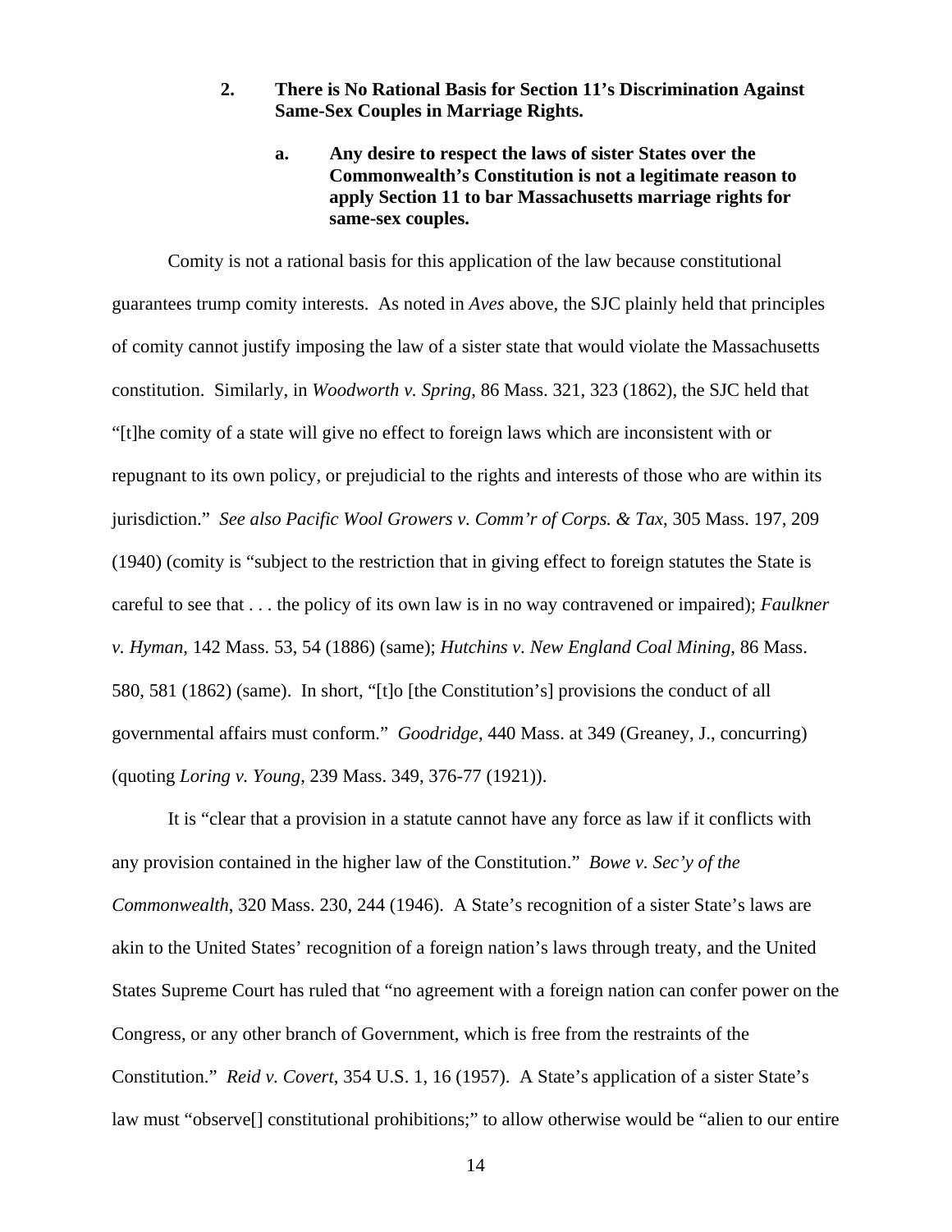### 2. There is No Rational Basis for Section 11's Discrimination Against Same-Sex Couples in Marriage Rights.

#### a. Any desire to respect the laws of sister States over the Commonwealth's Constitution is not a legitimate reason to apply Section 11 to bar Massachusetts marriage rights for same-sex couples.

Comity is not a rational basis for this application of the law because constitutional guarantees trump comity interests. As noted in *Aves* above, the SJC plainly held that principles of comity cannot justify imposing the law of a sister state that would violate the Massachusetts constitution. Similarly, in *Woodworth v. Spring*, 86 Mass. 321, 323 (1862), the SJC held that "[t]he comity of a state will give no effect to foreign laws which are inconsistent with or repugnant to its own policy, or prejudicial to the rights and interests of those who are within its jurisdiction." *See also Pacific Wool Growers v. Comm'r of Corps. & Tax*, 305 Mass. 197, 209 (1940) (comity is "subject to the restriction that in giving effect to foreign statutes the State is careful to see that . . . the policy of its own law is in no way contravened or impaired); *Faulkner v. Hyman*, 142 Mass. 53, 54 (1886) (same); *Hutchins v. New England Coal Mining*, 86 Mass. 580, 581 (1862) (same). In short, "[t]o [the Constitution's] provisions the conduct of all governmental affairs must conform." *Goodridge*, 440 Mass. at 349 (Greaney, J., concurring) (quoting *Loring v. Young*, 239 Mass. 349, 376-77 (1921)).

It is "clear that a provision in a statute cannot have any force as law if it conflicts with any provision contained in the higher law of the Constitution." *Bowe v. Sec'y of the Commonwealth*, 320 Mass. 230, 244 (1946). A State's recognition of a sister State's laws are akin to the United States' recognition of a foreign nation's laws through treaty, and the United States Supreme Court has ruled that "no agreement with a foreign nation can confer power on the Congress, or any other branch of Government, which is free from the restraints of the Constitution." *Reid v. Covert*, 354 U.S. 1, 16 (1957). A State's application of a sister State's law must "observe[] constitutional prohibitions;" to allow otherwise would be "alien to our entire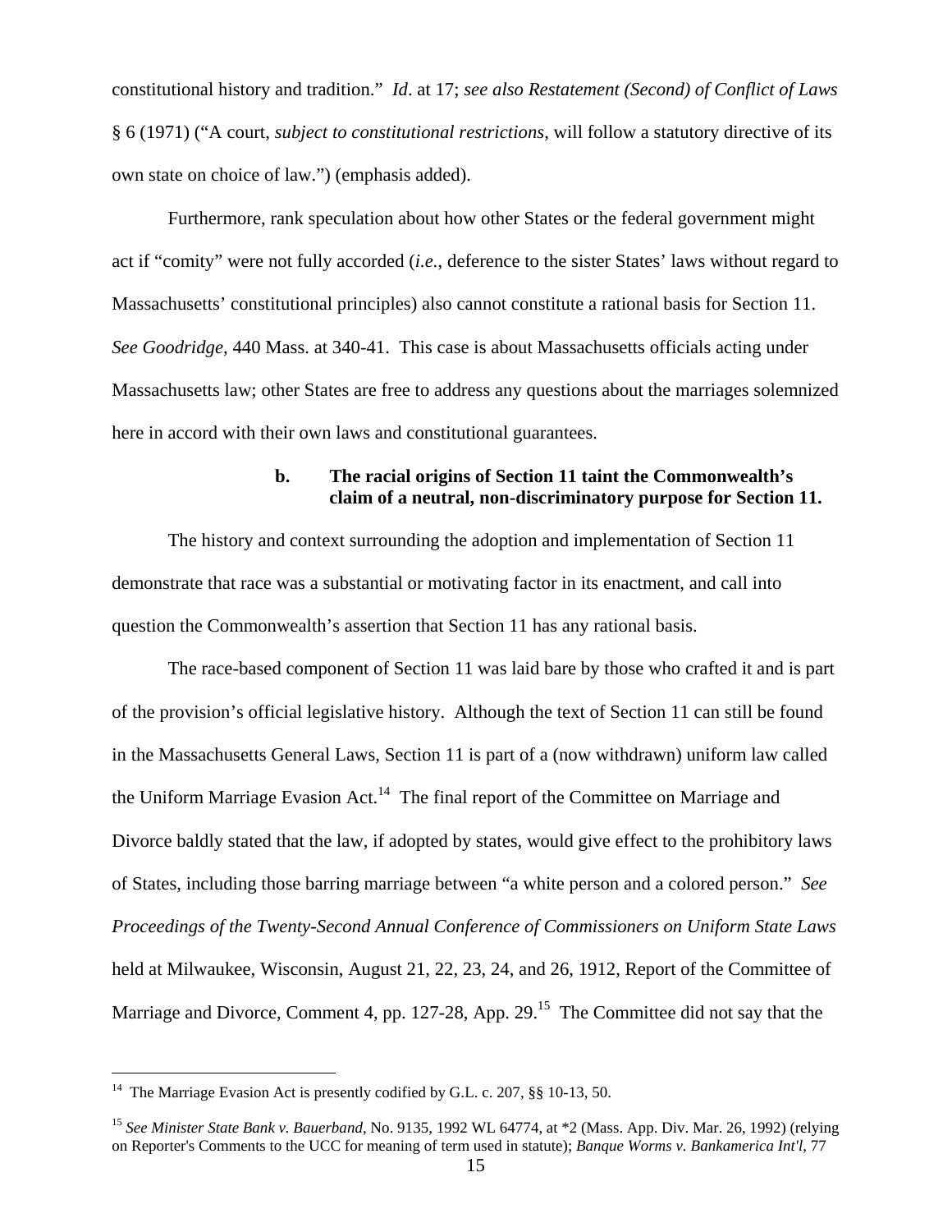constitutional history and tradition." *Id*. at 17; *see also Restatement (Second) of Conflict of Laws* § 6 (1971) ("A court, *subject to constitutional restrictions*, will follow a statutory directive of its own state on choice of law.") (emphasis added).

Furthermore, rank speculation about how other States or the federal government might act if "comity" were not fully accorded (*i.e.*, deference to the sister States' laws without regard to Massachusetts' constitutional principles) also cannot constitute a rational basis for Section 11. *See Goodridge*, 440 Mass. at 340-41. This case is about Massachusetts officials acting under Massachusetts law; other States are free to address any questions about the marriages solemnized here in accord with their own laws and constitutional guarantees.

**b. The racial origins of Section 11 taint the Commonwealth's claim of a neutral, non-discriminatory purpose for Section 11.**

The history and context surrounding the adoption and implementation of Section 11 demonstrate that race was a substantial or motivating factor in its enactment, and call into question the Commonwealth's assertion that Section 11 has any rational basis.

The race-based component of Section 11 was laid bare by those who crafted it and is part of the provision's official legislative history. Although the text of Section 11 can still be found in the Massachusetts General Laws, Section 11 is part of a (now withdrawn) uniform law called the Uniform Marriage Evasion Act.[14] The final report of the Committee on Marriage and Divorce baldly stated that the law, if adopted by states, would give effect to the prohibitory laws of States, including those barring marriage between "a white person and a colored person." *See Proceedings of the Twenty-Second Annual Conference of Commissioners on Uniform State Laws* held at Milwaukee, Wisconsin, August 21, 22, 23, 24, and 26, 1912, Report of the Committee of Marriage and Divorce, Comment 4, pp. 127-28, App. 29.[15] The Committee did not say that the

---

[14] The Marriage Evasion Act is presently codified by G.L. c. 207, §§ 10-13, 50.

[15] *See Minister State Bank v. Bauerband*, No. 9135, 1992 WL 64774, at *2 (Mass. App. Div. Mar. 26, 1992) (relying on Reporter's Comments to the UCC for meaning of term used in statute); *Banque Worms v. Bankamerica Int'l*, 77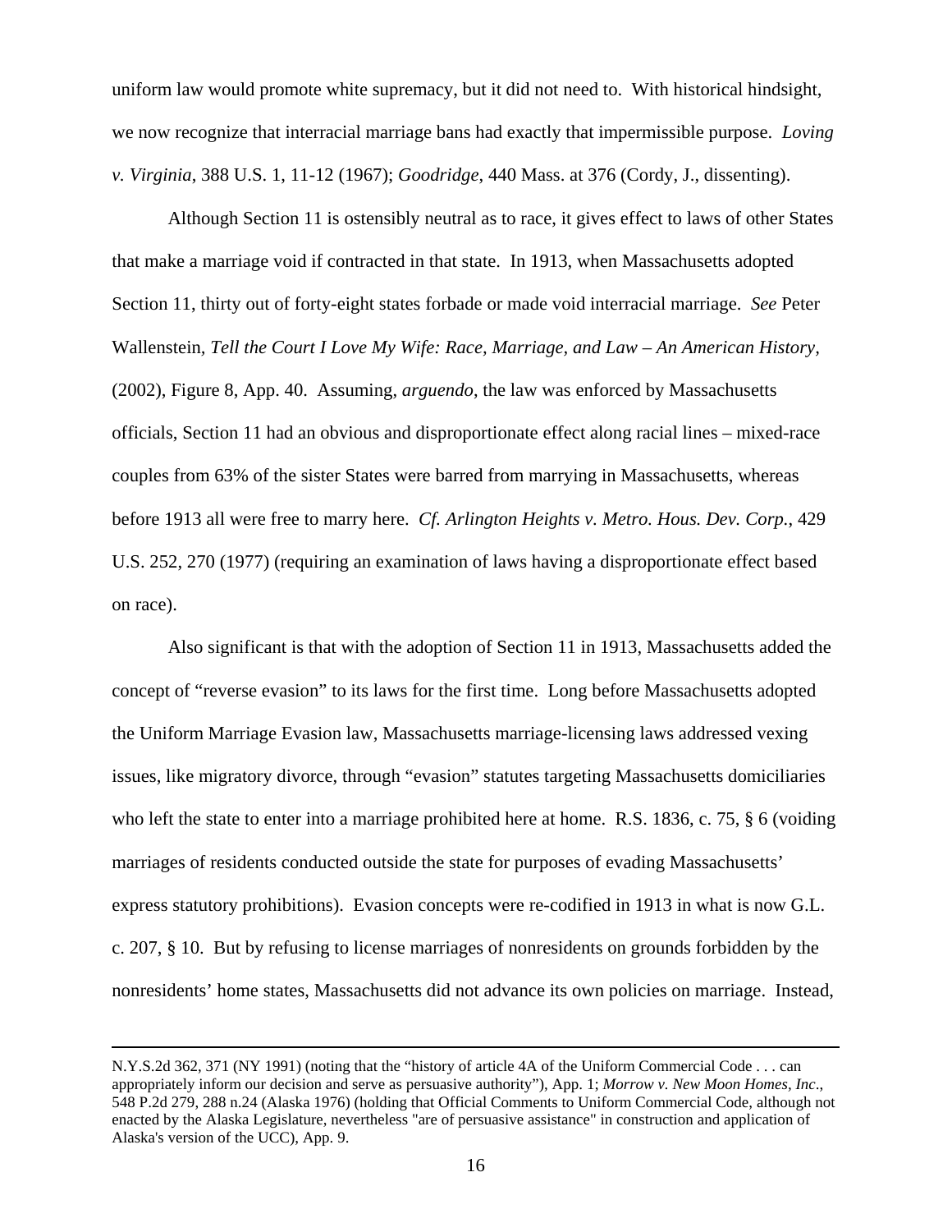uniform law would promote white supremacy, but it did not need to. With historical hindsight, we now recognize that interracial marriage bans had exactly that impermissible purpose. *Loving v. Virginia*, 388 U.S. 1, 11-12 (1967); *Goodridge*, 440 Mass. at 376 (Cordy, J., dissenting).

Although Section 11 is ostensibly neutral as to race, it gives effect to laws of other States that make a marriage void if contracted in that state. In 1913, when Massachusetts adopted Section 11, thirty out of forty-eight states forbade or made void interracial marriage. *See* Peter Wallenstein, *Tell the Court I Love My Wife: Race, Marriage, and Law – An American History*, (2002), Figure 8, App. 40. Assuming, *arguendo*, the law was enforced by Massachusetts officials, Section 11 had an obvious and disproportionate effect along racial lines – mixed-race couples from 63% of the sister States were barred from marrying in Massachusetts, whereas before 1913 all were free to marry here. *Cf. Arlington Heights v. Metro. Hous. Dev. Corp.*, 429 U.S. 252, 270 (1977) (requiring an examination of laws having a disproportionate effect based on race).

Also significant is that with the adoption of Section 11 in 1913, Massachusetts added the concept of "reverse evasion" to its laws for the first time. Long before Massachusetts adopted the Uniform Marriage Evasion law, Massachusetts marriage-licensing laws addressed vexing issues, like migratory divorce, through "evasion" statutes targeting Massachusetts domiciliaries who left the state to enter into a marriage prohibited here at home. R.S. 1836, c. 75, § 6 (voiding marriages of residents conducted outside the state for purposes of evading Massachusetts' express statutory prohibitions). Evasion concepts were re-codified in 1913 in what is now G.L. c. 207, § 10. But by refusing to license marriages of nonresidents on grounds forbidden by the nonresidents' home states, Massachusetts did not advance its own policies on marriage. Instead,

---

N.Y.S.2d 362, 371 (NY 1991) (noting that the "history of article 4A of the Uniform Commercial Code . . . can appropriately inform our decision and serve as persuasive authority"), App. 1; *Morrow v. New Moon Homes, Inc*., 548 P.2d 279, 288 n.24 (Alaska 1976) (holding that Official Comments to Uniform Commercial Code, although not enacted by the Alaska Legislature, nevertheless "are of persuasive assistance" in construction and application of Alaska's version of the UCC), App. 9.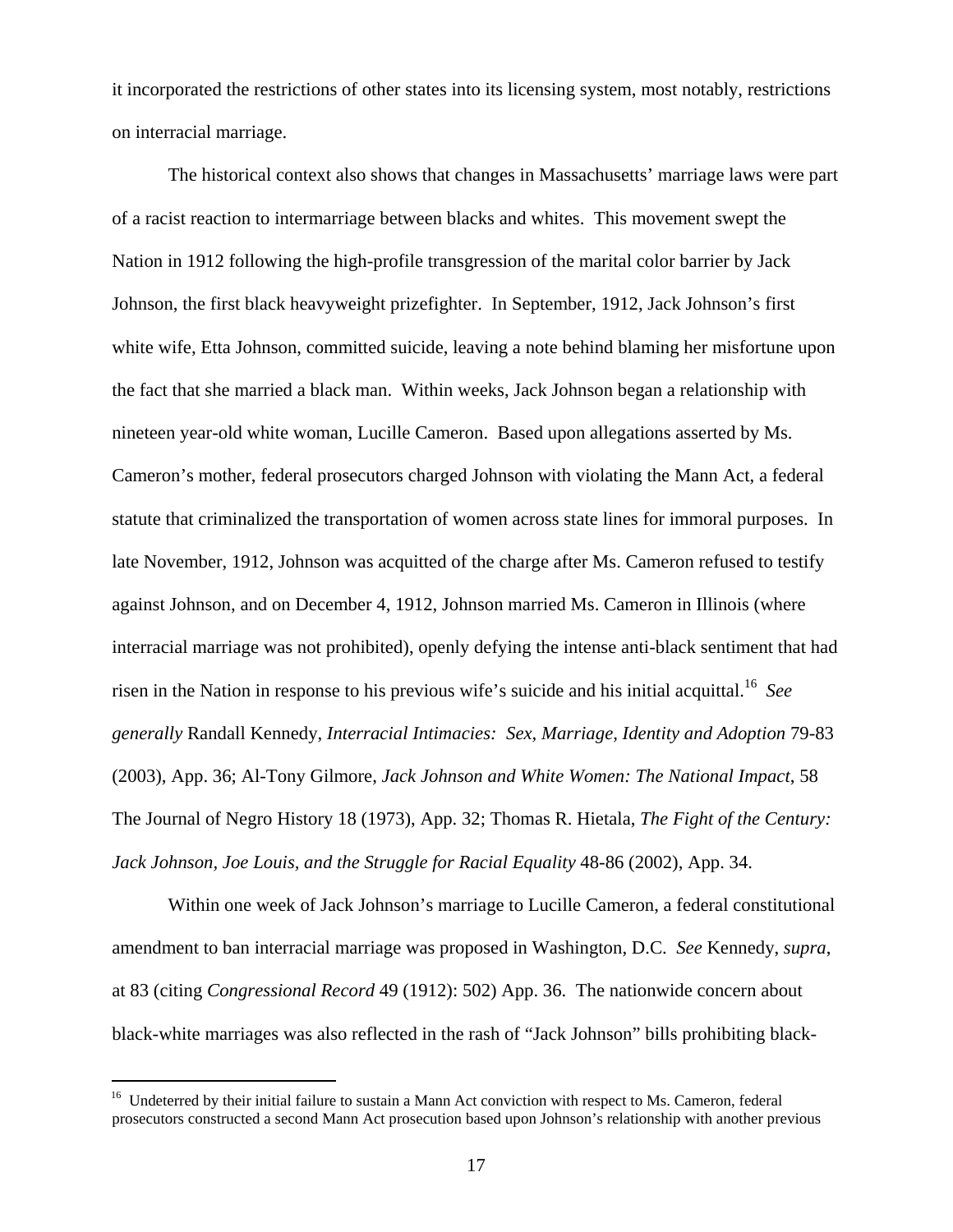it incorporated the restrictions of other states into its licensing system, most notably, restrictions on interracial marriage.

The historical context also shows that changes in Massachusetts' marriage laws were part of a racist reaction to intermarriage between blacks and whites. This movement swept the Nation in 1912 following the high-profile transgression of the marital color barrier by Jack Johnson, the first black heavyweight prizefighter. In September, 1912, Jack Johnson's first white wife, Etta Johnson, committed suicide, leaving a note behind blaming her misfortune upon the fact that she married a black man. Within weeks, Jack Johnson began a relationship with nineteen year-old white woman, Lucille Cameron. Based upon allegations asserted by Ms. Cameron's mother, federal prosecutors charged Johnson with violating the Mann Act, a federal statute that criminalized the transportation of women across state lines for immoral purposes. In late November, 1912, Johnson was acquitted of the charge after Ms. Cameron refused to testify against Johnson, and on December 4, 1912, Johnson married Ms. Cameron in Illinois (where interracial marriage was not prohibited), openly defying the intense anti-black sentiment that had risen in the Nation in response to his previous wife's suicide and his initial acquittal.[16] *See generally* Randall Kennedy, *Interracial Intimacies: Sex, Marriage, Identity and Adoption* 79-83 (2003), App. 36; Al-Tony Gilmore, *Jack Johnson and White Women: The National Impact*, 58 The Journal of Negro History 18 (1973), App. 32; Thomas R. Hietala, *The Fight of the Century: Jack Johnson, Joe Louis, and the Struggle for Racial Equality* 48-86 (2002), App. 34.

Within one week of Jack Johnson's marriage to Lucille Cameron, a federal constitutional amendment to ban interracial marriage was proposed in Washington, D.C. *See* Kennedy, *supra*, at 83 (citing *Congressional Record* 49 (1912): 502) App. 36. The nationwide concern about black-white marriages was also reflected in the rash of "Jack Johnson" bills prohibiting black-

[16] Undeterred by their initial failure to sustain a Mann Act conviction with respect to Ms. Cameron, federal prosecutors constructed a second Mann Act prosecution based upon Johnson's relationship with another previous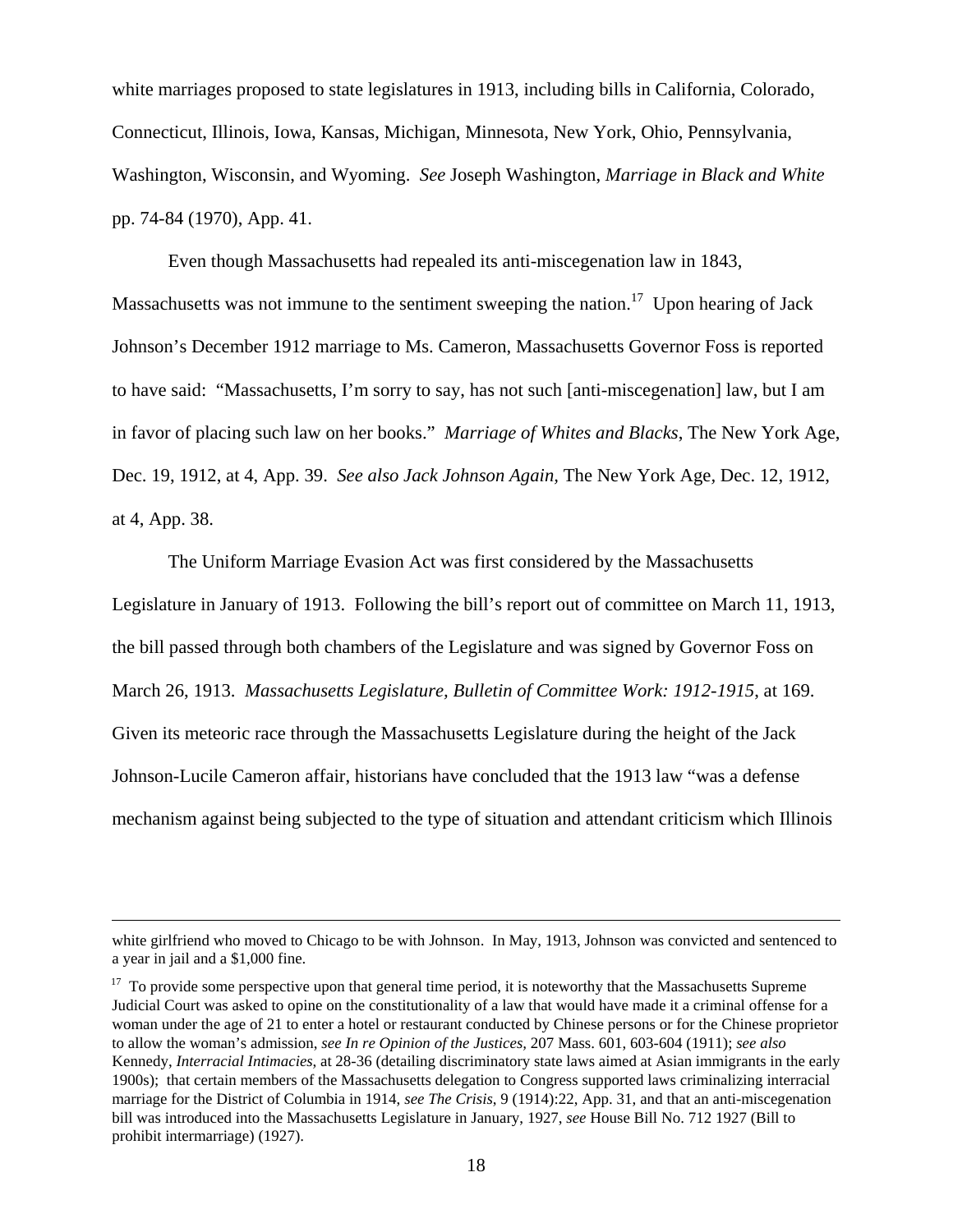white marriages proposed to state legislatures in 1913, including bills in California, Colorado, Connecticut, Illinois, Iowa, Kansas, Michigan, Minnesota, New York, Ohio, Pennsylvania, Washington, Wisconsin, and Wyoming. *See* Joseph Washington, *Marriage in Black and White* pp. 74-84 (1970), App. 41.

Even though Massachusetts had repealed its anti-miscegenation law in 1843, Massachusetts was not immune to the sentiment sweeping the nation.[17] Upon hearing of Jack Johnson's December 1912 marriage to Ms. Cameron, Massachusetts Governor Foss is reported to have said: "Massachusetts, I'm sorry to say, has not such [anti-miscegenation] law, but I am in favor of placing such law on her books." *Marriage of Whites and Blacks*, The New York Age, Dec. 19, 1912, at 4, App. 39. *See also Jack Johnson Again*, The New York Age, Dec. 12, 1912, at 4, App. 38.

The Uniform Marriage Evasion Act was first considered by the Massachusetts Legislature in January of 1913. Following the bill's report out of committee on March 11, 1913, the bill passed through both chambers of the Legislature and was signed by Governor Foss on March 26, 1913. *Massachusetts Legislature, Bulletin of Committee Work: 1912-1915*, at 169. Given its meteoric race through the Massachusetts Legislature during the height of the Jack Johnson-Lucile Cameron affair, historians have concluded that the 1913 law "was a defense mechanism against being subjected to the type of situation and attendant criticism which Illinois

---

white girlfriend who moved to Chicago to be with Johnson. In May, 1913, Johnson was convicted and sentenced to a year in jail and a $1,000 fine.

[17] To provide some perspective upon that general time period, it is noteworthy that the Massachusetts Supreme Judicial Court was asked to opine on the constitutionality of a law that would have made it a criminal offense for a woman under the age of 21 to enter a hotel or restaurant conducted by Chinese persons or for the Chinese proprietor to allow the woman's admission, *see In re Opinion of the Justices*, 207 Mass. 601, 603-604 (1911); *see also* Kennedy, *Interracial Intimacies*, at 28-36 (detailing discriminatory state laws aimed at Asian immigrants in the early 1900s); that certain members of the Massachusetts delegation to Congress supported laws criminalizing interracial marriage for the District of Columbia in 1914, *see The Crisis*, 9 (1914):22, App. 31, and that an anti-miscegenation bill was introduced into the Massachusetts Legislature in January, 1927, *see* House Bill No. 712 1927 (Bill to prohibit intermarriage) (1927).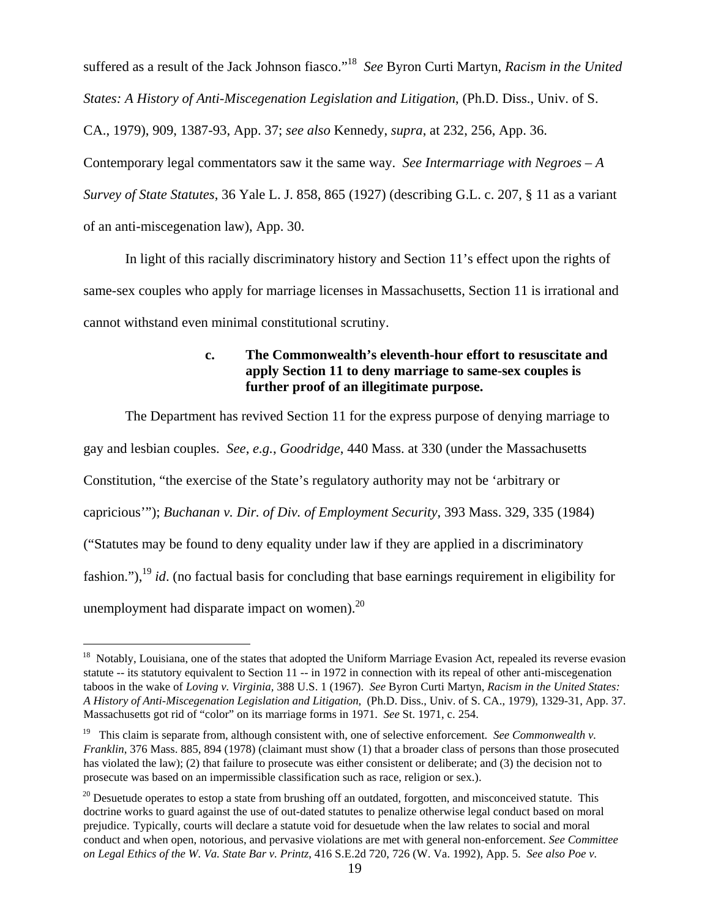suffered as a result of the Jack Johnson fiasco."[18] *See* Byron Curti Martyn, *Racism in the United States: A History of Anti-Miscegenation Legislation and Litigation*, (Ph.D. Diss., Univ. of S. CA., 1979), 909, 1387-93, App. 37; *see also* Kennedy, *supra*, at 232, 256, App. 36. Contemporary legal commentators saw it the same way. *See Intermarriage with Negroes – A Survey of State Statutes*, 36 Yale L. J. 858, 865 (1927) (describing G.L. c. 207, § 11 as a variant of an anti-miscegenation law), App. 30.

In light of this racially discriminatory history and Section 11's effect upon the rights of same-sex couples who apply for marriage licenses in Massachusetts, Section 11 is irrational and cannot withstand even minimal constitutional scrutiny.

**c. The Commonwealth's eleventh-hour effort to resuscitate and apply Section 11 to deny marriage to same-sex couples is further proof of an illegitimate purpose.**

The Department has revived Section 11 for the express purpose of denying marriage to gay and lesbian couples. *See*, *e.g.*, *Goodridge*, 440 Mass. at 330 (under the Massachusetts Constitution, "the exercise of the State's regulatory authority may not be 'arbitrary or capricious'"); *Buchanan v. Dir. of Div. of Employment Security*, 393 Mass. 329, 335 (1984) ("Statutes may be found to deny equality under law if they are applied in a discriminatory fashion."),[19] *id*. (no factual basis for concluding that base earnings requirement in eligibility for unemployment had disparate impact on women).[20]

---

[18] Notably, Louisiana, one of the states that adopted the Uniform Marriage Evasion Act, repealed its reverse evasion statute -- its statutory equivalent to Section 11 -- in 1972 in connection with its repeal of other anti-miscegenation taboos in the wake of *Loving v. Virginia*, 388 U.S. 1 (1967). *See* Byron Curti Martyn, *Racism in the United States: A History of Anti-Miscegenation Legislation and Litigation*, (Ph.D. Diss., Univ. of S. CA., 1979), 1329-31, App. 37. Massachusetts got rid of "color" on its marriage forms in 1971. *See* St. 1971, c. 254.

[19] This claim is separate from, although consistent with, one of selective enforcement. *See Commonwealth v. Franklin*, 376 Mass. 885, 894 (1978) (claimant must show (1) that a broader class of persons than those prosecuted has violated the law); (2) that failure to prosecute was either consistent or deliberate; and (3) the decision not to prosecute was based on an impermissible classification such as race, religion or sex.).

[20] Desuetude operates to estop a state from brushing off an outdated, forgotten, and misconceived statute. This doctrine works to guard against the use of out-dated statutes to penalize otherwise legal conduct based on moral prejudice. Typically, courts will declare a statute void for desuetude when the law relates to social and moral conduct and when open, notorious, and pervasive violations are met with general non-enforcement. *See Committee on Legal Ethics of the W. Va. State Bar v. Printz*, 416 S.E.2d 720, 726 (W. Va. 1992), App. 5. *See also Poe v.*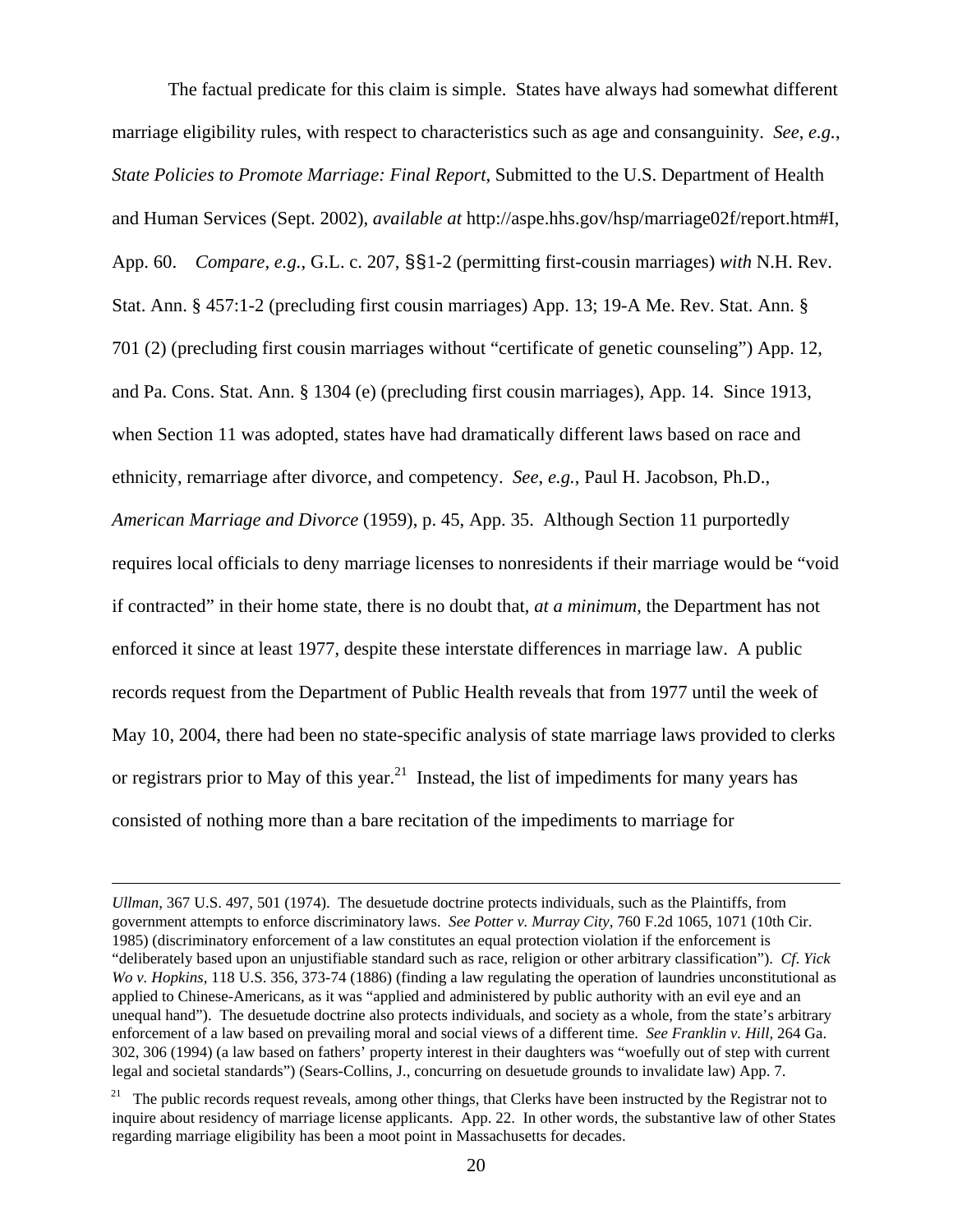The factual predicate for this claim is simple. States have always had somewhat different marriage eligibility rules, with respect to characteristics such as age and consanguinity. *See, e.g.*, *State Policies to Promote Marriage: Final Report*, Submitted to the U.S. Department of Health and Human Services (Sept. 2002), *available at* http://aspe.hhs.gov/hsp/marriage02f/report.htm#I, App. 60. *Compare, e.g.*, G.L. c. 207, §§1-2 (permitting first-cousin marriages) *with* N.H. Rev. Stat. Ann. § 457:1-2 (precluding first cousin marriages) App. 13; 19-A Me. Rev. Stat. Ann. § 701 (2) (precluding first cousin marriages without "certificate of genetic counseling") App. 12, and Pa. Cons. Stat. Ann. § 1304 (e) (precluding first cousin marriages), App. 14. Since 1913, when Section 11 was adopted, states have had dramatically different laws based on race and ethnicity, remarriage after divorce, and competency. *See, e.g.*, Paul H. Jacobson, Ph.D., *American Marriage and Divorce* (1959), p. 45, App. 35. Although Section 11 purportedly requires local officials to deny marriage licenses to nonresidents if their marriage would be "void if contracted" in their home state, there is no doubt that, *at a minimum*, the Department has not enforced it since at least 1977, despite these interstate differences in marriage law. A public records request from the Department of Public Health reveals that from 1977 until the week of May 10, 2004, there had been no state-specific analysis of state marriage laws provided to clerks or registrars prior to May of this year.[21] Instead, the list of impediments for many years has consisted of nothing more than a bare recitation of the impediments to marriage for

---

*Ullman*, 367 U.S. 497, 501 (1974). The desuetude doctrine protects individuals, such as the Plaintiffs, from government attempts to enforce discriminatory laws. *See Potter v. Murray City*, 760 F.2d 1065, 1071 (10th Cir. 1985) (discriminatory enforcement of a law constitutes an equal protection violation if the enforcement is "deliberately based upon an unjustifiable standard such as race, religion or other arbitrary classification"). *Cf. Yick Wo v. Hopkins*, 118 U.S. 356, 373-74 (1886) (finding a law regulating the operation of laundries unconstitutional as applied to Chinese-Americans, as it was "applied and administered by public authority with an evil eye and an unequal hand"). The desuetude doctrine also protects individuals, and society as a whole, from the state's arbitrary enforcement of a law based on prevailing moral and social views of a different time. *See Franklin v. Hill*, 264 Ga. 302, 306 (1994) (a law based on fathers' property interest in their daughters was "woefully out of step with current legal and societal standards") (Sears-Collins, J., concurring on desuetude grounds to invalidate law) App. 7.

[21] The public records request reveals, among other things, that Clerks have been instructed by the Registrar not to inquire about residency of marriage license applicants. App. 22. In other words, the substantive law of other States regarding marriage eligibility has been a moot point in Massachusetts for decades.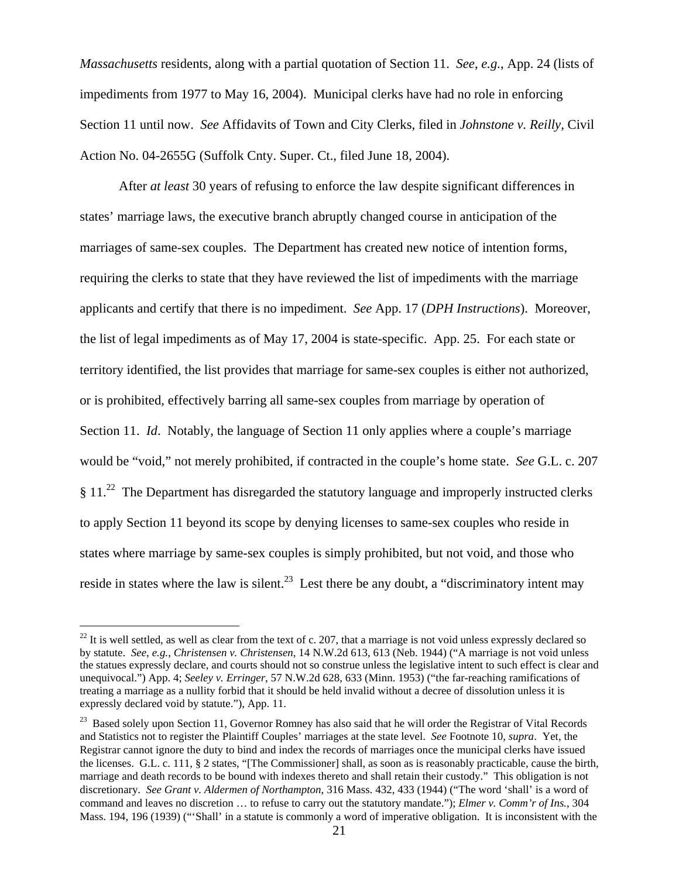*Massachusetts* residents, along with a partial quotation of Section 11. *See, e.g.*, App. 24 (lists of impediments from 1977 to May 16, 2004). Municipal clerks have had no role in enforcing Section 11 until now. *See* Affidavits of Town and City Clerks, filed in *Johnstone v. Reilly*, Civil Action No. 04-2655G (Suffolk Cnty. Super. Ct., filed June 18, 2004).

After *at least* 30 years of refusing to enforce the law despite significant differences in states' marriage laws, the executive branch abruptly changed course in anticipation of the marriages of same-sex couples. The Department has created new notice of intention forms, requiring the clerks to state that they have reviewed the list of impediments with the marriage applicants and certify that there is no impediment. *See* App. 17 (*DPH Instructions*). Moreover, the list of legal impediments as of May 17, 2004 is state-specific. App. 25. For each state or territory identified, the list provides that marriage for same-sex couples is either not authorized, or is prohibited, effectively barring all same-sex couples from marriage by operation of Section 11. *Id*. Notably, the language of Section 11 only applies where a couple's marriage would be "void," not merely prohibited, if contracted in the couple's home state. *See* G.L. c. 207 § 11.[22] The Department has disregarded the statutory language and improperly instructed clerks to apply Section 11 beyond its scope by denying licenses to same-sex couples who reside in states where marriage by same-sex couples is simply prohibited, but not void, and those who reside in states where the law is silent.[23] Lest there be any doubt, a "discriminatory intent may

---

[22] It is well settled, as well as clear from the text of c. 207, that a marriage is not void unless expressly declared so by statute. *See, e.g.*, *Christensen v. Christensen*, 14 N.W.2d 613, 613 (Neb. 1944) ("A marriage is not void unless the statues expressly declare, and courts should not so construe unless the legislative intent to such effect is clear and unequivocal.") App. 4; *Seeley v. Erringer*, 57 N.W.2d 628, 633 (Minn. 1953) ("the far-reaching ramifications of treating a marriage as a nullity forbid that it should be held invalid without a decree of dissolution unless it is expressly declared void by statute."), App. 11.

[23] Based solely upon Section 11, Governor Romney has also said that he will order the Registrar of Vital Records and Statistics not to register the Plaintiff Couples' marriages at the state level. *See* Footnote 10, *supra*. Yet, the Registrar cannot ignore the duty to bind and index the records of marriages once the municipal clerks have issued the licenses. G.L. c. 111, § 2 states, "[The Commissioner] shall, as soon as is reasonably practicable, cause the birth, marriage and death records to be bound with indexes thereto and shall retain their custody." This obligation is not discretionary. *See Grant v. Aldermen of Northampton*, 316 Mass. 432, 433 (1944) ("The word 'shall' is a word of command and leaves no discretion … to refuse to carry out the statutory mandate."); *Elmer v. Comm'r of Ins.*, 304 Mass. 194, 196 (1939) ("'Shall' in a statute is commonly a word of imperative obligation. It is inconsistent with the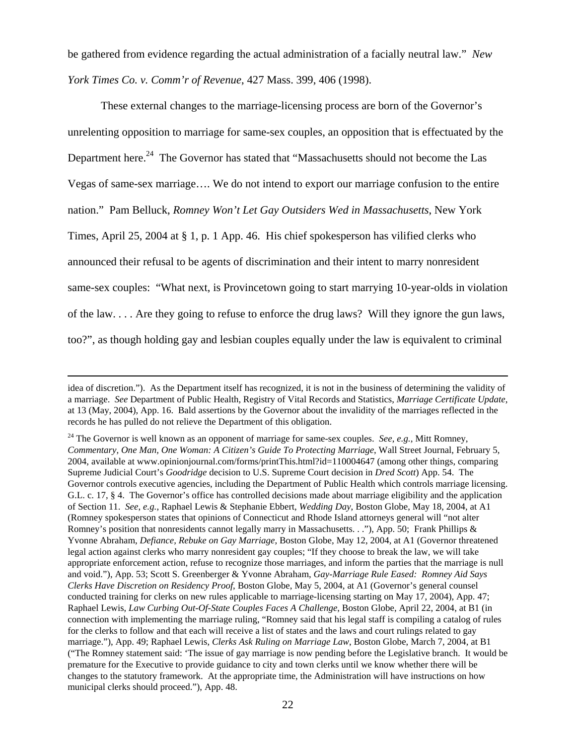be gathered from evidence regarding the actual administration of a facially neutral law." *New York Times Co. v. Comm'r of Revenue*, 427 Mass. 399, 406 (1998).

These external changes to the marriage-licensing process are born of the Governor's unrelenting opposition to marriage for same-sex couples, an opposition that is effectuated by the Department here.[24] The Governor has stated that "Massachusetts should not become the Las Vegas of same-sex marriage…. We do not intend to export our marriage confusion to the entire nation." Pam Belluck, *Romney Won't Let Gay Outsiders Wed in Massachusetts*, New York Times, April 25, 2004 at § 1, p. 1 App. 46. His chief spokesperson has vilified clerks who announced their refusal to be agents of discrimination and their intent to marry nonresident same-sex couples: "What next, is Provincetown going to start marrying 10-year-olds in violation of the law. . . . Are they going to refuse to enforce the drug laws? Will they ignore the gun laws, too?", as though holding gay and lesbian couples equally under the law is equivalent to criminal

---

idea of discretion."). As the Department itself has recognized, it is not in the business of determining the validity of a marriage. *See* Department of Public Health, Registry of Vital Records and Statistics, *Marriage Certificate Update*, at 13 (May, 2004), App. 16. Bald assertions by the Governor about the invalidity of the marriages reflected in the records he has pulled do not relieve the Department of this obligation.

[24] The Governor is well known as an opponent of marriage for same-sex couples. *See*, *e.g.*, Mitt Romney, *Commentary, One Man, One Woman: A Citizen's Guide To Protecting Marriage*, Wall Street Journal, February 5, 2004, available at www.opinionjournal.com/forms/printThis.html?id=110004647 (among other things, comparing Supreme Judicial Court's *Goodridge* decision to U.S. Supreme Court decision in *Dred Scott*) App. 54. The Governor controls executive agencies, including the Department of Public Health which controls marriage licensing. G.L. c. 17, § 4. The Governor's office has controlled decisions made about marriage eligibility and the application of Section 11. *See, e.g.*, Raphael Lewis & Stephanie Ebbert, *Wedding Day*, Boston Globe, May 18, 2004, at A1 (Romney spokesperson states that opinions of Connecticut and Rhode Island attorneys general will "not alter Romney's position that nonresidents cannot legally marry in Massachusetts. . ."), App. 50; Frank Phillips & Yvonne Abraham, *Defiance, Rebuke on Gay Marriage*, Boston Globe, May 12, 2004, at A1 (Governor threatened legal action against clerks who marry nonresident gay couples; "If they choose to break the law, we will take appropriate enforcement action, refuse to recognize those marriages, and inform the parties that the marriage is null and void."), App. 53; Scott S. Greenberger & Yvonne Abraham, *Gay-Marriage Rule Eased: Romney Aid Says Clerks Have Discretion on Residency Proof*, Boston Globe, May 5, 2004, at A1 (Governor's general counsel conducted training for clerks on new rules applicable to marriage-licensing starting on May 17, 2004), App. 47; Raphael Lewis, *Law Curbing Out-Of-State Couples Faces A Challenge*, Boston Globe, April 22, 2004, at B1 (in connection with implementing the marriage ruling, "Romney said that his legal staff is compiling a catalog of rules for the clerks to follow and that each will receive a list of states and the laws and court rulings related to gay marriage."), App. 49; Raphael Lewis, *Clerks Ask Ruling on Marriage Law*, Boston Globe, March 7, 2004, at B1 ("The Romney statement said: 'The issue of gay marriage is now pending before the Legislative branch. It would be premature for the Executive to provide guidance to city and town clerks until we know whether there will be changes to the statutory framework. At the appropriate time, the Administration will have instructions on how municipal clerks should proceed."), App. 48.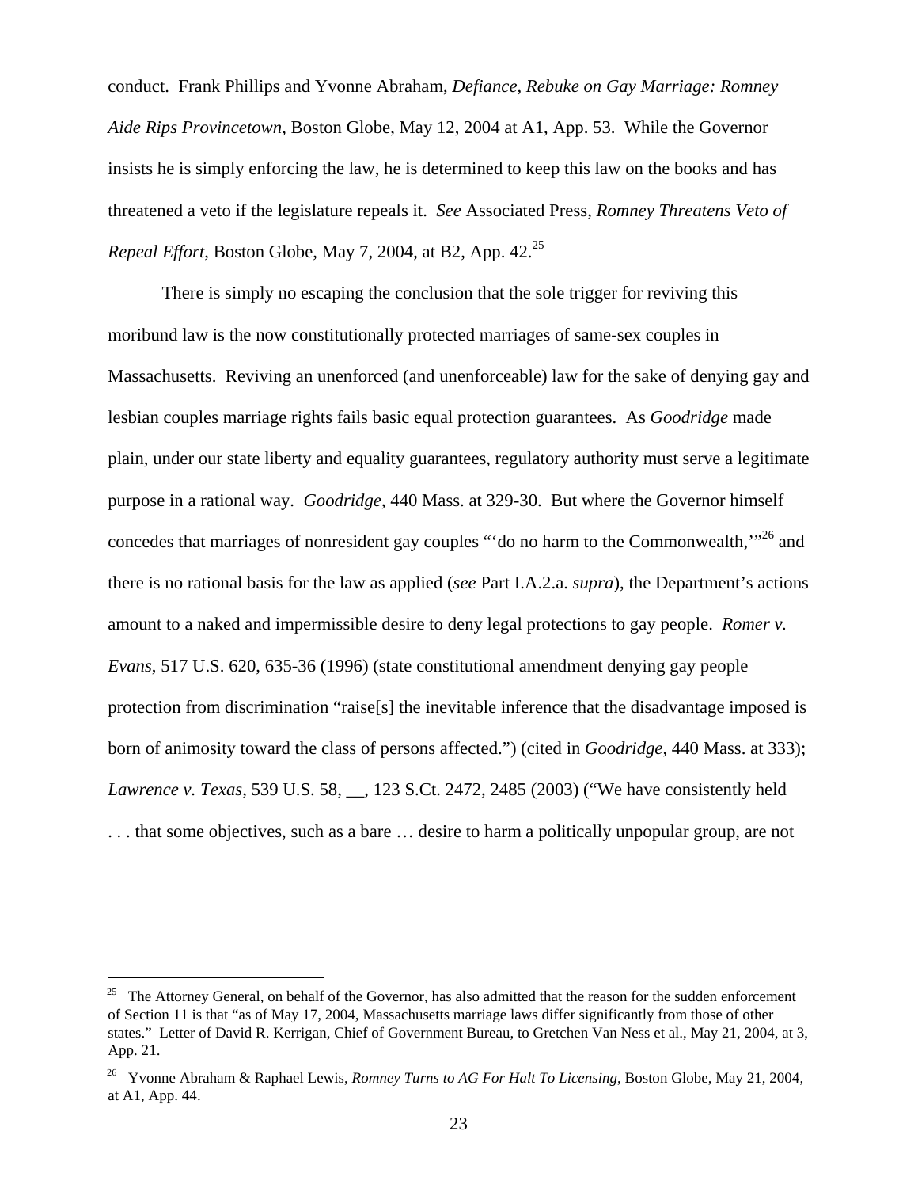conduct. Frank Phillips and Yvonne Abraham, *Defiance, Rebuke on Gay Marriage: Romney Aide Rips Provincetown,* Boston Globe, May 12, 2004 at A1, App. 53. While the Governor insists he is simply enforcing the law, he is determined to keep this law on the books and has threatened a veto if the legislature repeals it. *See* Associated Press, *Romney Threatens Veto of Repeal Effort*, Boston Globe, May 7, 2004, at B2, App. 42.[25]

There is simply no escaping the conclusion that the sole trigger for reviving this moribund law is the now constitutionally protected marriages of same-sex couples in Massachusetts. Reviving an unenforced (and unenforceable) law for the sake of denying gay and lesbian couples marriage rights fails basic equal protection guarantees. As *Goodridge* made plain, under our state liberty and equality guarantees, regulatory authority must serve a legitimate purpose in a rational way. *Goodridge*, 440 Mass. at 329-30. But where the Governor himself concedes that marriages of nonresident gay couples "'do no harm to the Commonwealth,'"[26] and there is no rational basis for the law as applied (*see* Part I.A.2.a. *supra*), the Department's actions amount to a naked and impermissible desire to deny legal protections to gay people. *Romer v. Evans*, 517 U.S. 620, 635-36 (1996) (state constitutional amendment denying gay people protection from discrimination "raise[s] the inevitable inference that the disadvantage imposed is born of animosity toward the class of persons affected.") (cited in *Goodridge*, 440 Mass. at 333); *Lawrence v. Texas*, 539 U.S. 58, __, 123 S.Ct. 2472, 2485 (2003) ("We have consistently held . . . that some objectives, such as a bare … desire to harm a politically unpopular group, are not

---

[25] The Attorney General, on behalf of the Governor, has also admitted that the reason for the sudden enforcement of Section 11 is that "as of May 17, 2004, Massachusetts marriage laws differ significantly from those of other states." Letter of David R. Kerrigan, Chief of Government Bureau, to Gretchen Van Ness et al., May 21, 2004, at 3, App. 21.

[26] Yvonne Abraham & Raphael Lewis, *Romney Turns to AG For Halt To Licensing*, Boston Globe, May 21, 2004, at A1, App. 44.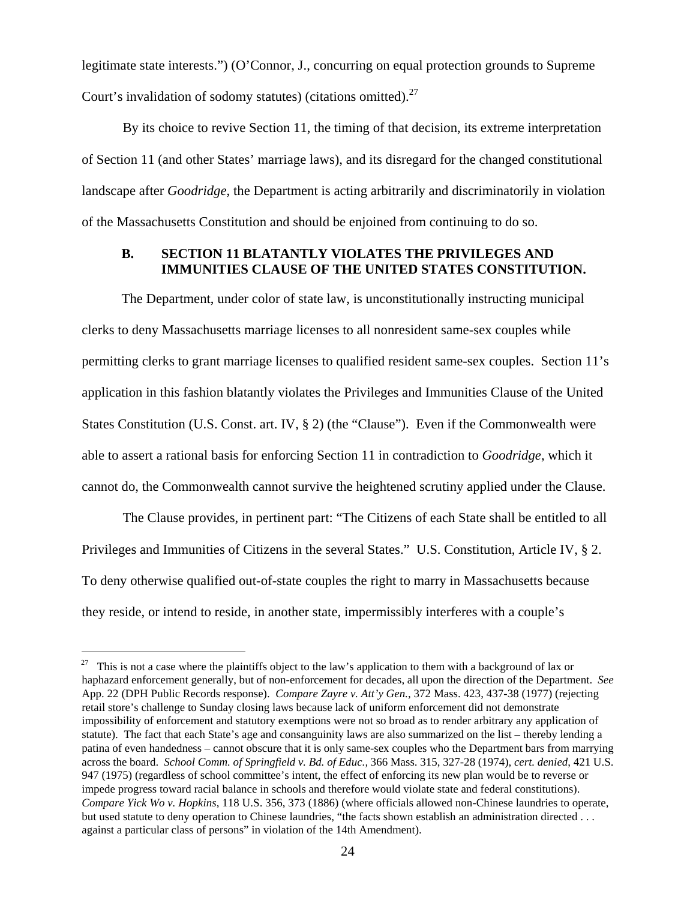legitimate state interests.") (O'Connor, J., concurring on equal protection grounds to Supreme Court's invalidation of sodomy statutes) (citations omitted).[27]

By its choice to revive Section 11, the timing of that decision, its extreme interpretation of Section 11 (and other States' marriage laws), and its disregard for the changed constitutional landscape after *Goodridge*, the Department is acting arbitrarily and discriminatorily in violation of the Massachusetts Constitution and should be enjoined from continuing to do so.

### B. SECTION 11 BLATANTLY VIOLATES THE PRIVILEGES AND IMMUNITIES CLAUSE OF THE UNITED STATES CONSTITUTION.

The Department, under color of state law, is unconstitutionally instructing municipal clerks to deny Massachusetts marriage licenses to all nonresident same-sex couples while permitting clerks to grant marriage licenses to qualified resident same-sex couples. Section 11's application in this fashion blatantly violates the Privileges and Immunities Clause of the United States Constitution (U.S. Const. art. IV, § 2) (the "Clause"). Even if the Commonwealth were able to assert a rational basis for enforcing Section 11 in contradiction to *Goodridge*, which it cannot do, the Commonwealth cannot survive the heightened scrutiny applied under the Clause.

The Clause provides, in pertinent part: "The Citizens of each State shall be entitled to all Privileges and Immunities of Citizens in the several States." U.S. Constitution, Article IV, § 2. To deny otherwise qualified out-of-state couples the right to marry in Massachusetts because they reside, or intend to reside, in another state, impermissibly interferes with a couple's

---

[27] This is not a case where the plaintiffs object to the law's application to them with a background of lax or haphazard enforcement generally, but of non-enforcement for decades, all upon the direction of the Department. *See* App. 22 (DPH Public Records response). *Compare Zayre v. Att'y Gen.*, 372 Mass. 423, 437-38 (1977) (rejecting retail store's challenge to Sunday closing laws because lack of uniform enforcement did not demonstrate impossibility of enforcement and statutory exemptions were not so broad as to render arbitrary any application of statute). The fact that each State's age and consanguinity laws are also summarized on the list – thereby lending a patina of even handedness – cannot obscure that it is only same-sex couples who the Department bars from marrying across the board. *School Comm. of Springfield v. Bd. of Educ.*, 366 Mass. 315, 327-28 (1974), *cert. denied*, 421 U.S. 947 (1975) (regardless of school committee's intent, the effect of enforcing its new plan would be to reverse or impede progress toward racial balance in schools and therefore would violate state and federal constitutions). *Compare Yick Wo v. Hopkins*, 118 U.S. 356, 373 (1886) (where officials allowed non-Chinese laundries to operate, but used statute to deny operation to Chinese laundries, "the facts shown establish an administration directed . . . against a particular class of persons" in violation of the 14th Amendment).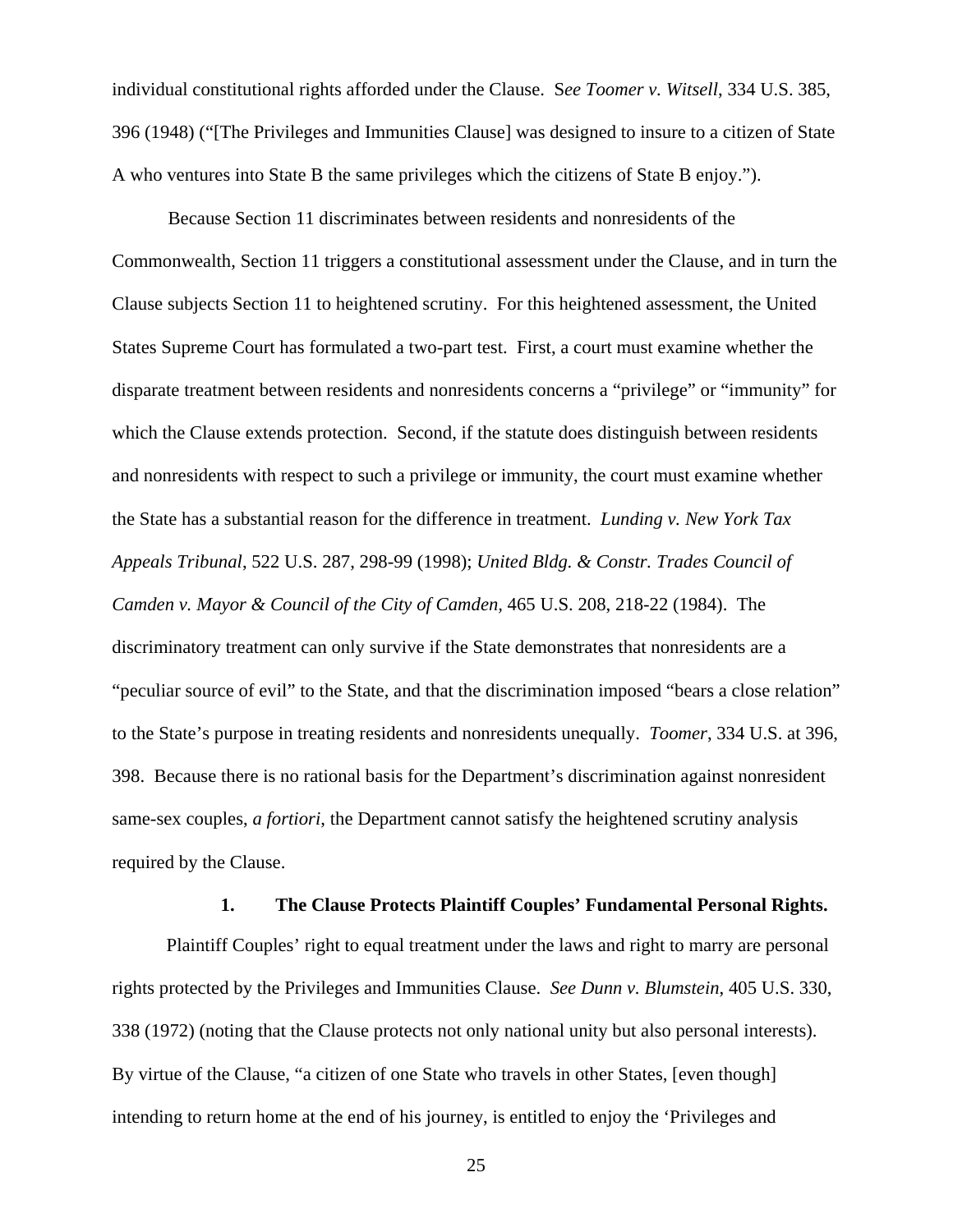individual constitutional rights afforded under the Clause. *See Toomer v. Witsell*, 334 U.S. 385, 396 (1948) ("[The Privileges and Immunities Clause] was designed to insure to a citizen of State A who ventures into State B the same privileges which the citizens of State B enjoy.").

Because Section 11 discriminates between residents and nonresidents of the Commonwealth, Section 11 triggers a constitutional assessment under the Clause, and in turn the Clause subjects Section 11 to heightened scrutiny. For this heightened assessment, the United States Supreme Court has formulated a two-part test. First, a court must examine whether the disparate treatment between residents and nonresidents concerns a "privilege" or "immunity" for which the Clause extends protection. Second, if the statute does distinguish between residents and nonresidents with respect to such a privilege or immunity, the court must examine whether the State has a substantial reason for the difference in treatment. *Lunding v. New York Tax Appeals Tribunal*, 522 U.S. 287, 298-99 (1998); *United Bldg. & Constr. Trades Council of Camden v. Mayor & Council of the City of Camden,* 465 U.S. 208, 218-22 (1984). The discriminatory treatment can only survive if the State demonstrates that nonresidents are a "peculiar source of evil" to the State, and that the discrimination imposed "bears a close relation" to the State's purpose in treating residents and nonresidents unequally. *Toomer*, 334 U.S. at 396, 398. Because there is no rational basis for the Department's discrimination against nonresident same-sex couples, *a fortiori*, the Department cannot satisfy the heightened scrutiny analysis required by the Clause.

### 1. The Clause Protects Plaintiff Couples' Fundamental Personal Rights.

Plaintiff Couples' right to equal treatment under the laws and right to marry are personal rights protected by the Privileges and Immunities Clause. *See Dunn v. Blumstein*, 405 U.S. 330, 338 (1972) (noting that the Clause protects not only national unity but also personal interests). By virtue of the Clause, "a citizen of one State who travels in other States, [even though] intending to return home at the end of his journey, is entitled to enjoy the 'Privileges and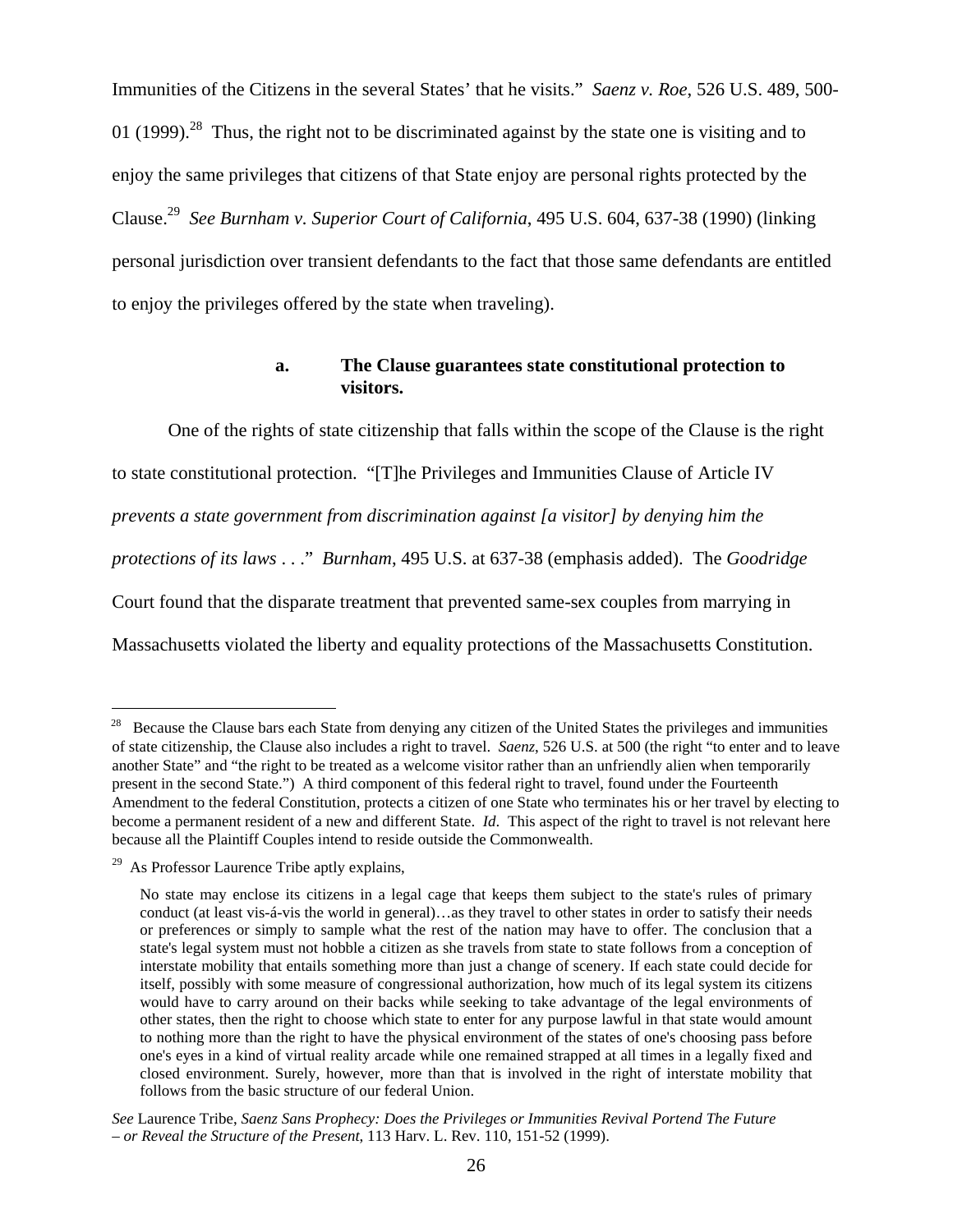Immunities of the Citizens in the several States' that he visits." *Saenz v. Roe*, 526 U.S. 489, 500-01 (1999).[28] Thus, the right not to be discriminated against by the state one is visiting and to enjoy the same privileges that citizens of that State enjoy are personal rights protected by the Clause.[29] *See Burnham v. Superior Court of California*, 495 U.S. 604, 637-38 (1990) (linking personal jurisdiction over transient defendants to the fact that those same defendants are entitled to enjoy the privileges offered by the state when traveling).

#### a. The Clause guarantees state constitutional protection to visitors.

One of the rights of state citizenship that falls within the scope of the Clause is the right to state constitutional protection. "[T]he Privileges and Immunities Clause of Article IV *prevents a state government from discrimination against [a visitor] by denying him the protections of its laws* . . ." *Burnham*, 495 U.S. at 637-38 (emphasis added). The *Goodridge* Court found that the disparate treatment that prevented same-sex couples from marrying in Massachusetts violated the liberty and equality protections of the Massachusetts Constitution.

---

[28] Because the Clause bars each State from denying any citizen of the United States the privileges and immunities of state citizenship, the Clause also includes a right to travel. *Saenz*, 526 U.S. at 500 (the right "to enter and to leave another State" and "the right to be treated as a welcome visitor rather than an unfriendly alien when temporarily present in the second State.") A third component of this federal right to travel, found under the Fourteenth Amendment to the federal Constitution, protects a citizen of one State who terminates his or her travel by electing to become a permanent resident of a new and different State. *Id*. This aspect of the right to travel is not relevant here because all the Plaintiff Couples intend to reside outside the Commonwealth.

[29] As Professor Laurence Tribe aptly explains,

> No state may enclose its citizens in a legal cage that keeps them subject to the state's rules of primary conduct (at least vis-á-vis the world in general)…as they travel to other states in order to satisfy their needs or preferences or simply to sample what the rest of the nation may have to offer. The conclusion that a state's legal system must not hobble a citizen as she travels from state to state follows from a conception of interstate mobility that entails something more than just a change of scenery. If each state could decide for itself, possibly with some measure of congressional authorization, how much of its legal system its citizens would have to carry around on their backs while seeking to take advantage of the legal environments of other states, then the right to choose which state to enter for any purpose lawful in that state would amount to nothing more than the right to have the physical environment of the states of one's choosing pass before one's eyes in a kind of virtual reality arcade while one remained strapped at all times in a legally fixed and closed environment. Surely, however, more than that is involved in the right of interstate mobility that follows from the basic structure of our federal Union.

*See* Laurence Tribe, *Saenz Sans Prophecy: Does the Privileges or Immunities Revival Portend The Future – or Reveal the Structure of the Present*, 113 Harv. L. Rev. 110, 151-52 (1999).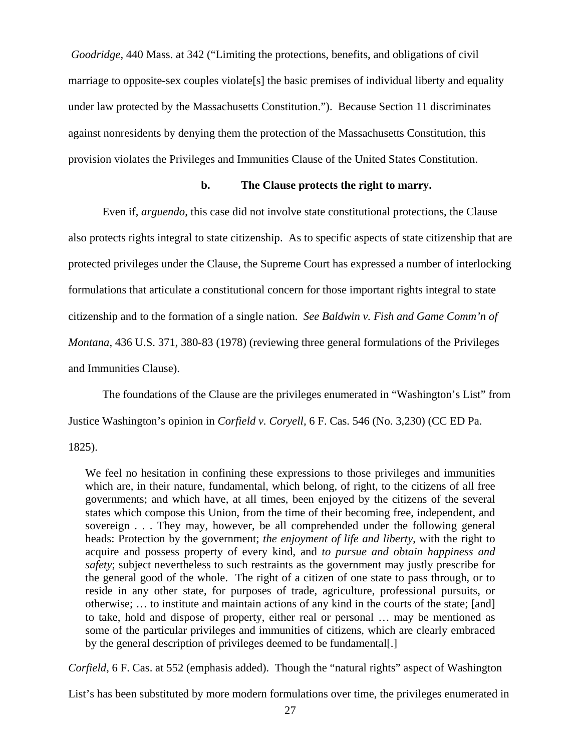*Goodridge*, 440 Mass. at 342 ("Limiting the protections, benefits, and obligations of civil marriage to opposite-sex couples violate[s] the basic premises of individual liberty and equality under law protected by the Massachusetts Constitution."). Because Section 11 discriminates against nonresidents by denying them the protection of the Massachusetts Constitution, this provision violates the Privileges and Immunities Clause of the United States Constitution.

**b. The Clause protects the right to marry.**

Even if, *arguendo*, this case did not involve state constitutional protections, the Clause also protects rights integral to state citizenship. As to specific aspects of state citizenship that are protected privileges under the Clause, the Supreme Court has expressed a number of interlocking formulations that articulate a constitutional concern for those important rights integral to state citizenship and to the formation of a single nation. *See Baldwin v. Fish and Game Comm'n of Montana*, 436 U.S. 371, 380-83 (1978) (reviewing three general formulations of the Privileges and Immunities Clause).

The foundations of the Clause are the privileges enumerated in "Washington's List" from Justice Washington's opinion in *Corfield v. Coryell*, 6 F. Cas. 546 (No. 3,230) (CC ED Pa. 1825).

> We feel no hesitation in confining these expressions to those privileges and immunities which are, in their nature, fundamental, which belong, of right, to the citizens of all free governments; and which have, at all times, been enjoyed by the citizens of the several states which compose this Union, from the time of their becoming free, independent, and sovereign . . . They may, however, be all comprehended under the following general heads: Protection by the government; *the enjoyment of life and liberty*, with the right to acquire and possess property of every kind, and *to pursue and obtain happiness and safety*; subject nevertheless to such restraints as the government may justly prescribe for the general good of the whole. The right of a citizen of one state to pass through, or to reside in any other state, for purposes of trade, agriculture, professional pursuits, or otherwise; … to institute and maintain actions of any kind in the courts of the state; [and] to take, hold and dispose of property, either real or personal … may be mentioned as some of the particular privileges and immunities of citizens, which are clearly embraced by the general description of privileges deemed to be fundamental[.]

*Corfield*, 6 F. Cas. at 552 (emphasis added). Though the "natural rights" aspect of Washington List's has been substituted by more modern formulations over time, the privileges enumerated in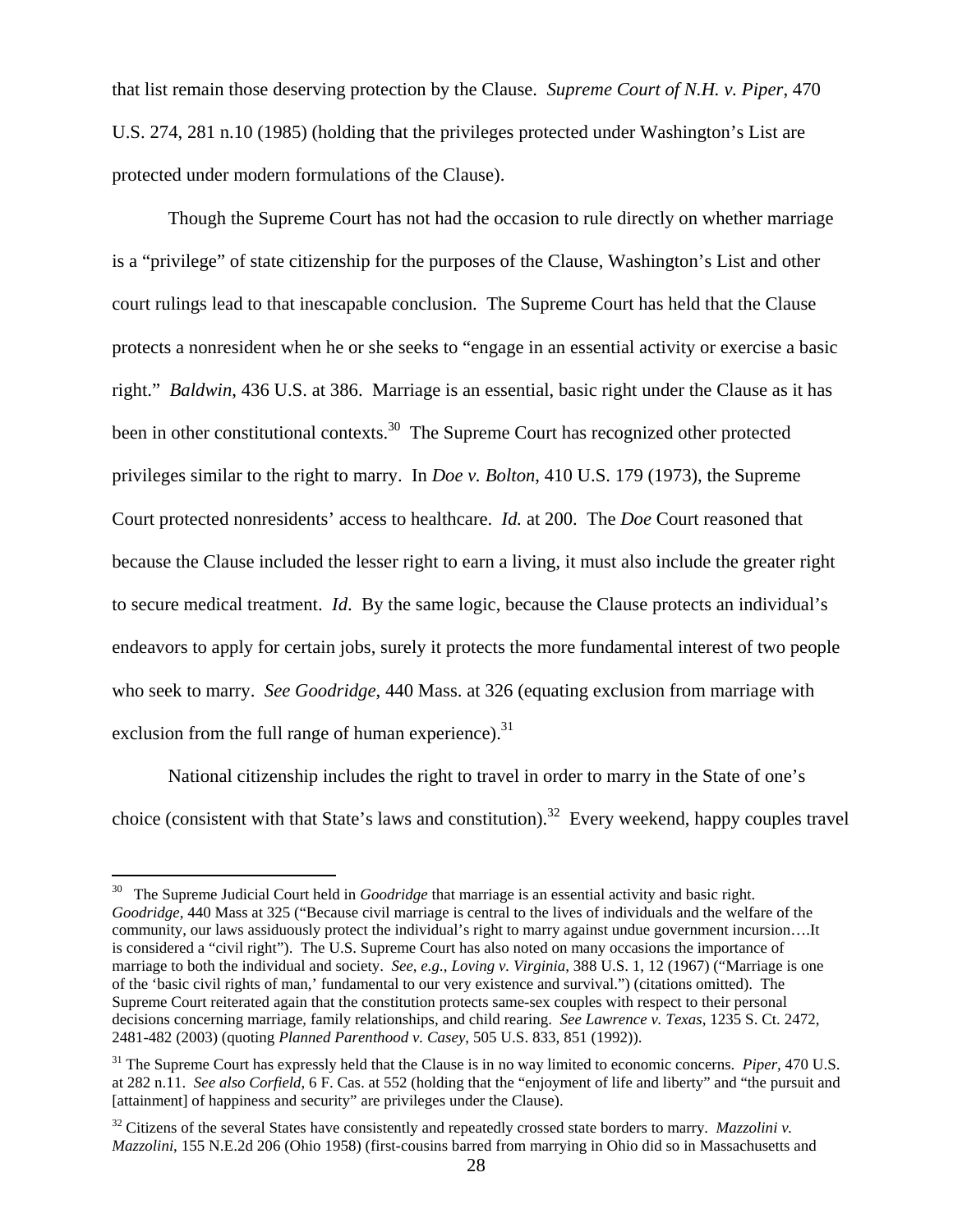that list remain those deserving protection by the Clause. *Supreme Court of N.H. v. Piper*, 470 U.S. 274, 281 n.10 (1985) (holding that the privileges protected under Washington's List are protected under modern formulations of the Clause).

Though the Supreme Court has not had the occasion to rule directly on whether marriage is a "privilege" of state citizenship for the purposes of the Clause, Washington's List and other court rulings lead to that inescapable conclusion. The Supreme Court has held that the Clause protects a nonresident when he or she seeks to "engage in an essential activity or exercise a basic right." *Baldwin*, 436 U.S. at 386. Marriage is an essential, basic right under the Clause as it has been in other constitutional contexts.[30] The Supreme Court has recognized other protected privileges similar to the right to marry. In *Doe v. Bolton*, 410 U.S. 179 (1973), the Supreme Court protected nonresidents' access to healthcare. *Id.* at 200. The *Doe* Court reasoned that because the Clause included the lesser right to earn a living, it must also include the greater right to secure medical treatment. *Id*. By the same logic, because the Clause protects an individual's endeavors to apply for certain jobs, surely it protects the more fundamental interest of two people who seek to marry. *See Goodridge*, 440 Mass. at 326 (equating exclusion from marriage with exclusion from the full range of human experience).[31]

National citizenship includes the right to travel in order to marry in the State of one's choice (consistent with that State's laws and constitution).[32] Every weekend, happy couples travel

---

[30] The Supreme Judicial Court held in *Goodridge* that marriage is an essential activity and basic right. *Goodridge*, 440 Mass at 325 ("Because civil marriage is central to the lives of individuals and the welfare of the community, our laws assiduously protect the individual's right to marry against undue government incursion….It is considered a "civil right"). The U.S. Supreme Court has also noted on many occasions the importance of marriage to both the individual and society. *See, e.g., Loving v. Virginia*, 388 U.S. 1, 12 (1967) ("Marriage is one of the 'basic civil rights of man,' fundamental to our very existence and survival.") (citations omitted). The Supreme Court reiterated again that the constitution protects same-sex couples with respect to their personal decisions concerning marriage, family relationships, and child rearing. *See Lawrence v. Texas*, 1235 S. Ct. 2472, 2481-482 (2003) (quoting *Planned Parenthood v. Casey*, 505 U.S. 833, 851 (1992)).

[31] The Supreme Court has expressly held that the Clause is in no way limited to economic concerns. *Piper*, 470 U.S. at 282 n.11. *See also Corfield*, 6 F. Cas. at 552 (holding that the "enjoyment of life and liberty" and "the pursuit and [attainment] of happiness and security" are privileges under the Clause).

[32] Citizens of the several States have consistently and repeatedly crossed state borders to marry. *Mazzolini v. Mazzolini*, 155 N.E.2d 206 (Ohio 1958) (first-cousins barred from marrying in Ohio did so in Massachusetts and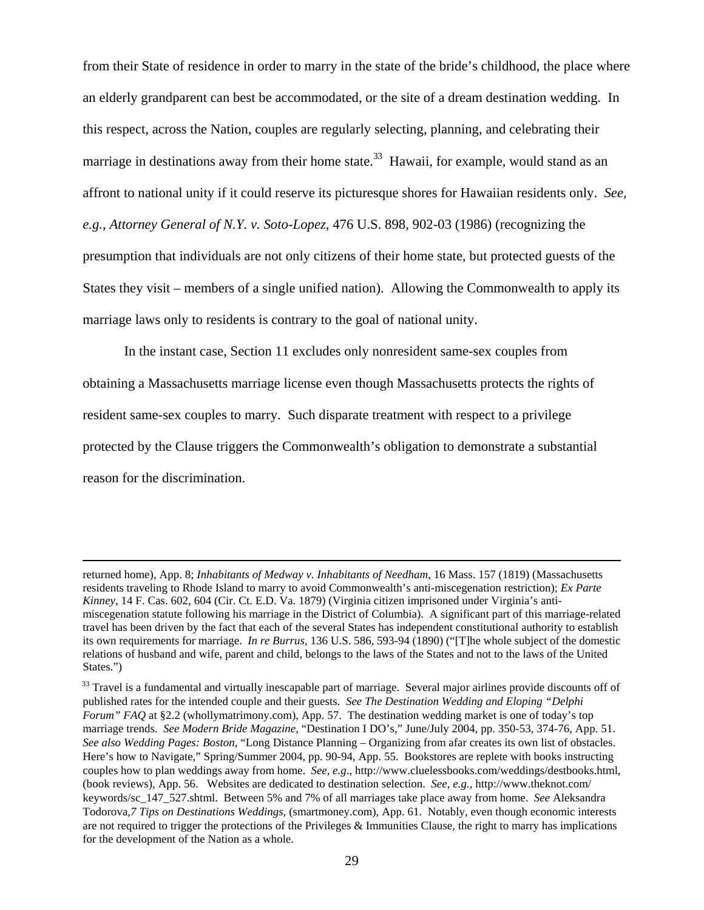from their State of residence in order to marry in the state of the bride's childhood, the place where an elderly grandparent can best be accommodated, or the site of a dream destination wedding. In this respect, across the Nation, couples are regularly selecting, planning, and celebrating their marriage in destinations away from their home state.[33] Hawaii, for example, would stand as an affront to national unity if it could reserve its picturesque shores for Hawaiian residents only. *See*, *e.g.*, *Attorney General of N.Y. v. Soto-Lopez*, 476 U.S. 898, 902-03 (1986) (recognizing the presumption that individuals are not only citizens of their home state, but protected guests of the States they visit – members of a single unified nation). Allowing the Commonwealth to apply its marriage laws only to residents is contrary to the goal of national unity.

In the instant case, Section 11 excludes only nonresident same-sex couples from obtaining a Massachusetts marriage license even though Massachusetts protects the rights of resident same-sex couples to marry. Such disparate treatment with respect to a privilege protected by the Clause triggers the Commonwealth's obligation to demonstrate a substantial reason for the discrimination.

---

returned home), App. 8; *Inhabitants of Medway v. Inhabitants of Needham*, 16 Mass. 157 (1819) (Massachusetts residents traveling to Rhode Island to marry to avoid Commonwealth's anti-miscegenation restriction); *Ex Parte Kinney*, 14 F. Cas. 602, 604 (Cir. Ct. E.D. Va. 1879) (Virginia citizen imprisoned under Virginia's anti-miscegenation statute following his marriage in the District of Columbia). A significant part of this marriage-related travel has been driven by the fact that each of the several States has independent constitutional authority to establish its own requirements for marriage. *In re Burrus*, 136 U.S. 586, 593-94 (1890) ("[T]he whole subject of the domestic relations of husband and wife, parent and child, belongs to the laws of the States and not to the laws of the United States.")

[33] Travel is a fundamental and virtually inescapable part of marriage. Several major airlines provide discounts off of published rates for the intended couple and their guests. *See The Destination Wedding and Eloping "Delphi Forum" FAQ* at §2.2 (whollymatrimony.com), App. 57. The destination wedding market is one of today's top marriage trends. *See Modern Bride Magazine*, "Destination I DO's," June/July 2004, pp. 350-53, 374-76, App. 51. *See also Wedding Pages: Boston*, "Long Distance Planning – Organizing from afar creates its own list of obstacles. Here's how to Navigate," Spring/Summer 2004, pp. 90-94, App. 55. Bookstores are replete with books instructing couples how to plan weddings away from home. *See, e.g.*, http://www.cluelessbooks.com/weddings/destbooks.html, (book reviews), App. 56. Websites are dedicated to destination selection. *See, e.g.*, http://www.theknot.com/keywords/sc_147_527.shtml. Between 5% and 7% of all marriages take place away from home. *See* Aleksandra Todorova,*7 Tips on Destinations Weddings*, (smartmoney.com), App. 61. Notably, even though economic interests are not required to trigger the protections of the Privileges & Immunities Clause, the right to marry has implications for the development of the Nation as a whole.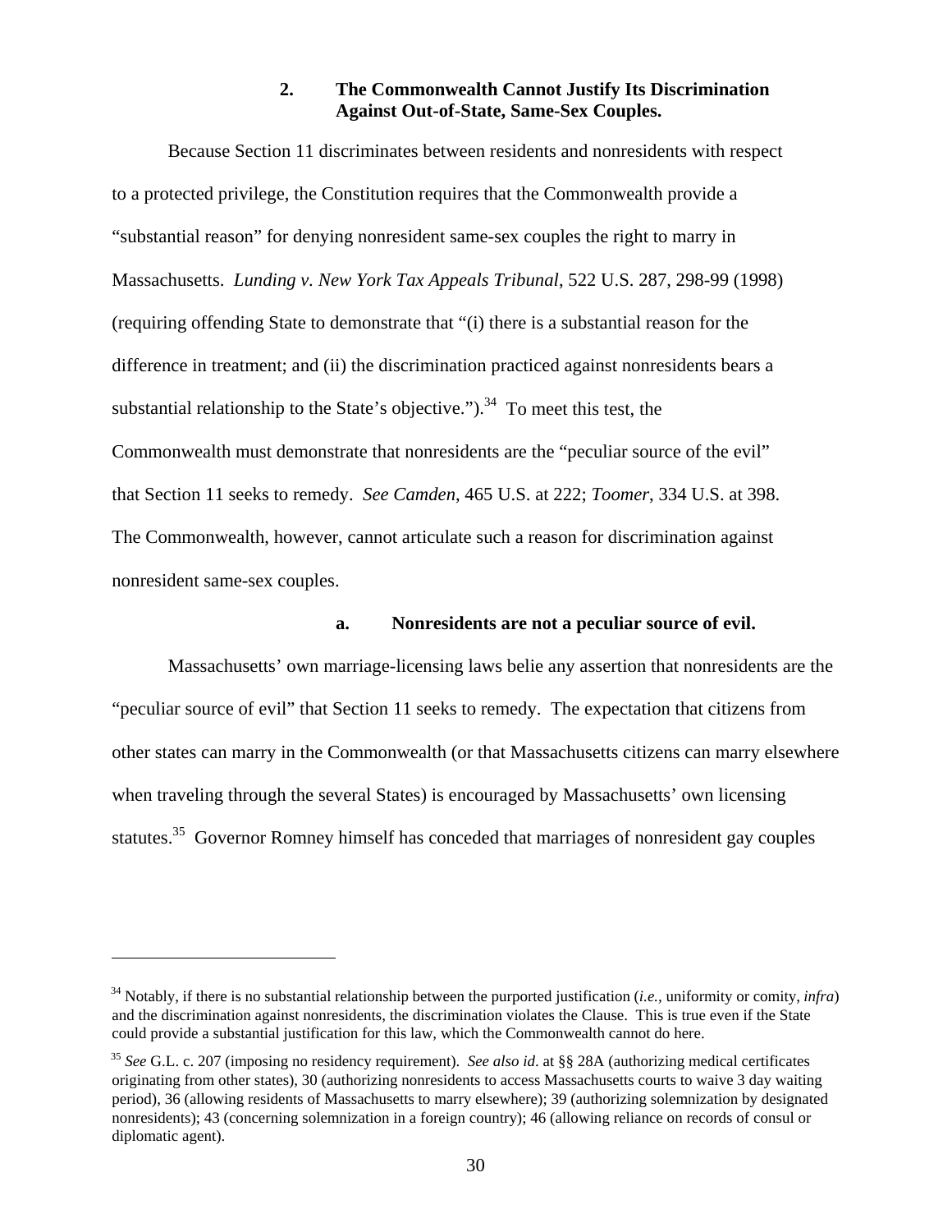### 2. The Commonwealth Cannot Justify Its Discrimination Against Out-of-State, Same-Sex Couples.

Because Section 11 discriminates between residents and nonresidents with respect to a protected privilege, the Constitution requires that the Commonwealth provide a "substantial reason" for denying nonresident same-sex couples the right to marry in Massachusetts. *Lunding v. New York Tax Appeals Tribunal*, 522 U.S. 287, 298-99 (1998) (requiring offending State to demonstrate that "(i) there is a substantial reason for the difference in treatment; and (ii) the discrimination practiced against nonresidents bears a substantial relationship to the State's objective.").[34] To meet this test, the Commonwealth must demonstrate that nonresidents are the "peculiar source of the evil" that Section 11 seeks to remedy. *See Camden*, 465 U.S. at 222; *Toomer*, 334 U.S. at 398. The Commonwealth, however, cannot articulate such a reason for discrimination against nonresident same-sex couples.

#### a. Nonresidents are not a peculiar source of evil.

Massachusetts' own marriage-licensing laws belie any assertion that nonresidents are the "peculiar source of evil" that Section 11 seeks to remedy. The expectation that citizens from other states can marry in the Commonwealth (or that Massachusetts citizens can marry elsewhere when traveling through the several States) is encouraged by Massachusetts' own licensing statutes.[35] Governor Romney himself has conceded that marriages of nonresident gay couples

---

[34] Notably, if there is no substantial relationship between the purported justification (*i.e.*, uniformity or comity, *infra*) and the discrimination against nonresidents, the discrimination violates the Clause. This is true even if the State could provide a substantial justification for this law, which the Commonwealth cannot do here.

[35] *See* G.L. c. 207 (imposing no residency requirement). *See also id*. at §§ 28A (authorizing medical certificates originating from other states), 30 (authorizing nonresidents to access Massachusetts courts to waive 3 day waiting period), 36 (allowing residents of Massachusetts to marry elsewhere); 39 (authorizing solemnization by designated nonresidents); 43 (concerning solemnization in a foreign country); 46 (allowing reliance on records of consul or diplomatic agent).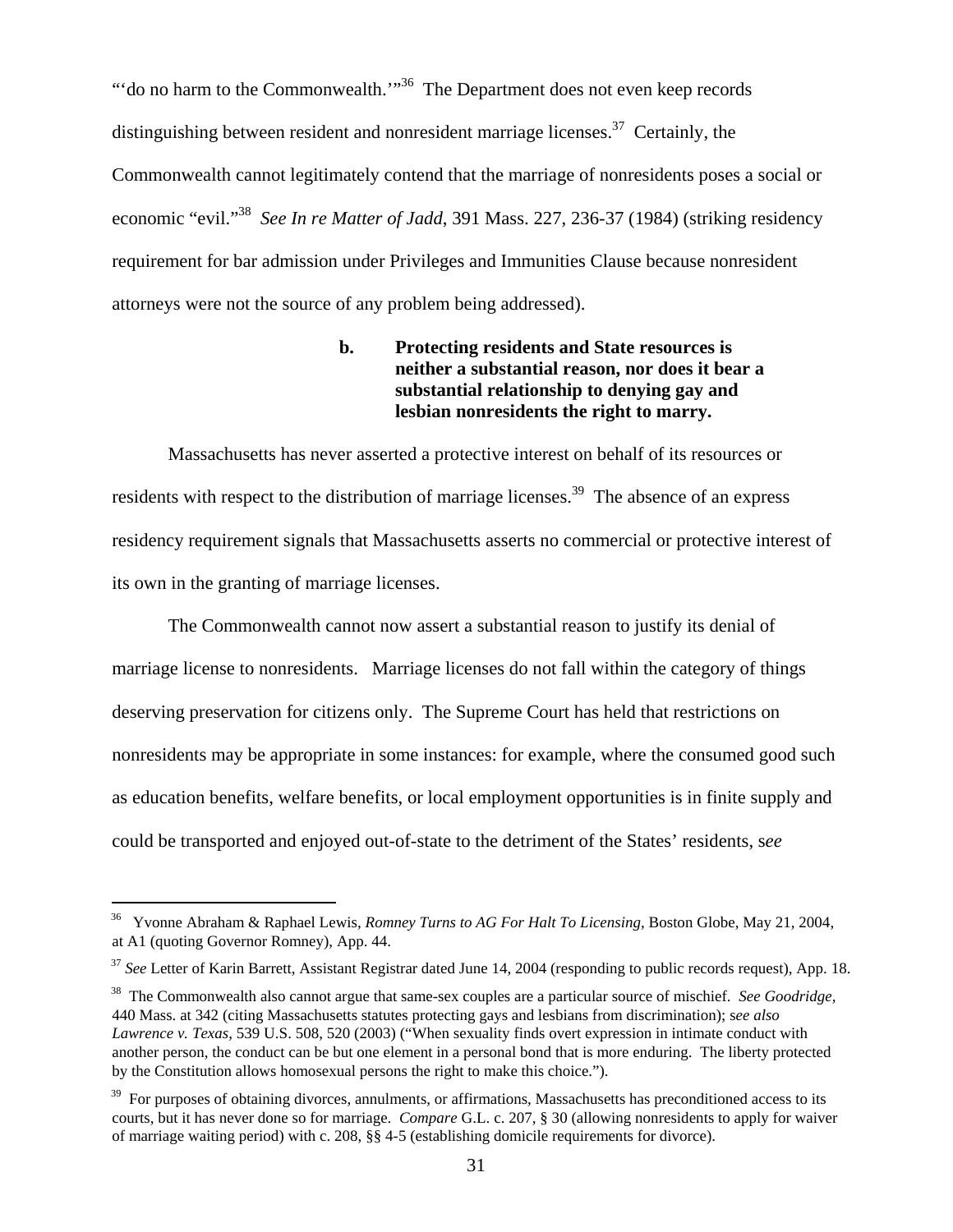"'do no harm to the Commonwealth.'"[36] The Department does not even keep records distinguishing between resident and nonresident marriage licenses.[37] Certainly, the Commonwealth cannot legitimately contend that the marriage of nonresidents poses a social or economic "evil."[38] *See In re Matter of Jadd*, 391 Mass. 227, 236-37 (1984) (striking residency requirement for bar admission under Privileges and Immunities Clause because nonresident attorneys were not the source of any problem being addressed).

**b. Protecting residents and State resources is neither a substantial reason, nor does it bear a substantial relationship to denying gay and lesbian nonresidents the right to marry.**

Massachusetts has never asserted a protective interest on behalf of its resources or residents with respect to the distribution of marriage licenses.[39] The absence of an express residency requirement signals that Massachusetts asserts no commercial or protective interest of its own in the granting of marriage licenses.

The Commonwealth cannot now assert a substantial reason to justify its denial of marriage license to nonresidents. Marriage licenses do not fall within the category of things deserving preservation for citizens only. The Supreme Court has held that restrictions on nonresidents may be appropriate in some instances: for example, where the consumed good such as education benefits, welfare benefits, or local employment opportunities is in finite supply and could be transported and enjoyed out-of-state to the detriment of the States' residents, s*ee*

---

[36] Yvonne Abraham & Raphael Lewis, *Romney Turns to AG For Halt To Licensing*, Boston Globe, May 21, 2004, at A1 (quoting Governor Romney), App. 44.

[37] *See* Letter of Karin Barrett, Assistant Registrar dated June 14, 2004 (responding to public records request), App. 18.

[38] The Commonwealth also cannot argue that same-sex couples are a particular source of mischief. *See Goodridge,* 440 Mass. at 342 (citing Massachusetts statutes protecting gays and lesbians from discrimination); s*ee also Lawrence v. Texas,* 539 U.S. 508, 520 (2003) ("When sexuality finds overt expression in intimate conduct with another person, the conduct can be but one element in a personal bond that is more enduring. The liberty protected by the Constitution allows homosexual persons the right to make this choice.").

[39] For purposes of obtaining divorces, annulments, or affirmations, Massachusetts has preconditioned access to its courts, but it has never done so for marriage. *Compare* G.L. c. 207, § 30 (allowing nonresidents to apply for waiver of marriage waiting period) with c. 208, §§ 4-5 (establishing domicile requirements for divorce).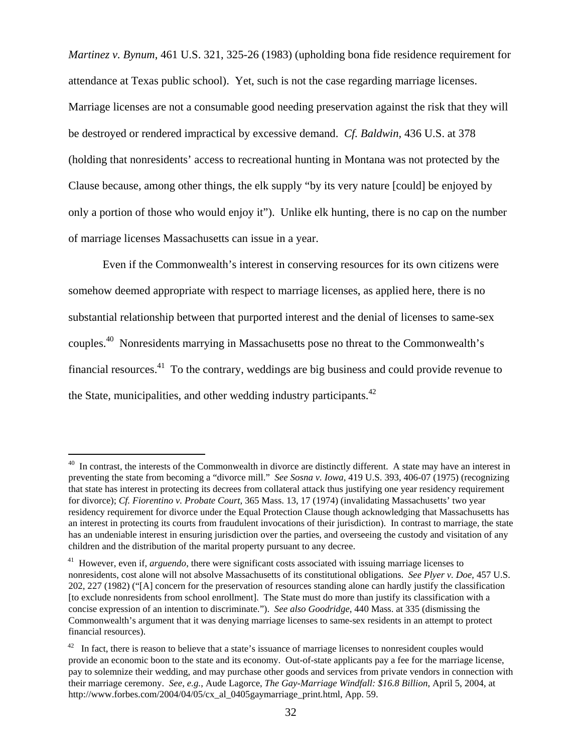*Martinez v. Bynum*, 461 U.S. 321, 325-26 (1983) (upholding bona fide residence requirement for attendance at Texas public school). Yet, such is not the case regarding marriage licenses. Marriage licenses are not a consumable good needing preservation against the risk that they will be destroyed or rendered impractical by excessive demand. *Cf. Baldwin*, 436 U.S. at 378 (holding that nonresidents' access to recreational hunting in Montana was not protected by the Clause because, among other things, the elk supply "by its very nature [could] be enjoyed by only a portion of those who would enjoy it"). Unlike elk hunting, there is no cap on the number of marriage licenses Massachusetts can issue in a year.

Even if the Commonwealth's interest in conserving resources for its own citizens were somehow deemed appropriate with respect to marriage licenses, as applied here, there is no substantial relationship between that purported interest and the denial of licenses to same-sex couples.[40] Nonresidents marrying in Massachusetts pose no threat to the Commonwealth's financial resources.[41] To the contrary, weddings are big business and could provide revenue to the State, municipalities, and other wedding industry participants.[42]

---

[40] In contrast, the interests of the Commonwealth in divorce are distinctly different. A state may have an interest in preventing the state from becoming a "divorce mill." *See Sosna v. Iowa*, 419 U.S. 393, 406-07 (1975) (recognizing that state has interest in protecting its decrees from collateral attack thus justifying one year residency requirement for divorce); *Cf. Fiorentino v. Probate Court*, 365 Mass. 13, 17 (1974) (invalidating Massachusetts' two year residency requirement for divorce under the Equal Protection Clause though acknowledging that Massachusetts has an interest in protecting its courts from fraudulent invocations of their jurisdiction). In contrast to marriage, the state has an undeniable interest in ensuring jurisdiction over the parties, and overseeing the custody and visitation of any children and the distribution of the marital property pursuant to any decree.

[41] However, even if, *arguendo*, there were significant costs associated with issuing marriage licenses to nonresidents, cost alone will not absolve Massachusetts of its constitutional obligations. *See Plyer v. Doe*, 457 U.S. 202, 227 (1982) ("[A] concern for the preservation of resources standing alone can hardly justify the classification [to exclude nonresidents from school enrollment]. The State must do more than justify its classification with a concise expression of an intention to discriminate."). *See also Goodridge*, 440 Mass. at 335 (dismissing the Commonwealth's argument that it was denying marriage licenses to same-sex residents in an attempt to protect financial resources).

[42] In fact, there is reason to believe that a state's issuance of marriage licenses to nonresident couples would provide an economic boon to the state and its economy. Out-of-state applicants pay a fee for the marriage license, pay to solemnize their wedding, and may purchase other goods and services from private vendors in connection with their marriage ceremony. *See, e.g.*, Aude Lagorce, *The Gay-Marriage Windfall: $16.8 Billion*, April 5, 2004, at http://www.forbes.com/2004/04/05/cx_al_0405gaymarriage_print.html, App. 59.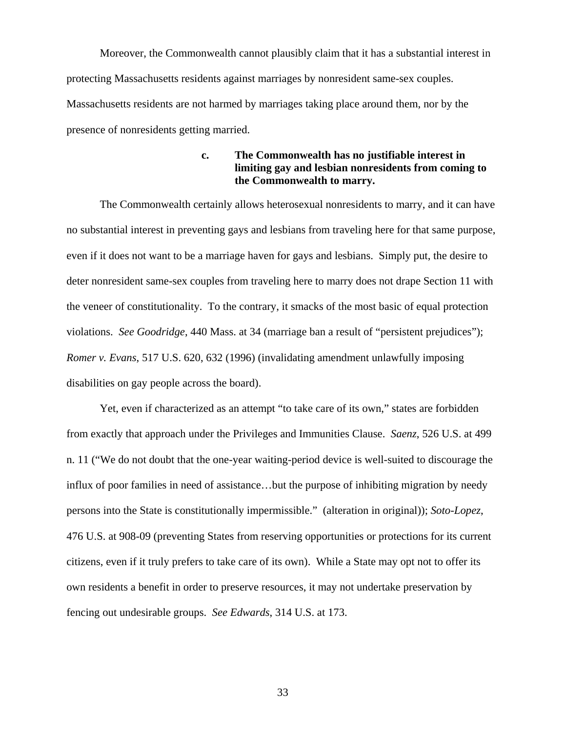Moreover, the Commonwealth cannot plausibly claim that it has a substantial interest in protecting Massachusetts residents against marriages by nonresident same-sex couples. Massachusetts residents are not harmed by marriages taking place around them, nor by the presence of nonresidents getting married.

#### c. The Commonwealth has no justifiable interest in limiting gay and lesbian nonresidents from coming to the Commonwealth to marry.

The Commonwealth certainly allows heterosexual nonresidents to marry, and it can have no substantial interest in preventing gays and lesbians from traveling here for that same purpose, even if it does not want to be a marriage haven for gays and lesbians. Simply put, the desire to deter nonresident same-sex couples from traveling here to marry does not drape Section 11 with the veneer of constitutionality. To the contrary, it smacks of the most basic of equal protection violations. *See Goodridge*, 440 Mass. at 34 (marriage ban a result of "persistent prejudices"); *Romer v. Evans*, 517 U.S. 620, 632 (1996) (invalidating amendment unlawfully imposing disabilities on gay people across the board).

Yet, even if characterized as an attempt "to take care of its own," states are forbidden from exactly that approach under the Privileges and Immunities Clause. *Saenz*, 526 U.S. at 499 n. 11 ("We do not doubt that the one-year waiting-period device is well-suited to discourage the influx of poor families in need of assistance…but the purpose of inhibiting migration by needy persons into the State is constitutionally impermissible." (alteration in original)); *Soto-Lopez*, 476 U.S. at 908-09 (preventing States from reserving opportunities or protections for its current citizens, even if it truly prefers to take care of its own). While a State may opt not to offer its own residents a benefit in order to preserve resources, it may not undertake preservation by fencing out undesirable groups. *See Edwards*, 314 U.S. at 173.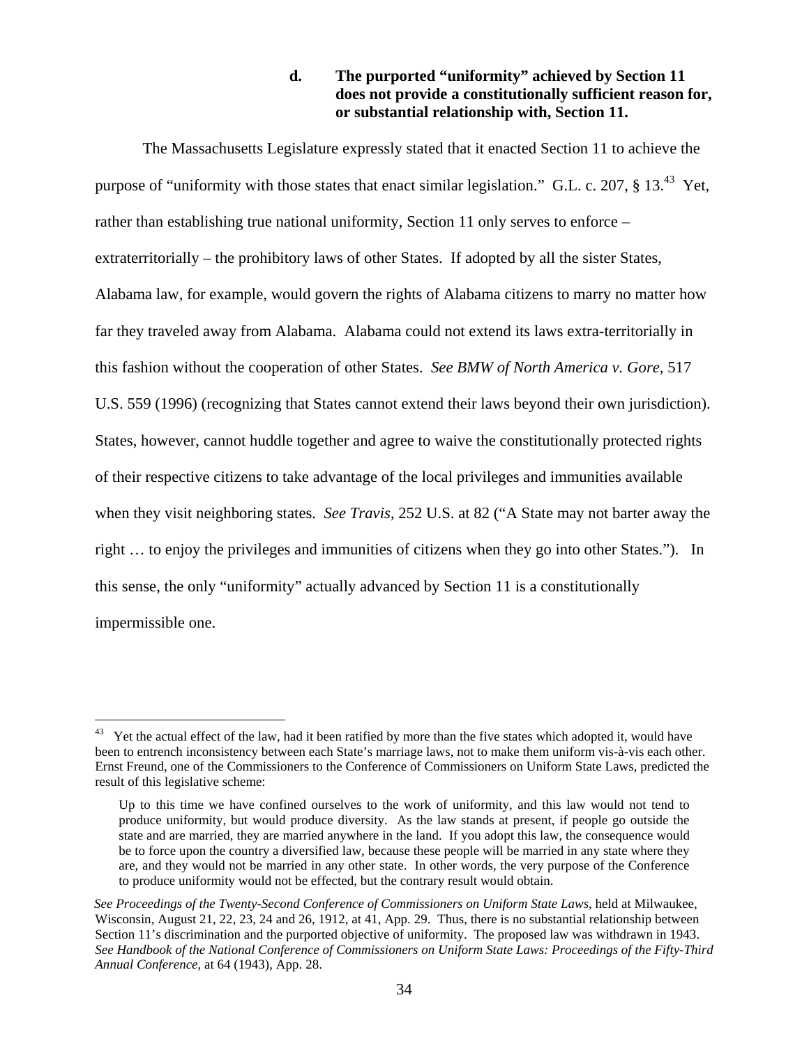### d. The purported "uniformity" achieved by Section 11 does not provide a constitutionally sufficient reason for, or substantial relationship with, Section 11.

The Massachusetts Legislature expressly stated that it enacted Section 11 to achieve the purpose of "uniformity with those states that enact similar legislation." G.L. c. 207, § 13.[43] Yet, rather than establishing true national uniformity, Section 11 only serves to enforce – extraterritorially – the prohibitory laws of other States. If adopted by all the sister States, Alabama law, for example, would govern the rights of Alabama citizens to marry no matter how far they traveled away from Alabama. Alabama could not extend its laws extra-territorially in this fashion without the cooperation of other States. *See BMW of North America v. Gore*, 517 U.S. 559 (1996) (recognizing that States cannot extend their laws beyond their own jurisdiction). States, however, cannot huddle together and agree to waive the constitutionally protected rights of their respective citizens to take advantage of the local privileges and immunities available when they visit neighboring states. *See Travis*, 252 U.S. at 82 ("A State may not barter away the right … to enjoy the privileges and immunities of citizens when they go into other States."). In this sense, the only "uniformity" actually advanced by Section 11 is a constitutionally impermissible one.

---

[43] Yet the actual effect of the law, had it been ratified by more than the five states which adopted it, would have been to entrench inconsistency between each State's marriage laws, not to make them uniform vis-à-vis each other. Ernst Freund, one of the Commissioners to the Conference of Commissioners on Uniform State Laws, predicted the result of this legislative scheme:

> Up to this time we have confined ourselves to the work of uniformity, and this law would not tend to produce uniformity, but would produce diversity. As the law stands at present, if people go outside the state and are married, they are married anywhere in the land. If you adopt this law, the consequence would be to force upon the country a diversified law, because these people will be married in any state where they are, and they would not be married in any other state. In other words, the very purpose of the Conference to produce uniformity would not be effected, but the contrary result would obtain.

*See Proceedings of the Twenty-Second Conference of Commissioners on Uniform State Laws,* held at Milwaukee, Wisconsin, August 21, 22, 23, 24 and 26, 1912, at 41, App. 29. Thus, there is no substantial relationship between Section 11's discrimination and the purported objective of uniformity. The proposed law was withdrawn in 1943. *See Handbook of the National Conference of Commissioners on Uniform State Laws: Proceedings of the Fifty-Third Annual Conference*, at 64 (1943), App. 28.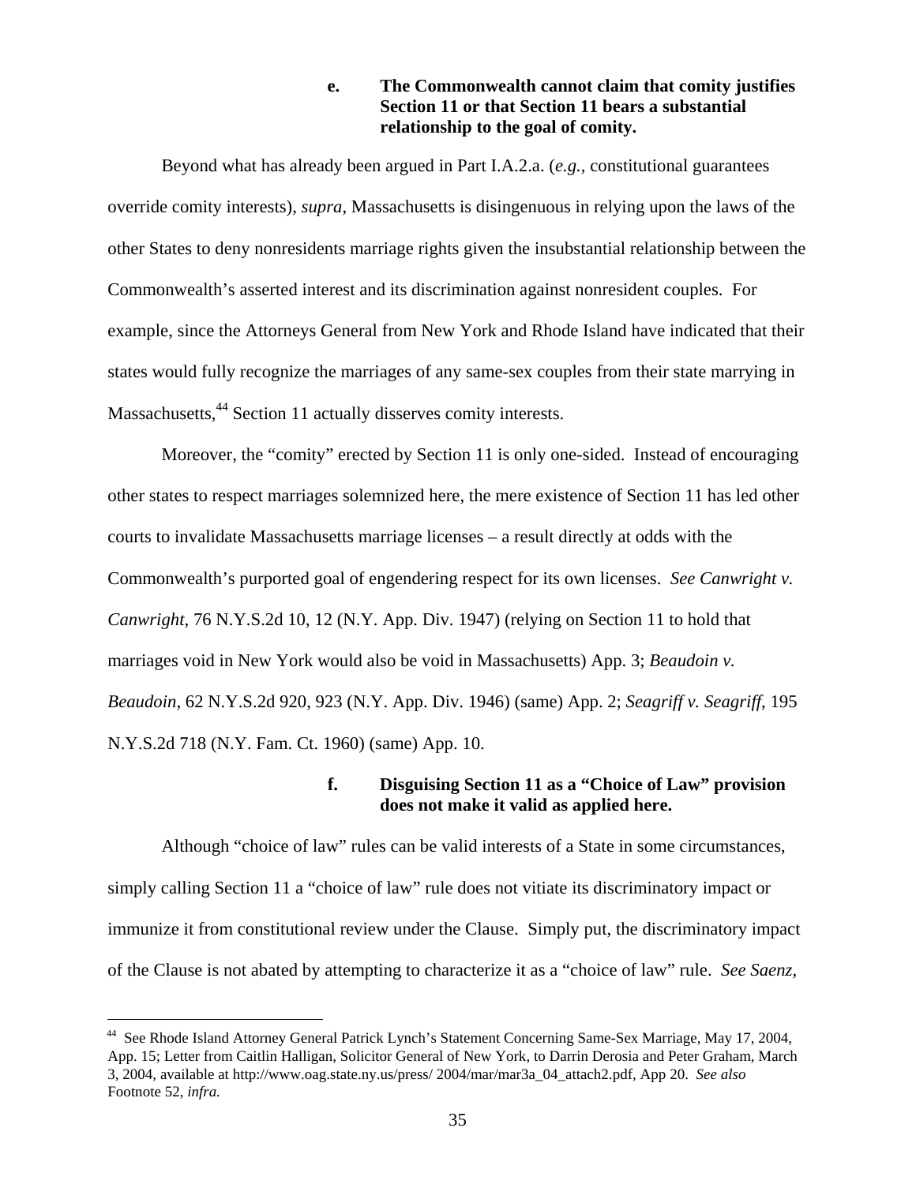**e. The Commonwealth cannot claim that comity justifies Section 11 or that Section 11 bears a substantial relationship to the goal of comity.**

Beyond what has already been argued in Part I.A.2.a. (*e.g.*, constitutional guarantees override comity interests), *supra*, Massachusetts is disingenuous in relying upon the laws of the other States to deny nonresidents marriage rights given the insubstantial relationship between the Commonwealth's asserted interest and its discrimination against nonresident couples. For example, since the Attorneys General from New York and Rhode Island have indicated that their states would fully recognize the marriages of any same-sex couples from their state marrying in Massachusetts,[44] Section 11 actually disserves comity interests.

Moreover, the "comity" erected by Section 11 is only one-sided. Instead of encouraging other states to respect marriages solemnized here, the mere existence of Section 11 has led other courts to invalidate Massachusetts marriage licenses – a result directly at odds with the Commonwealth's purported goal of engendering respect for its own licenses. *See Canwright v. Canwright*, 76 N.Y.S.2d 10, 12 (N.Y. App. Div. 1947) (relying on Section 11 to hold that marriages void in New York would also be void in Massachusetts) App. 3; *Beaudoin v. Beaudoin*, 62 N.Y.S.2d 920, 923 (N.Y. App. Div. 1946) (same) App. 2; *Seagriff v. Seagriff*, 195 N.Y.S.2d 718 (N.Y. Fam. Ct. 1960) (same) App. 10.

**f. Disguising Section 11 as a "Choice of Law" provision does not make it valid as applied here.**

Although "choice of law" rules can be valid interests of a State in some circumstances, simply calling Section 11 a "choice of law" rule does not vitiate its discriminatory impact or immunize it from constitutional review under the Clause. Simply put, the discriminatory impact of the Clause is not abated by attempting to characterize it as a "choice of law" rule. *See Saenz*,

---

[44] See Rhode Island Attorney General Patrick Lynch's Statement Concerning Same-Sex Marriage, May 17, 2004, App. 15; Letter from Caitlin Halligan, Solicitor General of New York, to Darrin Derosia and Peter Graham, March 3, 2004, available at http://www.oag.state.ny.us/press/ 2004/mar/mar3a_04_attach2.pdf, App 20. *See also* Footnote 52, *infra.*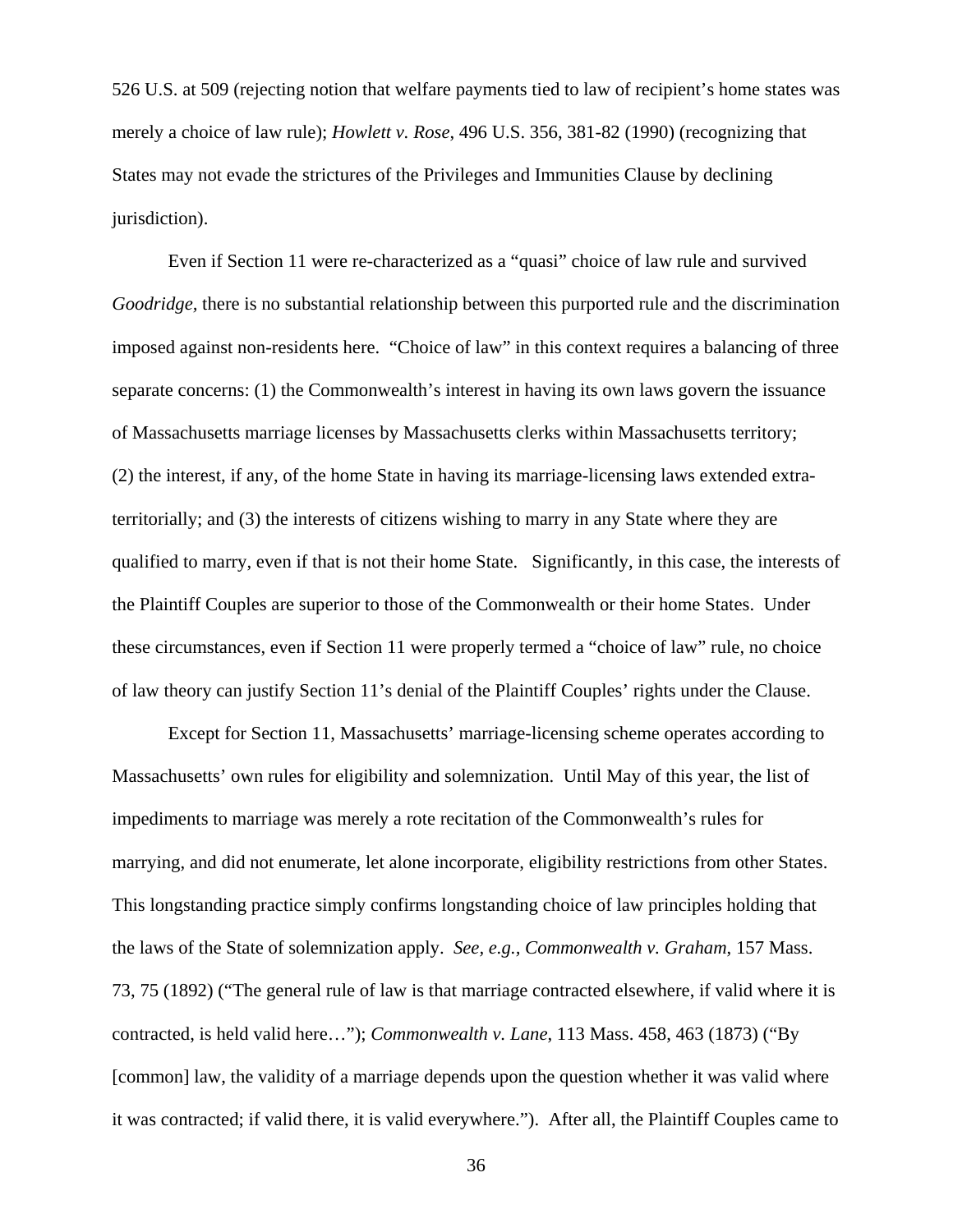526 U.S. at 509 (rejecting notion that welfare payments tied to law of recipient's home states was merely a choice of law rule); *Howlett v. Rose*, 496 U.S. 356, 381-82 (1990) (recognizing that States may not evade the strictures of the Privileges and Immunities Clause by declining jurisdiction).

Even if Section 11 were re-characterized as a "quasi" choice of law rule and survived *Goodridge*, there is no substantial relationship between this purported rule and the discrimination imposed against non-residents here. "Choice of law" in this context requires a balancing of three separate concerns: (1) the Commonwealth's interest in having its own laws govern the issuance of Massachusetts marriage licenses by Massachusetts clerks within Massachusetts territory; (2) the interest, if any, of the home State in having its marriage-licensing laws extended extra-territorially; and (3) the interests of citizens wishing to marry in any State where they are qualified to marry, even if that is not their home State. Significantly, in this case, the interests of the Plaintiff Couples are superior to those of the Commonwealth or their home States. Under these circumstances, even if Section 11 were properly termed a "choice of law" rule, no choice of law theory can justify Section 11's denial of the Plaintiff Couples' rights under the Clause.

Except for Section 11, Massachusetts' marriage-licensing scheme operates according to Massachusetts' own rules for eligibility and solemnization. Until May of this year, the list of impediments to marriage was merely a rote recitation of the Commonwealth's rules for marrying, and did not enumerate, let alone incorporate, eligibility restrictions from other States. This longstanding practice simply confirms longstanding choice of law principles holding that the laws of the State of solemnization apply. *See, e.g.*, *Commonwealth v. Graham*, 157 Mass. 73, 75 (1892) ("The general rule of law is that marriage contracted elsewhere, if valid where it is contracted, is held valid here…"); *Commonwealth v. Lane*, 113 Mass. 458, 463 (1873) ("By [common] law, the validity of a marriage depends upon the question whether it was valid where it was contracted; if valid there, it is valid everywhere."). After all, the Plaintiff Couples came to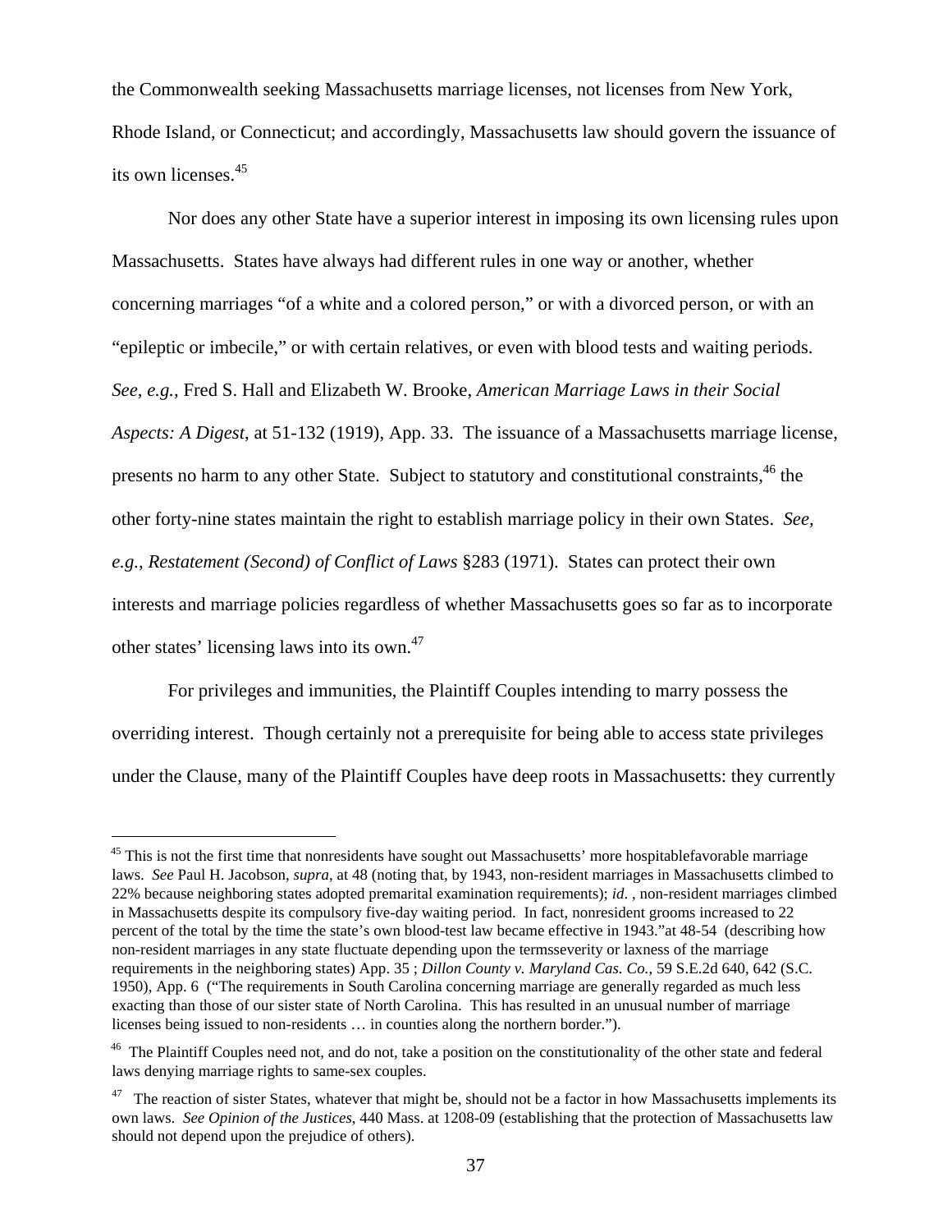the Commonwealth seeking Massachusetts marriage licenses, not licenses from New York, Rhode Island, or Connecticut; and accordingly, Massachusetts law should govern the issuance of its own licenses.[45]

Nor does any other State have a superior interest in imposing its own licensing rules upon Massachusetts. States have always had different rules in one way or another, whether concerning marriages "of a white and a colored person," or with a divorced person, or with an "epileptic or imbecile," or with certain relatives, or even with blood tests and waiting periods. *See, e.g.,* Fred S. Hall and Elizabeth W. Brooke, *American Marriage Laws in their Social Aspects: A Digest*, at 51-132 (1919), App. 33. The issuance of a Massachusetts marriage license, presents no harm to any other State. Subject to statutory and constitutional constraints,[46] the other forty-nine states maintain the right to establish marriage policy in their own States. *See, e.g., Restatement (Second) of Conflict of Laws* §283 (1971). States can protect their own interests and marriage policies regardless of whether Massachusetts goes so far as to incorporate other states' licensing laws into its own.[47]

For privileges and immunities, the Plaintiff Couples intending to marry possess the overriding interest. Though certainly not a prerequisite for being able to access state privileges under the Clause, many of the Plaintiff Couples have deep roots in Massachusetts: they currently

---

[45] This is not the first time that nonresidents have sought out Massachusetts' more hospitablefavorable marriage laws. *See* Paul H. Jacobson, *supra*, at 48 (noting that, by 1943, non-resident marriages in Massachusetts climbed to 22% because neighboring states adopted premarital examination requirements); *id.* , non-resident marriages climbed in Massachusetts despite its compulsory five-day waiting period. In fact, nonresident grooms increased to 22 percent of the total by the time the state's own blood-test law became effective in 1943."at 48-54 (describing how non-resident marriages in any state fluctuate depending upon the termsseverity or laxness of the marriage requirements in the neighboring states) App. 35 ; *Dillon County v. Maryland Cas. Co.,* 59 S.E.2d 640, 642 (S.C. 1950), App. 6 ("The requirements in South Carolina concerning marriage are generally regarded as much less exacting than those of our sister state of North Carolina. This has resulted in an unusual number of marriage licenses being issued to non-residents … in counties along the northern border.").

[46] The Plaintiff Couples need not, and do not, take a position on the constitutionality of the other state and federal laws denying marriage rights to same-sex couples.

[47] The reaction of sister States, whatever that might be, should not be a factor in how Massachusetts implements its own laws. *See Opinion of the Justices*, 440 Mass. at 1208-09 (establishing that the protection of Massachusetts law should not depend upon the prejudice of others).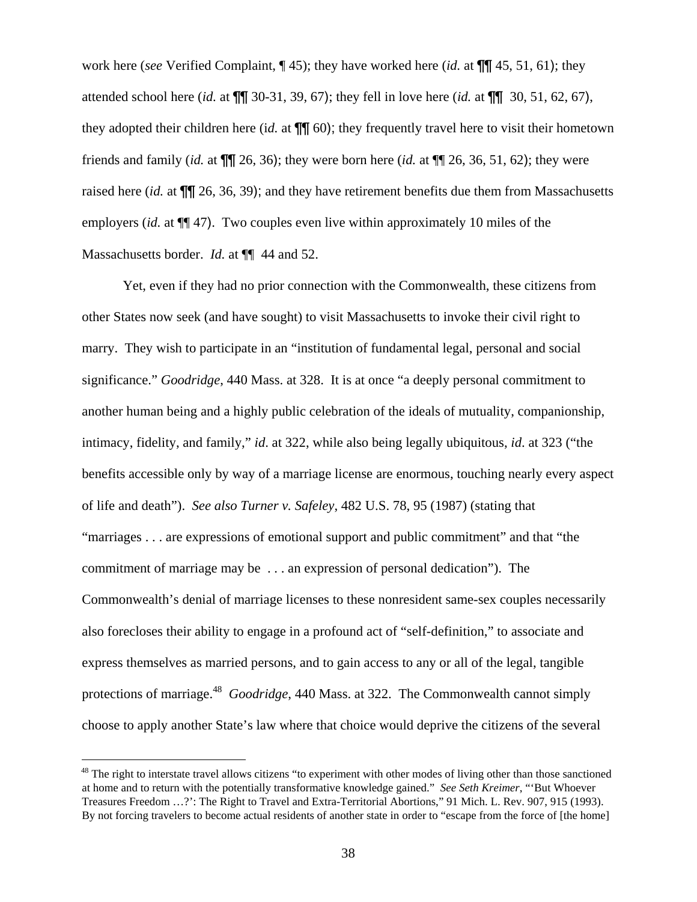work here (*see* Verified Complaint, ¶ 45); they have worked here (*id.* at ¶¶ 45, 51, 61); they attended school here (*id.* at ¶¶ 30-31, 39, 67); they fell in love here (*id.* at ¶¶ 30, 51, 62, 67), they adopted their children here (i*d.* at ¶¶ 60); they frequently travel here to visit their hometown friends and family (*id.* at ¶¶ 26, 36); they were born here (*id.* at ¶¶ 26, 36, 51, 62); they were raised here (*id.* at ¶¶ 26, 36, 39); and they have retirement benefits due them from Massachusetts employers (*id.* at ¶¶ 47). Two couples even live within approximately 10 miles of the Massachusetts border. *Id.* at ¶¶ 44 and 52.

Yet, even if they had no prior connection with the Commonwealth, these citizens from other States now seek (and have sought) to visit Massachusetts to invoke their civil right to marry. They wish to participate in an "institution of fundamental legal, personal and social significance." *Goodridge*, 440 Mass. at 328. It is at once "a deeply personal commitment to another human being and a highly public celebration of the ideals of mutuality, companionship, intimacy, fidelity, and family," *id*. at 322, while also being legally ubiquitous, *id.* at 323 ("the benefits accessible only by way of a marriage license are enormous, touching nearly every aspect of life and death"). *See also Turner v. Safeley*, 482 U.S. 78, 95 (1987) (stating that "marriages . . . are expressions of emotional support and public commitment" and that "the commitment of marriage may be . . . an expression of personal dedication"). The Commonwealth's denial of marriage licenses to these nonresident same-sex couples necessarily also forecloses their ability to engage in a profound act of "self-definition," to associate and express themselves as married persons, and to gain access to any or all of the legal, tangible protections of marriage.[48] *Goodridge*, 440 Mass. at 322. The Commonwealth cannot simply choose to apply another State's law where that choice would deprive the citizens of the several

---

[48] The right to interstate travel allows citizens "to experiment with other modes of living other than those sanctioned at home and to return with the potentially transformative knowledge gained." *See Seth Kreimer*, "'But Whoever Treasures Freedom …?': The Right to Travel and Extra-Territorial Abortions," 91 Mich. L. Rev. 907, 915 (1993). By not forcing travelers to become actual residents of another state in order to "escape from the force of [the home]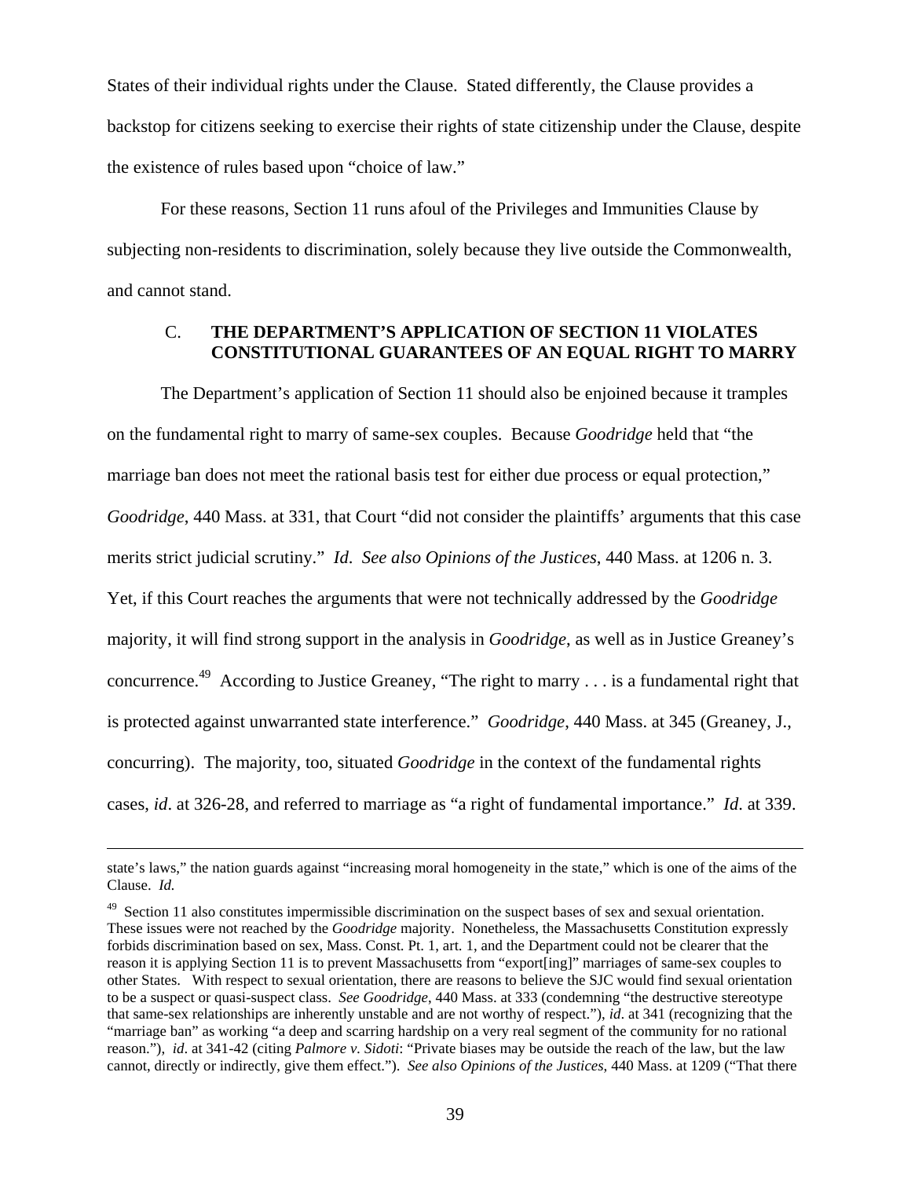States of their individual rights under the Clause. Stated differently, the Clause provides a backstop for citizens seeking to exercise their rights of state citizenship under the Clause, despite the existence of rules based upon "choice of law."

For these reasons, Section 11 runs afoul of the Privileges and Immunities Clause by subjecting non-residents to discrimination, solely because they live outside the Commonwealth, and cannot stand.

### C. THE DEPARTMENT'S APPLICATION OF SECTION 11 VIOLATES CONSTITUTIONAL GUARANTEES OF AN EQUAL RIGHT TO MARRY

The Department's application of Section 11 should also be enjoined because it tramples on the fundamental right to marry of same-sex couples. Because *Goodridge* held that "the marriage ban does not meet the rational basis test for either due process or equal protection," *Goodridge*, 440 Mass. at 331, that Court "did not consider the plaintiffs' arguments that this case merits strict judicial scrutiny." *Id*. *See also Opinions of the Justices*, 440 Mass. at 1206 n. 3. Yet, if this Court reaches the arguments that were not technically addressed by the *Goodridge* majority, it will find strong support in the analysis in *Goodridge*, as well as in Justice Greaney's concurrence.[49] According to Justice Greaney, "The right to marry . . . is a fundamental right that is protected against unwarranted state interference." *Goodridge*, 440 Mass. at 345 (Greaney, J., concurring). The majority, too, situated *Goodridge* in the context of the fundamental rights cases, *id*. at 326-28, and referred to marriage as "a right of fundamental importance." *Id*. at 339.

---

state's laws," the nation guards against "increasing moral homogeneity in the state," which is one of the aims of the Clause. *Id.*

[49] Section 11 also constitutes impermissible discrimination on the suspect bases of sex and sexual orientation. These issues were not reached by the *Goodridge* majority. Nonetheless, the Massachusetts Constitution expressly forbids discrimination based on sex, Mass. Const. Pt. 1, art. 1, and the Department could not be clearer that the reason it is applying Section 11 is to prevent Massachusetts from "export[ing]" marriages of same-sex couples to other States. With respect to sexual orientation, there are reasons to believe the SJC would find sexual orientation to be a suspect or quasi-suspect class. *See Goodridge*, 440 Mass. at 333 (condemning "the destructive stereotype that same-sex relationships are inherently unstable and are not worthy of respect."), *id*. at 341 (recognizing that the "marriage ban" as working "a deep and scarring hardship on a very real segment of the community for no rational reason."), *id*. at 341-42 (citing *Palmore v. Sidoti*: "Private biases may be outside the reach of the law, but the law cannot, directly or indirectly, give them effect."). *See also Opinions of the Justices*, 440 Mass. at 1209 ("That there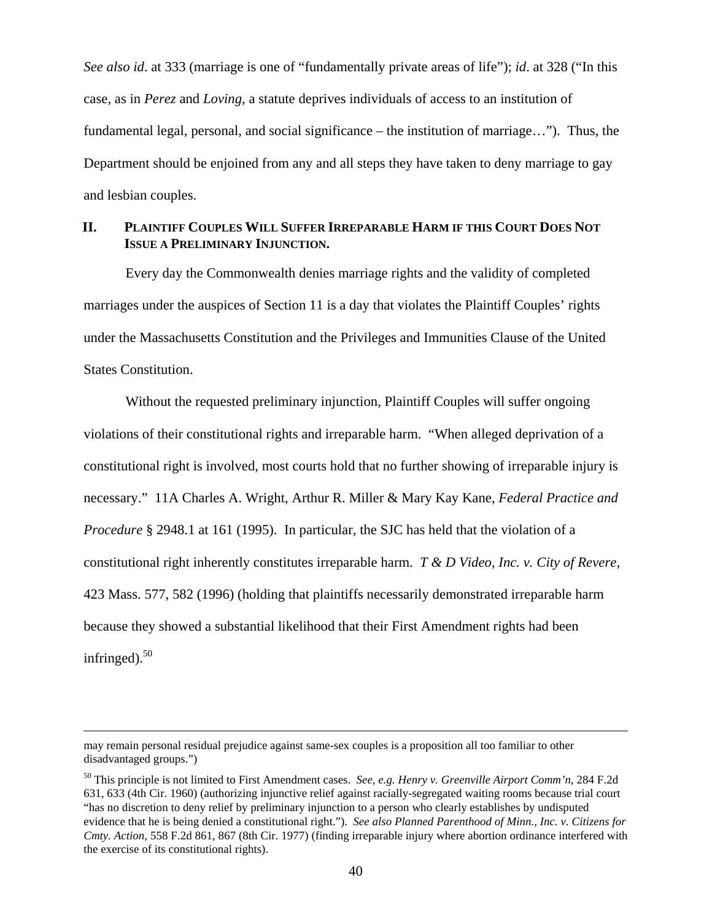*See also id*. at 333 (marriage is one of "fundamentally private areas of life"); *id*. at 328 ("In this case, as in *Perez* and *Loving*, a statute deprives individuals of access to an institution of fundamental legal, personal, and social significance – the institution of marriage…"). Thus, the Department should be enjoined from any and all steps they have taken to deny marriage to gay and lesbian couples.

## II. PLAINTIFF COUPLES WILL SUFFER IRREPARABLE HARM IF THIS COURT DOES NOT ISSUE A PRELIMINARY INJUNCTION.

Every day the Commonwealth denies marriage rights and the validity of completed marriages under the auspices of Section 11 is a day that violates the Plaintiff Couples' rights under the Massachusetts Constitution and the Privileges and Immunities Clause of the United States Constitution.

Without the requested preliminary injunction, Plaintiff Couples will suffer ongoing violations of their constitutional rights and irreparable harm. "When alleged deprivation of a constitutional right is involved, most courts hold that no further showing of irreparable injury is necessary." 11A Charles A. Wright, Arthur R. Miller & Mary Kay Kane, *Federal Practice and Procedure* § 2948.1 at 161 (1995). In particular, the SJC has held that the violation of a constitutional right inherently constitutes irreparable harm. *T & D Video, Inc. v. City of Revere*, 423 Mass. 577, 582 (1996) (holding that plaintiffs necessarily demonstrated irreparable harm because they showed a substantial likelihood that their First Amendment rights had been infringed).[50]

---

may remain personal residual prejudice against same-sex couples is a proposition all too familiar to other disadvantaged groups.")

[50] This principle is not limited to First Amendment cases. *See, e.g. Henry v. Greenville Airport Comm'n*, 284 F.2d 631, 633 (4th Cir. 1960) (authorizing injunctive relief against racially-segregated waiting rooms because trial court "has no discretion to deny relief by preliminary injunction to a person who clearly establishes by undisputed evidence that he is being denied a constitutional right."). *See also Planned Parenthood of Minn., Inc. v. Citizens for Cmty. Action*, 558 F.2d 861, 867 (8th Cir. 1977) (finding irreparable injury where abortion ordinance interfered with the exercise of its constitutional rights).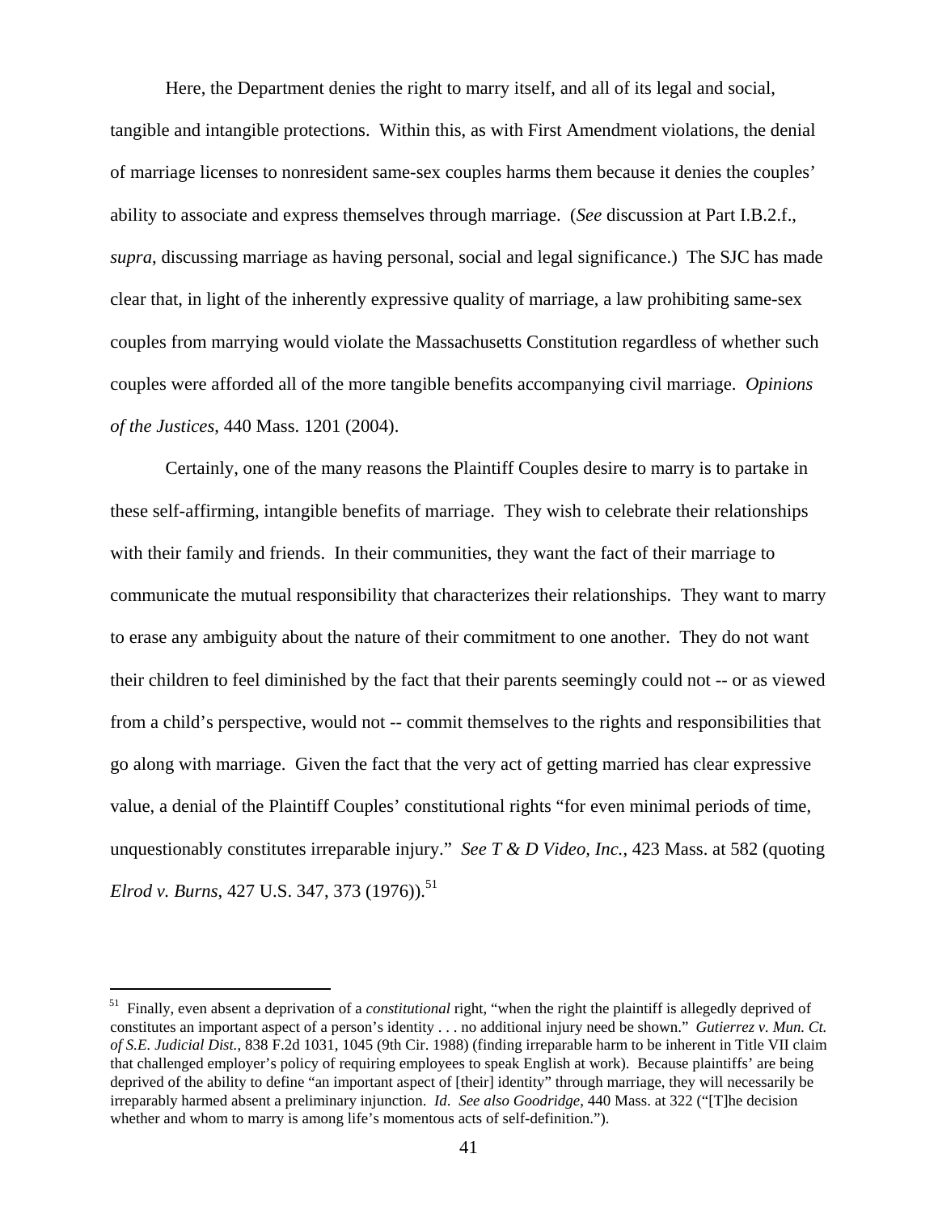Here, the Department denies the right to marry itself, and all of its legal and social, tangible and intangible protections. Within this, as with First Amendment violations, the denial of marriage licenses to nonresident same-sex couples harms them because it denies the couples' ability to associate and express themselves through marriage. (*See* discussion at Part I.B.2.f., *supra*, discussing marriage as having personal, social and legal significance.) The SJC has made clear that, in light of the inherently expressive quality of marriage, a law prohibiting same-sex couples from marrying would violate the Massachusetts Constitution regardless of whether such couples were afforded all of the more tangible benefits accompanying civil marriage. *Opinions of the Justices*, 440 Mass. 1201 (2004).

Certainly, one of the many reasons the Plaintiff Couples desire to marry is to partake in these self-affirming, intangible benefits of marriage. They wish to celebrate their relationships with their family and friends. In their communities, they want the fact of their marriage to communicate the mutual responsibility that characterizes their relationships. They want to marry to erase any ambiguity about the nature of their commitment to one another. They do not want their children to feel diminished by the fact that their parents seemingly could not -- or as viewed from a child's perspective, would not -- commit themselves to the rights and responsibilities that go along with marriage. Given the fact that the very act of getting married has clear expressive value, a denial of the Plaintiff Couples' constitutional rights "for even minimal periods of time, unquestionably constitutes irreparable injury." *See T & D Video, Inc.*, 423 Mass. at 582 (quoting *Elrod v. Burns*, 427 U.S. 347, 373 (1976)).[51]

---

[51] Finally, even absent a deprivation of a *constitutional* right, "when the right the plaintiff is allegedly deprived of constitutes an important aspect of a person's identity . . . no additional injury need be shown." *Gutierrez v. Mun. Ct. of S.E. Judicial Dist.*, 838 F.2d 1031, 1045 (9th Cir. 1988) (finding irreparable harm to be inherent in Title VII claim that challenged employer's policy of requiring employees to speak English at work). Because plaintiffs' are being deprived of the ability to define "an important aspect of [their] identity" through marriage, they will necessarily be irreparably harmed absent a preliminary injunction. *Id*. *See also Goodridge*, 440 Mass. at 322 ("[T]he decision whether and whom to marry is among life's momentous acts of self-definition.").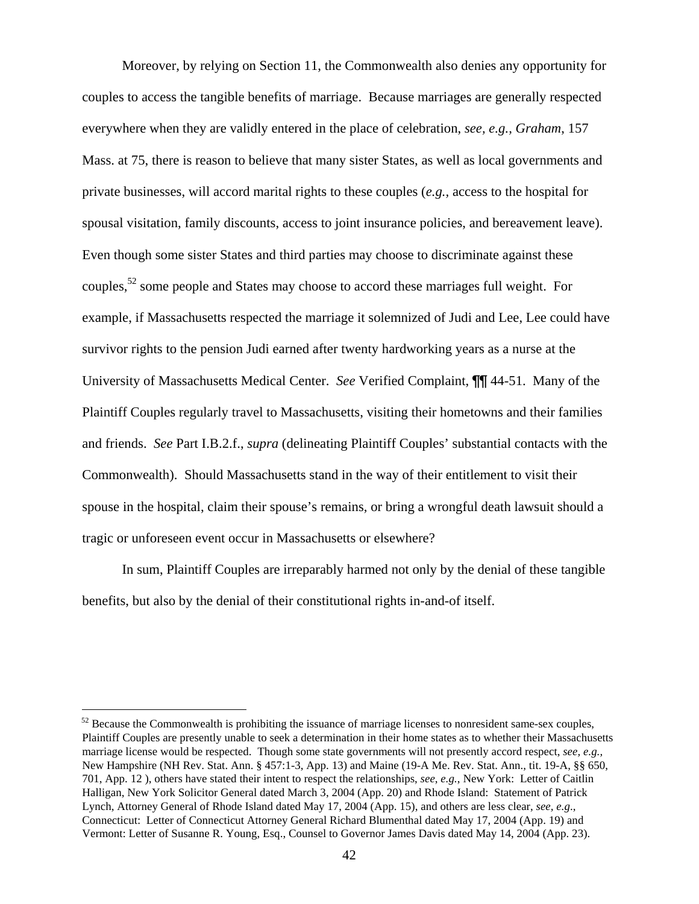Moreover, by relying on Section 11, the Commonwealth also denies any opportunity for couples to access the tangible benefits of marriage. Because marriages are generally respected everywhere when they are validly entered in the place of celebration, *see, e.g., Graham*, 157 Mass. at 75, there is reason to believe that many sister States, as well as local governments and private businesses, will accord marital rights to these couples (*e.g.,* access to the hospital for spousal visitation, family discounts, access to joint insurance policies, and bereavement leave). Even though some sister States and third parties may choose to discriminate against these couples,[52] some people and States may choose to accord these marriages full weight. For example, if Massachusetts respected the marriage it solemnized of Judi and Lee, Lee could have survivor rights to the pension Judi earned after twenty hardworking years as a nurse at the University of Massachusetts Medical Center. *See* Verified Complaint, ¶¶ 44-51. Many of the Plaintiff Couples regularly travel to Massachusetts, visiting their hometowns and their families and friends. *See* Part I.B.2.f., *supra* (delineating Plaintiff Couples' substantial contacts with the Commonwealth). Should Massachusetts stand in the way of their entitlement to visit their spouse in the hospital, claim their spouse's remains, or bring a wrongful death lawsuit should a tragic or unforeseen event occur in Massachusetts or elsewhere?

In sum, Plaintiff Couples are irreparably harmed not only by the denial of these tangible benefits, but also by the denial of their constitutional rights in-and-of itself.

---

[52] Because the Commonwealth is prohibiting the issuance of marriage licenses to nonresident same-sex couples, Plaintiff Couples are presently unable to seek a determination in their home states as to whether their Massachusetts marriage license would be respected. Though some state governments will not presently accord respect, *see, e.g.,* New Hampshire (NH Rev. Stat. Ann. § 457:1-3, App. 13) and Maine (19-A Me. Rev. Stat. Ann., tit. 19-A, §§ 650, 701, App. 12 ), others have stated their intent to respect the relationships, *see*, *e.g.*, New York: Letter of Caitlin Halligan, New York Solicitor General dated March 3, 2004 (App. 20) and Rhode Island: Statement of Patrick Lynch, Attorney General of Rhode Island dated May 17, 2004 (App. 15), and others are less clear, *see, e.g*., Connecticut: Letter of Connecticut Attorney General Richard Blumenthal dated May 17, 2004 (App. 19) and Vermont: Letter of Susanne R. Young, Esq., Counsel to Governor James Davis dated May 14, 2004 (App. 23).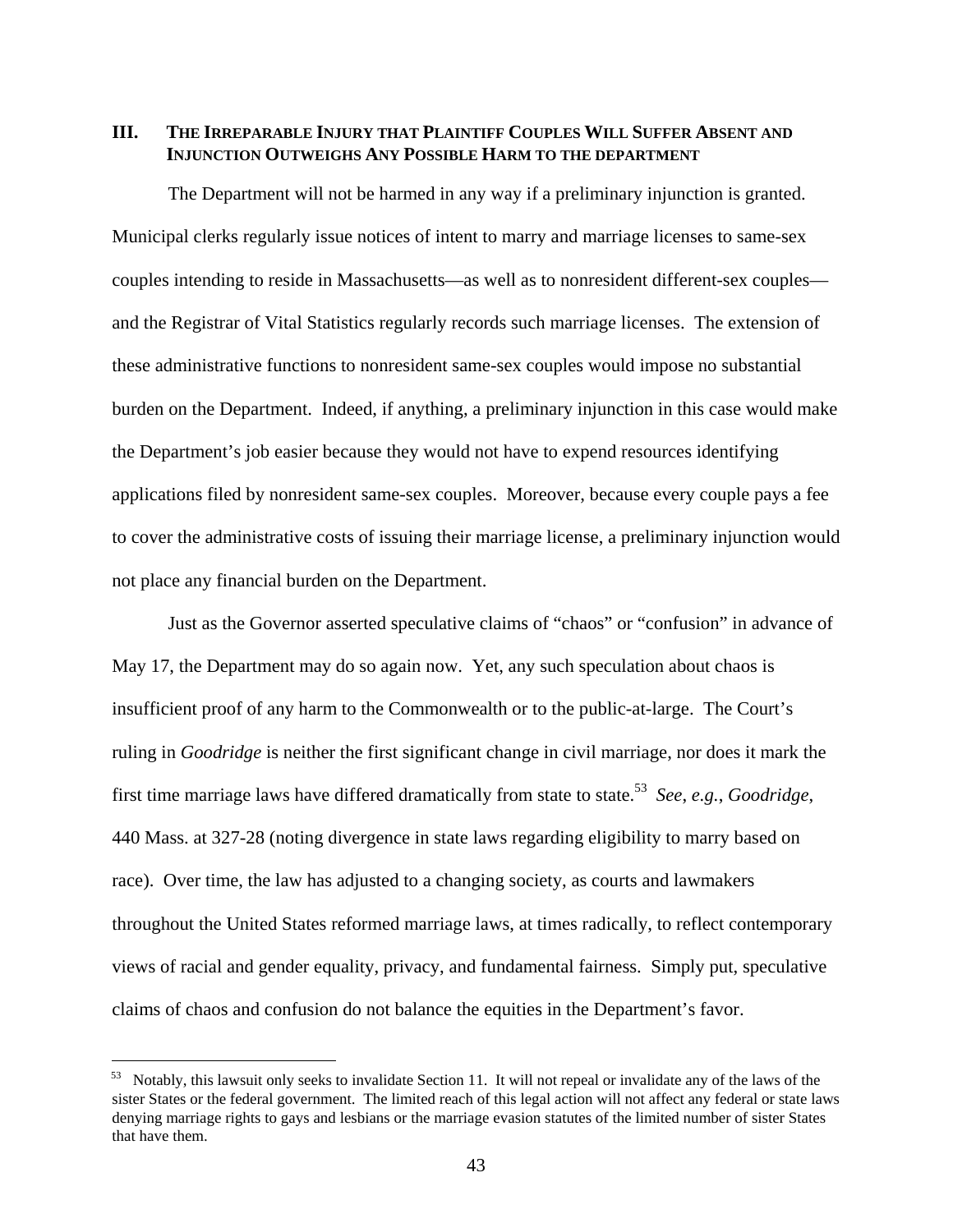## III. THE IRREPARABLE INJURY THAT PLAINTIFF COUPLES WILL SUFFER ABSENT AND INJUNCTION OUTWEIGHS ANY POSSIBLE HARM TO THE DEPARTMENT

The Department will not be harmed in any way if a preliminary injunction is granted. Municipal clerks regularly issue notices of intent to marry and marriage licenses to same-sex couples intending to reside in Massachusetts—as well as to nonresident different-sex couples—and the Registrar of Vital Statistics regularly records such marriage licenses. The extension of these administrative functions to nonresident same-sex couples would impose no substantial burden on the Department. Indeed, if anything, a preliminary injunction in this case would make the Department's job easier because they would not have to expend resources identifying applications filed by nonresident same-sex couples. Moreover, because every couple pays a fee to cover the administrative costs of issuing their marriage license, a preliminary injunction would not place any financial burden on the Department.

Just as the Governor asserted speculative claims of "chaos" or "confusion" in advance of May 17, the Department may do so again now. Yet, any such speculation about chaos is insufficient proof of any harm to the Commonwealth or to the public-at-large. The Court's ruling in *Goodridge* is neither the first significant change in civil marriage, nor does it mark the first time marriage laws have differed dramatically from state to state.[53] *See*, *e.g.*, *Goodridge*, 440 Mass. at 327-28 (noting divergence in state laws regarding eligibility to marry based on race). Over time, the law has adjusted to a changing society, as courts and lawmakers throughout the United States reformed marriage laws, at times radically, to reflect contemporary views of racial and gender equality, privacy, and fundamental fairness. Simply put, speculative claims of chaos and confusion do not balance the equities in the Department's favor.

[53] Notably, this lawsuit only seeks to invalidate Section 11. It will not repeal or invalidate any of the laws of the sister States or the federal government. The limited reach of this legal action will not affect any federal or state laws denying marriage rights to gays and lesbians or the marriage evasion statutes of the limited number of sister States that have them.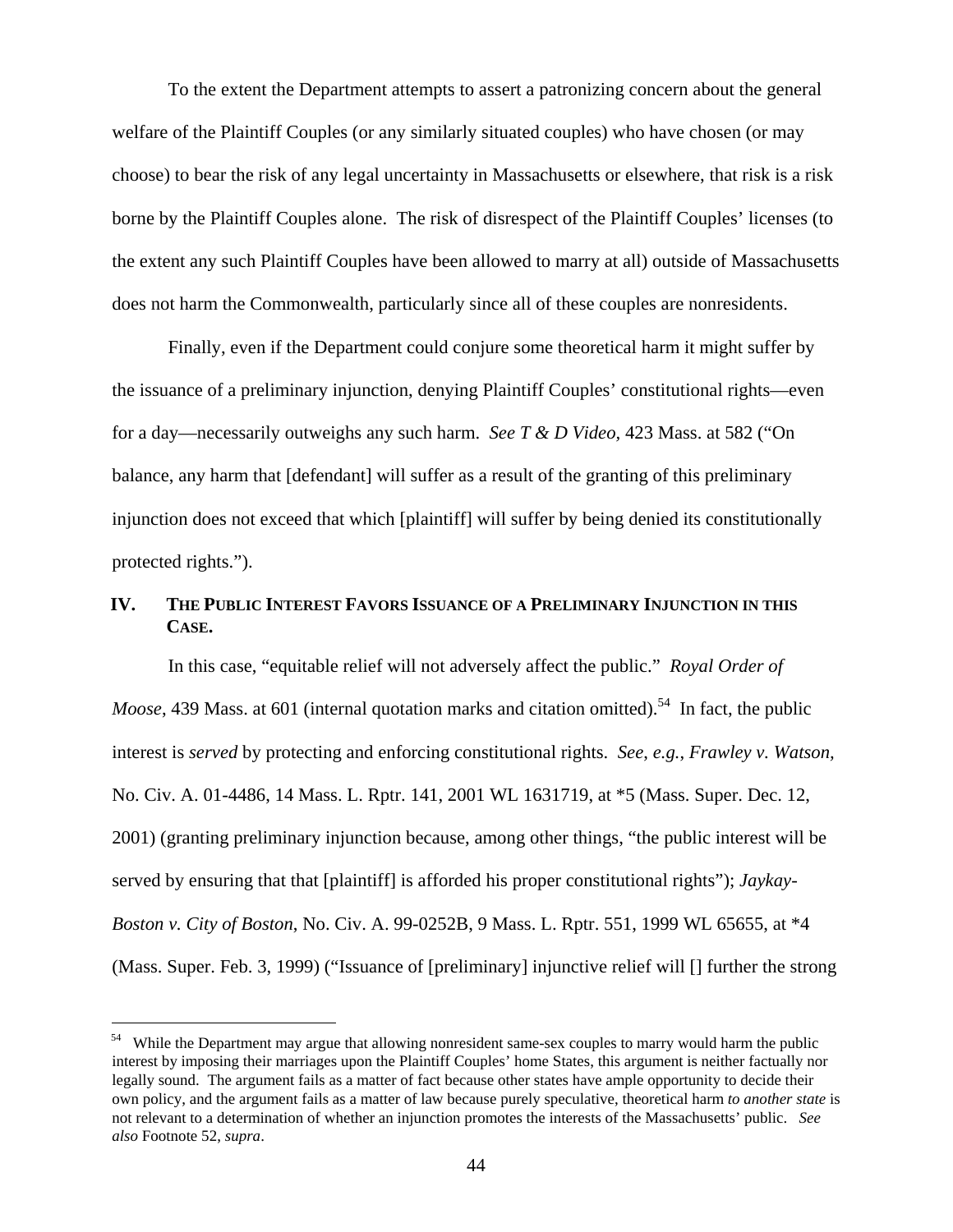To the extent the Department attempts to assert a patronizing concern about the general welfare of the Plaintiff Couples (or any similarly situated couples) who have chosen (or may choose) to bear the risk of any legal uncertainty in Massachusetts or elsewhere, that risk is a risk borne by the Plaintiff Couples alone. The risk of disrespect of the Plaintiff Couples' licenses (to the extent any such Plaintiff Couples have been allowed to marry at all) outside of Massachusetts does not harm the Commonwealth, particularly since all of these couples are nonresidents.

Finally, even if the Department could conjure some theoretical harm it might suffer by the issuance of a preliminary injunction, denying Plaintiff Couples' constitutional rights—even for a day—necessarily outweighs any such harm. *See T & D Video*, 423 Mass. at 582 ("On balance, any harm that [defendant] will suffer as a result of the granting of this preliminary injunction does not exceed that which [plaintiff] will suffer by being denied its constitutionally protected rights.").

## IV. THE PUBLIC INTEREST FAVORS ISSUANCE OF A PRELIMINARY INJUNCTION IN THIS CASE.

In this case, "equitable relief will not adversely affect the public." *Royal Order of Moose*, 439 Mass. at 601 (internal quotation marks and citation omitted).[54] In fact, the public interest is *served* by protecting and enforcing constitutional rights. *See, e.g.*, *Frawley v. Watson*, No. Civ. A. 01-4486, 14 Mass. L. Rptr. 141, 2001 WL 1631719, at *5 (Mass. Super. Dec. 12, 2001) (granting preliminary injunction because, among other things, "the public interest will be served by ensuring that that [plaintiff] is afforded his proper constitutional rights"); *Jaykay-Boston v. City of Boston*, No. Civ. A. 99-0252B, 9 Mass. L. Rptr. 551, 1999 WL 65655, at *4 (Mass. Super. Feb. 3, 1999) ("Issuance of [preliminary] injunctive relief will [] further the strong

---

[54] While the Department may argue that allowing nonresident same-sex couples to marry would harm the public interest by imposing their marriages upon the Plaintiff Couples' home States, this argument is neither factually nor legally sound. The argument fails as a matter of fact because other states have ample opportunity to decide their own policy, and the argument fails as a matter of law because purely speculative, theoretical harm *to another state* is not relevant to a determination of whether an injunction promotes the interests of the Massachusetts' public. *See also* Footnote 52, *supra*.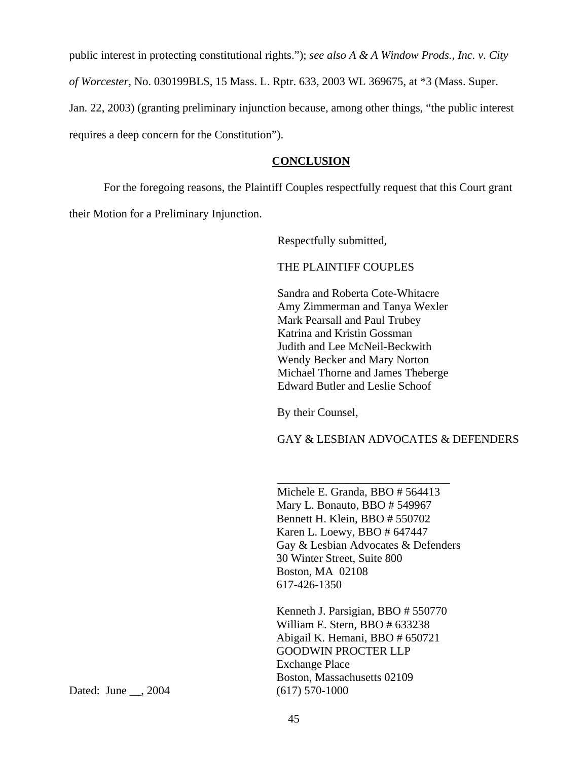public interest in protecting constitutional rights."); *see also A & A Window Prods., Inc. v. City of Worcester*, No. 030199BLS, 15 Mass. L. Rptr. 633, 2003 WL 369675, at *3 (Mass. Super. Jan. 22, 2003) (granting preliminary injunction because, among other things, "the public interest requires a deep concern for the Constitution").

## **CONCLUSION**

For the foregoing reasons, the Plaintiff Couples respectfully request that this Court grant their Motion for a Preliminary Injunction.

Respectfully submitted,

THE PLAINTIFF COUPLES

Sandra and Roberta Cote-Whitacre
Amy Zimmerman and Tanya Wexler
Mark Pearsall and Paul Trubey
Katrina and Kristin Gossman
Judith and Lee McNeil-Beckwith
Wendy Becker and Mary Norton
Michael Thorne and James Theberge
Edward Butler and Leslie Schoof

By their Counsel,

GAY & LESBIAN ADVOCATES & DEFENDERS

______________________________
Michele E. Granda, BBO # 564413
Mary L. Bonauto, BBO # 549967
Bennett H. Klein, BBO # 550702
Karen L. Loewy, BBO # 647447
Gay & Lesbian Advocates & Defenders
30 Winter Street, Suite 800
Boston, MA 02108
617-426-1350

Kenneth J. Parsigian, BBO # 550770
William E. Stern, BBO # 633238
Abigail K. Hemani, BBO # 650721
GOODWIN PROCTER LLP
Exchange Place
Boston, Massachusetts 02109
(617) 570-1000

Dated: June __, 2004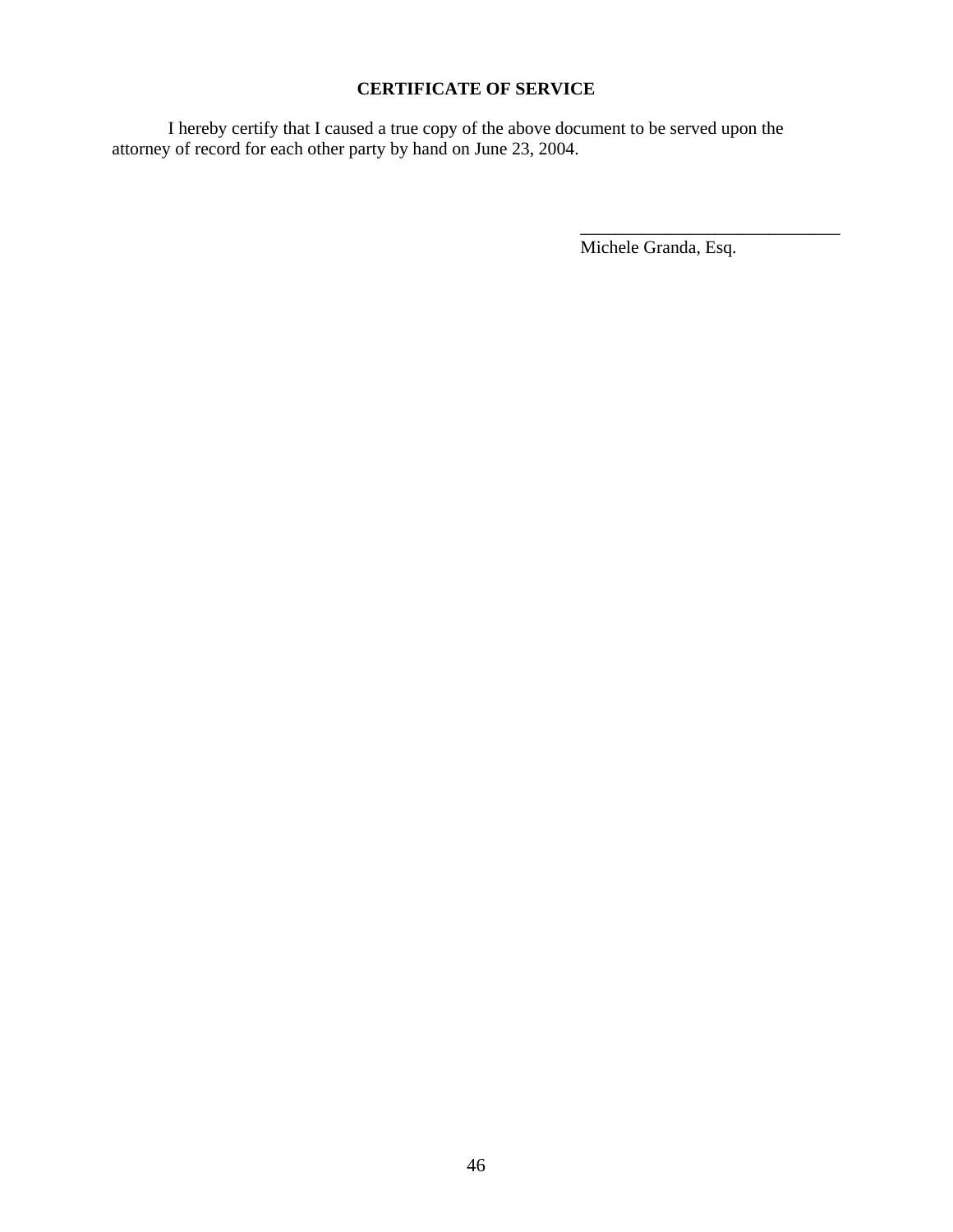**CERTIFICATE OF SERVICE**

I hereby certify that I caused a true copy of the above document to be served upon the attorney of record for each other party by hand on June 23, 2004.

\_\_\_\_\_\_\_\_\_\_\_\_\_\_\_\_\_\_\_\_\_\_\_\_\_\_\_\_\_\_

Michele Granda, Esq.